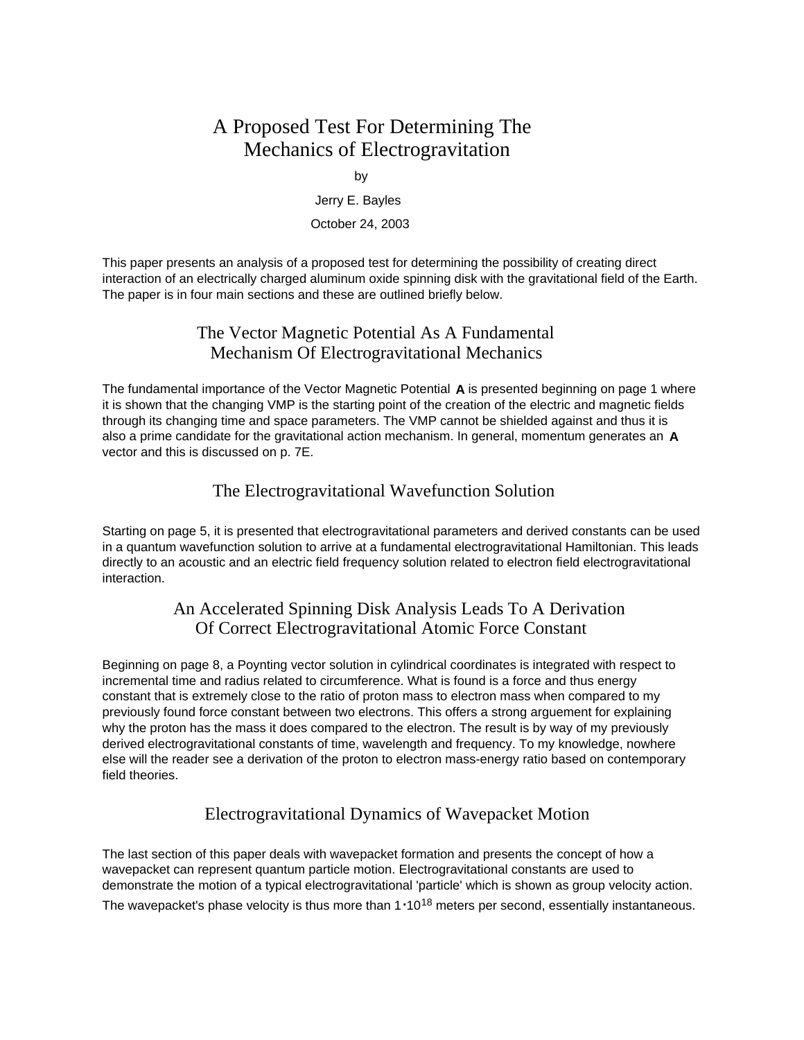# A Proposed Test For Determining The Mechanics of Electrogravitation

by

Jerry E. Bayles

October 24, 2003

This paper presents an analysis of a proposed test for determining the possibility of creating direct interaction of an electrically charged aluminum oxide spinning disk with the gravitational field of the Earth. The paper is in four main sections and these are outlined briefly below.

## The Vector Magnetic Potential As A Fundamental Mechanism Of Electrogravitational Mechanics

The fundamental importance of the Vector Magnetic Potential **A** is presented beginning on page 1 where it is shown that the changing VMP is the starting point of the creation of the electric and magnetic fields through its changing time and space parameters. The VMP cannot be shielded against and thus it is also a prime candidate for the gravitational action mechanism. In general, momentum generates an **A** vector and this is discussed on p. 7E.

## The Electrogravitational Wavefunction Solution

Starting on page 5, it is presented that electrogravitational parameters and derived constants can be used in a quantum wavefunction solution to arrive at a fundamental electrogravitational Hamiltonian. This leads directly to an acoustic and an electric field frequency solution related to electron field electrogravitational interaction.

## An Accelerated Spinning Disk Analysis Leads To A Derivation Of Correct Electrogravitational Atomic Force Constant

Beginning on page 8, a Poynting vector solution in cylindrical coordinates is integrated with respect to incremental time and radius related to circumference. What is found is a force and thus energy constant that is extremely close to the ratio of proton mass to electron mass when compared to my previously found force constant between two electrons. This offers a strong arguement for explaining why the proton has the mass it does compared to the electron. The result is by way of my previously derived electrogravitational constants of time, wavelength and frequency. To my knowledge, nowhere else will the reader see a derivation of the proton to electron mass-energy ratio based on contemporary field theories.

## Electrogravitational Dynamics of Wavepacket Motion

The last section of this paper deals with wavepacket formation and presents the concept of how a wavepacket can represent quantum particle motion. Electrogravitational constants are used to demonstrate the motion of a typical electrogravitational 'particle' which is shown as group velocity action. The wavepacket's phase velocity is thus more than $1 \cdot 10^{18}$ meters per second, essentially instantaneous.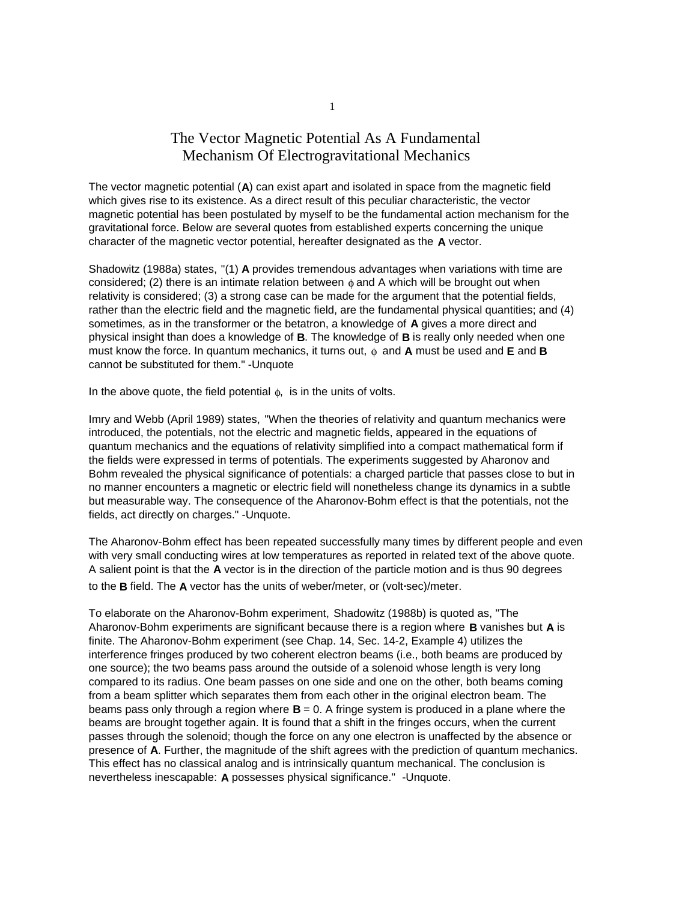# The Vector Magnetic Potential As A Fundamental Mechanism Of Electrogravitational Mechanics

The vector magnetic potential (**A**) can exist apart and isolated in space from the magnetic field which gives rise to its existence. As a direct result of this peculiar characteristic, the vector magnetic potential has been postulated by myself to be the fundamental action mechanism for the gravitational force. Below are several quotes from established experts concerning the unique character of the magnetic vector potential, hereafter designated as the **A** vector.

Shadowitz (1988a) states, "(1) **A** provides tremendous advantages when variations with time are considered; (2) there is an intimate relation between $\phi$ and A which will be brought out when relativity is considered; (3) a strong case can be made for the argument that the potential fields, rather than the electric field and the magnetic field, are the fundamental physical quantities; and (4) sometimes, as in the transformer or the betatron, a knowledge of **A** gives a more direct and physical insight than does a knowledge of **B**. The knowledge of **B** is really only needed when one must know the force. In quantum mechanics, it turns out, $\phi$ and **A** must be used and **E** and **B** cannot be substituted for them." -Unquote

In the above quote, the field potential $\phi$, is in the units of volts.

Imry and Webb (April 1989) states, "When the theories of relativity and quantum mechanics were introduced, the potentials, not the electric and magnetic fields, appeared in the equations of quantum mechanics and the equations of relativity simplified into a compact mathematical form if the fields were expressed in terms of potentials. The experiments suggested by Aharonov and Bohm revealed the physical significance of potentials: a charged particle that passes close to but in no manner encounters a magnetic or electric field will nonetheless change its dynamics in a subtle but measurable way. The consequence of the Aharonov-Bohm effect is that the potentials, not the fields, act directly on charges." -Unquote.

The Aharonov-Bohm effect has been repeated successfully many times by different people and even with very small conducting wires at low temperatures as reported in related text of the above quote. A salient point is that the **A** vector is in the direction of the particle motion and is thus 90 degrees to the **B** field. The **A** vector has the units of weber/meter, or (volt·sec)/meter.

To elaborate on the Aharonov-Bohm experiment, Shadowitz (1988b) is quoted as, "The Aharonov-Bohm experiments are significant because there is a region where **B** vanishes but **A** is finite. The Aharonov-Bohm experiment (see Chap. 14, Sec. 14-2, Example 4) utilizes the interference fringes produced by two coherent electron beams (i.e., both beams are produced by one source); the two beams pass around the outside of a solenoid whose length is very long compared to its radius. One beam passes on one side and one on the other, both beams coming from a beam splitter which separates them from each other in the original electron beam. The beams pass only through a region where **B** = 0. A fringe system is produced in a plane where the beams are brought together again. It is found that a shift in the fringes occurs, when the current passes through the solenoid; though the force on any one electron is unaffected by the absence or presence of **A**. Further, the magnitude of the shift agrees with the prediction of quantum mechanics. This effect has no classical analog and is intrinsically quantum mechanical. The conclusion is nevertheless inescapable: **A** possesses physical significance." -Unquote.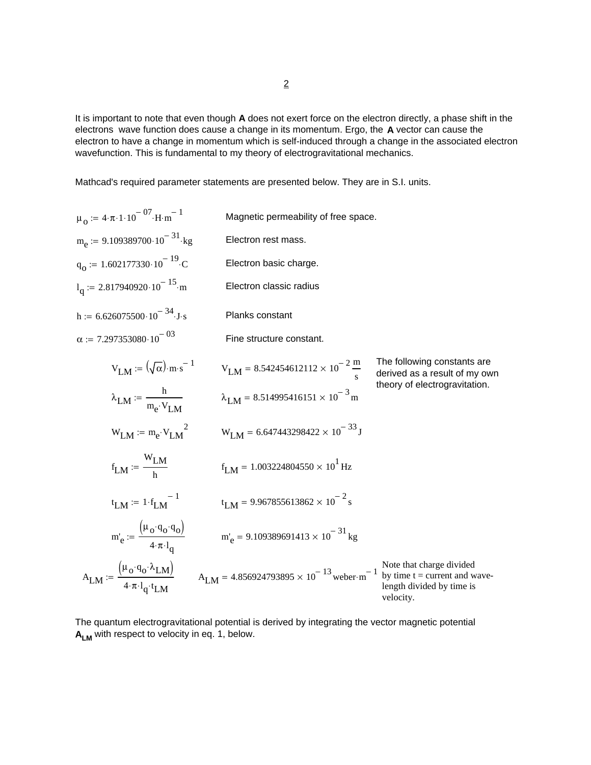It is important to note that even though **A** does not exert force on the electron directly, a phase shift in the electrons wave function does cause a change in its momentum. Ergo, the **A** vector can cause the electron to have a change in momentum which is self-induced through a change in the associated electron wavefunction. This is fundamental to my theory of electrogravitational mechanics.

Mathcad's required parameter statements are presented below. They are in S.I. units.

$\mu_o := 4\cdot\pi\cdot 1\cdot 10^{-07}\cdot H\cdot m^{-1}$ Magnetic permeability of free space.

$m_e := 9.109389700\cdot 10^{-31}\cdot kg$ Electron rest mass.

$q_o := 1.602177330\cdot 10^{-19}\cdot C$ Electron basic charge.

$l_q := 2.817940920\cdot 10^{-15}\cdot m$ Electron classic radius

$h := 6.626075500\cdot 10^{-34}\cdot J\cdot s$ Planks constant

$\alpha := 7.297353080\cdot 10^{-03}$ Fine structure constant.

The following constants are derived as a result of my own theory of electrogravitation.

$$V_{LM} := \left(\sqrt{\alpha}\right)\cdot m\cdot s^{-1} \qquad V_{LM} = 8.542454612112 \times 10^{-2}\,\frac{m}{s}$$

$$\lambda_{LM} := \frac{h}{m_e\cdot V_{LM}} \qquad \lambda_{LM} = 8.514995416151 \times 10^{-3}\,m$$

$$W_{LM} := m_e\cdot V_{LM}^{\,2} \qquad W_{LM} = 6.647443298422 \times 10^{-33}\,J$$

$$f_{LM} := \frac{W_{LM}}{h} \qquad f_{LM} = 1.003224804550 \times 10^{1}\,Hz$$

$$t_{LM} := 1\cdot f_{LM}^{\,-1} \qquad t_{LM} = 9.967855613862 \times 10^{-2}\,s$$

$$m'_e := \frac{\left(\mu_o\cdot q_o\cdot q_o\right)}{4\cdot\pi\cdot l_q} \qquad m'_e = 9.109389691413 \times 10^{-31}\,kg$$

$$A_{LM} := \frac{\left(\mu_o\cdot q_o\cdot \lambda_{LM}\right)}{4\cdot\pi\cdot l_q\cdot t_{LM}} \qquad A_{LM} = 4.856924793895 \times 10^{-13}\,weber\cdot m^{-1}$$

Note that charge divided by time t = current and wave-length divided by time is velocity.

The quantum electrogravitational potential is derived by integrating the vector magnetic potential $\mathbf{A_{LM}}$ with respect to velocity in eq. 1, below.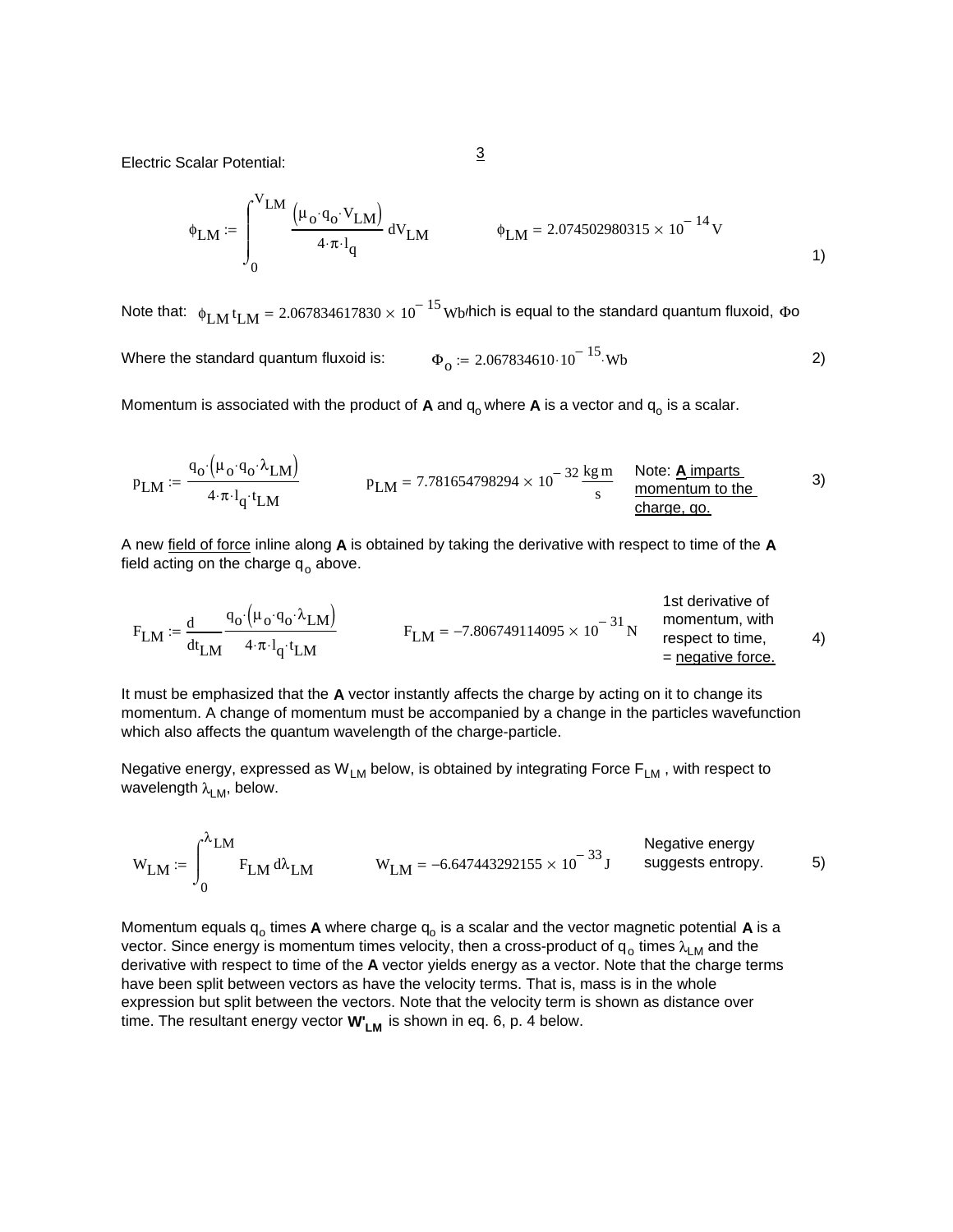Electric Scalar Potential:

$$\phi_{LM} := \int_{0}^{V_{LM}} \frac{(\mu_o \cdot q_o \cdot V_{LM})}{4 \cdot \pi \cdot l_q} \, dV_{LM} \qquad \phi_{LM} = 2.074502980315 \times 10^{-14} \, V \tag{1}$$

Note that: $\phi_{LM} \, t_{LM} = 2.067834617830 \times 10^{-15} \, Wb$ which is equal to the standard quantum fluxoid, $\Phi o$

Where the standard quantum fluxoid is: $\Phi_o := 2.067834610 \cdot 10^{-15} \cdot Wb$ (2)

Momentum is associated with the product of **A** and $q_o$ where **A** is a vector and $q_o$ is a scalar.

$$p_{LM} := \frac{q_o \cdot (\mu_o \cdot q_o \cdot \lambda_{LM})}{4 \cdot \pi \cdot l_q \cdot t_{LM}} \qquad p_{LM} = 7.781654798294 \times 10^{-32} \, \frac{kg \, m}{s} \tag{3}$$

Note: <u>**A** imparts momentum to the charge, qo.</u>

A new <u>field of force</u> inline along **A** is obtained by taking the derivative with respect to time of the **A** field acting on the charge $q_o$ above.

$$F_{LM} := \frac{d}{dt_{LM}} \frac{q_o \cdot (\mu_o \cdot q_o \cdot \lambda_{LM})}{4 \cdot \pi \cdot l_q \cdot t_{LM}} \qquad F_{LM} = -7.806749114095 \times 10^{-31} \, N \tag{4}$$

1st derivative of momentum, with respect to time, = <u>negative force.</u>

It must be emphasized that the **A** vector instantly affects the charge by acting on it to change its momentum. A change of momentum must be accompanied by a change in the particles wavefunction which also affects the quantum wavelength of the charge-particle.

Negative energy, expressed as $W_{LM}$ below, is obtained by integrating Force $F_{LM}$ , with respect to wavelength $\lambda_{LM}$, below.

$$W_{LM} := \int_{0}^{\lambda_{LM}} F_{LM} \, d\lambda_{LM} \qquad W_{LM} = -6.647443292155 \times 10^{-33} \, J \tag{5}$$

Negative energy suggests entropy.

Momentum equals $q_o$ times **A** where charge $q_o$ is a scalar and the vector magnetic potential **A** is a vector. Since energy is momentum times velocity, then a cross-product of $q_o$ times $\lambda_{LM}$ and the derivative with respect to time of the **A** vector yields energy as a vector. Note that the charge terms have been split between vectors as have the velocity terms. That is, mass is in the whole expression but split between the vectors. Note that the velocity term is shown as distance over time. The resultant energy vector $\mathbf{W'_{LM}}$ is shown in eq. 6, p. 4 below.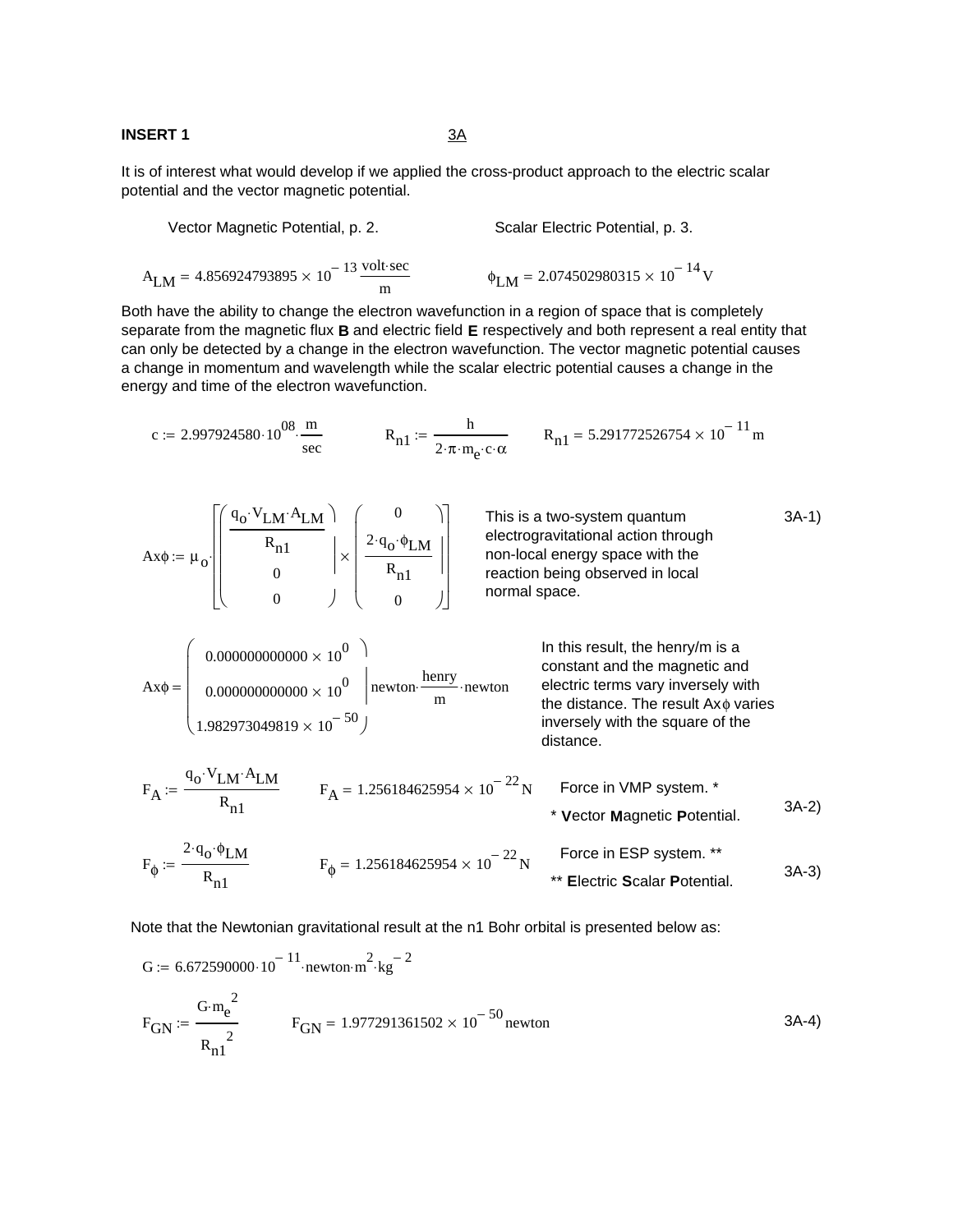**INSERT 1** 3A

It is of interest what would develop if we applied the cross-product approach to the electric scalar potential and the vector magnetic potential.

Vector Magnetic Potential, p. 2. Scalar Electric Potential, p. 3.

$$A_{LM} = 4.856924793895 \times 10^{-13} \frac{\text{volt} \cdot \text{sec}}{\text{m}} \qquad \phi_{LM} = 2.074502980315 \times 10^{-14} \text{V}$$

Both have the ability to change the electron wavefunction in a region of space that is completely separate from the magnetic flux **B** and electric field **E** respectively and both represent a real entity that can only be detected by a change in the electron wavefunction. The vector magnetic potential causes a change in momentum and wavelength while the scalar electric potential causes a change in the energy and time of the electron wavefunction.

$$c := 2.997924580 \cdot 10^{08} \cdot \frac{\text{m}}{\text{sec}} \qquad R_{n1} := \frac{h}{2 \cdot \pi \cdot m_e \cdot c \cdot \alpha} \qquad R_{n1} = 5.291772526754 \times 10^{-11} \text{m}$$

$$Ax\phi := \mu_o \cdot \left[ \begin{pmatrix} \frac{q_o \cdot V_{LM} \cdot A_{LM}}{R_{n1}} \\ 0 \\ 0 \end{pmatrix} \times \begin{pmatrix} 0 \\ \frac{2 \cdot q_o \cdot \phi_{LM}}{R_{n1}} \\ 0 \end{pmatrix} \right] \qquad \text{3A-1)}$$

This is a two-system quantum electrogravitational action through non-local energy space with the reaction being observed in local normal space.

$$Ax\phi = \begin{pmatrix} 0.000000000000 \times 10^{0} \\ 0.000000000000 \times 10^{0} \\ 1.982973049819 \times 10^{-50} \end{pmatrix} \text{newton} \cdot \frac{\text{henry}}{\text{m}} \cdot \text{newton}$$

In this result, the henry/m is a constant and the magnetic and electric terms vary inversely with the distance. The result $Ax\phi$ varies inversely with the square of the distance.

$$F_A := \frac{q_o \cdot V_{LM} \cdot A_{LM}}{R_{n1}} \qquad F_A = 1.256184625954 \times 10^{-22} \text{N} \qquad \text{3A-2)}$$

Force in VMP system. *
\* **V**ector **M**agnetic **P**otential.

$$F_\phi := \frac{2 \cdot q_o \cdot \phi_{LM}}{R_{n1}} \qquad F_\phi = 1.256184625954 \times 10^{-22} \text{N} \qquad \text{3A-3)}$$

Force in ESP system. **
\*\* **E**lectric **S**calar **P**otential.

Note that the Newtonian gravitational result at the n1 Bohr orbital is presented below as:

$$G := 6.672590000 \cdot 10^{-11} \cdot \text{newton} \cdot \text{m}^2 \cdot \text{kg}^{-2}$$

$$F_{GN} := \frac{G \cdot m_e^{\,2}}{R_{n1}^{\,2}} \qquad F_{GN} = 1.977291361502 \times 10^{-50} \text{newton} \qquad \text{3A-4)}$$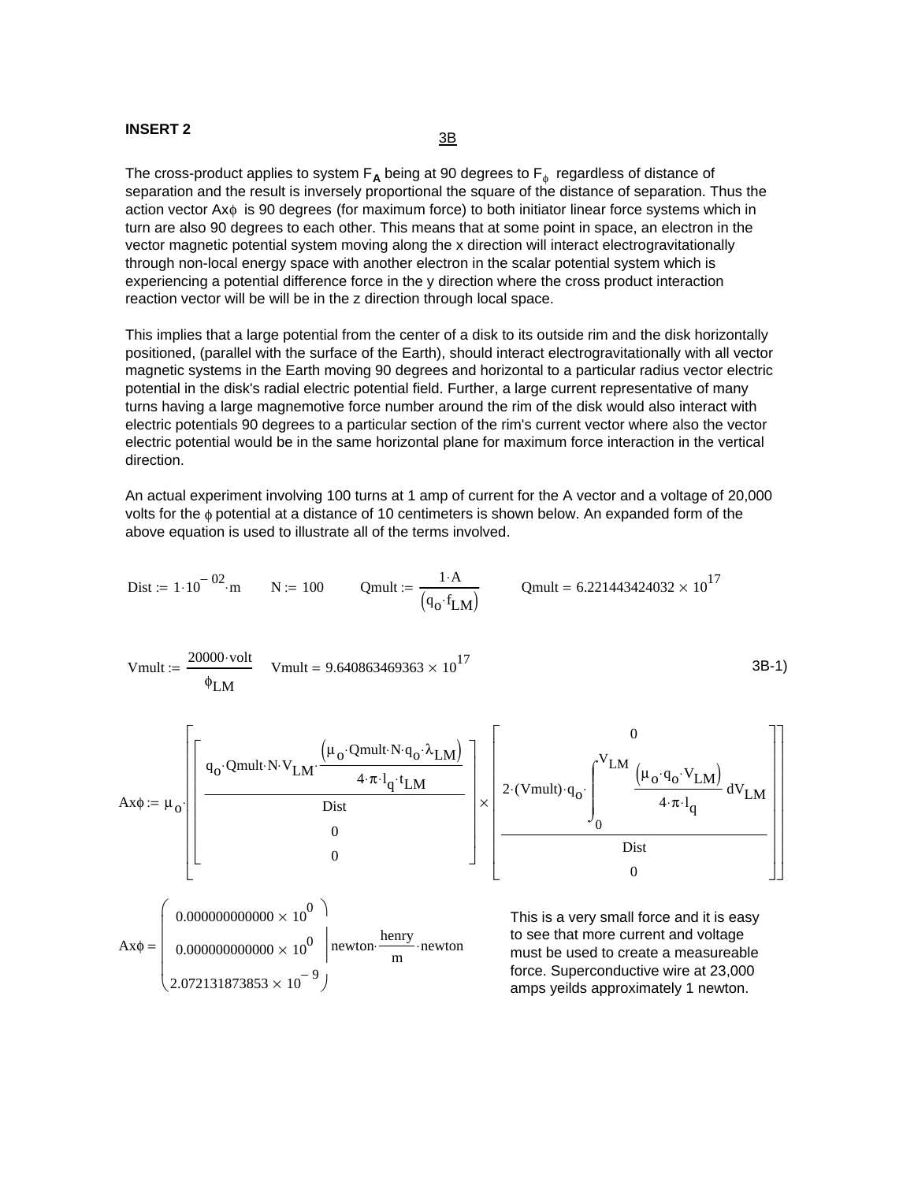**INSERT 2**

3B

The cross-product applies to system $F_{\mathbf{A}}$ being at 90 degrees to $F_{\phi}$ regardless of distance of separation and the result is inversely proportional the square of the distance of separation. Thus the action vector $A x \phi$ is 90 degrees (for maximum force) to both initiator linear force systems which in turn are also 90 degrees to each other. This means that at some point in space, an electron in the vector magnetic potential system moving along the x direction will interact electrogravitationally through non-local energy space with another electron in the scalar potential system which is experiencing a potential difference force in the y direction where the cross product interaction reaction vector will be will be in the z direction through local space.

This implies that a large potential from the center of a disk to its outside rim and the disk horizontally positioned, (parallel with the surface of the Earth), should interact electrogravitationally with all vector magnetic systems in the Earth moving 90 degrees and horizontal to a particular radius vector electric potential in the disk's radial electric potential field. Further, a large current representative of many turns having a large magnemotive force number around the rim of the disk would also interact with electric potentials 90 degrees to a particular section of the rim's current vector where also the vector electric potential would be in the same horizontal plane for maximum force interaction in the vertical direction.

An actual experiment involving 100 turns at 1 amp of current for the A vector and a voltage of 20,000 volts for the $\phi$ potential at a distance of 10 centimeters is shown below. An expanded form of the above equation is used to illustrate all of the terms involved.

$$\text{Dist} := 1 \cdot 10^{-02} \cdot \text{m} \qquad N := 100 \qquad \text{Qmult} := \frac{1 \cdot \text{A}}{\left(q_o \cdot f_{LM}\right)} \qquad \text{Qmult} = 6.221443424032 \times 10^{17}$$

$$\text{Vmult} := \frac{20000 \cdot \text{volt}}{\phi_{LM}} \qquad \text{Vmult} = 9.640863469363 \times 10^{17} \qquad \text{3B-1)}$$

$$A x \phi := \mu_o \cdot \left[ \begin{bmatrix} \dfrac{q_o \cdot \text{Qmult} \cdot N \cdot V_{LM} \cdot \dfrac{\left(\mu_o \cdot \text{Qmult} \cdot N \cdot q_o \cdot \lambda_{LM}\right)}{4 \cdot \pi \cdot l_q \cdot t_{LM}}}{\text{Dist}} \\ 0 \\ 0 \end{bmatrix} \times \begin{bmatrix} 0 \\ \dfrac{2 \cdot (\text{Vmult}) \cdot q_o \cdot \displaystyle\int_0^{V_{LM}} \frac{\left(\mu_o \cdot q_o \cdot V_{LM}\right)}{4 \cdot \pi \cdot l_q} \, dV_{LM}}{\text{Dist}} \\ 0 \end{bmatrix} \right]$$

$$A x \phi = \begin{pmatrix} 0.000000000000 \times 10^{0} \\ 0.000000000000 \times 10^{0} \\ 2.072131873853 \times 10^{-9} \end{pmatrix} \text{newton} \cdot \frac{\text{henry}}{\text{m}} \cdot \text{newton}$$

This is a very small force and it is easy to see that more current and voltage must be used to create a measureable force. Superconductive wire at 23,000 amps yeilds approximately 1 newton.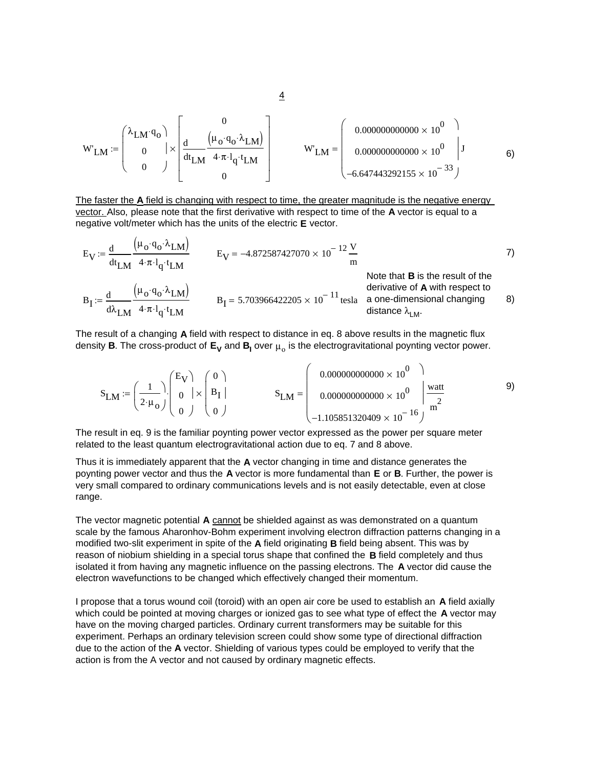$$W'_{LM} := \begin{pmatrix} \lambda_{LM} \cdot q_o \\ 0 \\ 0 \end{pmatrix} \times \begin{bmatrix} 0 \\ \dfrac{d}{dt_{LM}} \dfrac{(\mu_o \cdot q_o \cdot \lambda_{LM})}{4 \cdot \pi \cdot l_q \cdot t_{LM}} \\ 0 \end{bmatrix} \qquad W'_{LM} = \begin{pmatrix} 0.000000000000 \times 10^{0} \\ 0.000000000000 \times 10^{0} \\ -6.647443292155 \times 10^{-33} \end{pmatrix} J \qquad 6)$$

<u>The faster the **A** field is changing with respect to time, the greater magnitude is the negative energy vector.</u> Also, please note that the first derivative with respect to time of the **A** vector is equal to a negative volt/meter which has the units of the electric **E** vector.

$$E_V := \frac{d}{dt_{LM}} \frac{(\mu_o \cdot q_o \cdot \lambda_{LM})}{4 \cdot \pi \cdot l_q \cdot t_{LM}} \qquad E_V = -4.872587427070 \times 10^{-12} \frac{V}{m} \qquad 7)$$

$$B_I := \frac{d}{d\lambda_{LM}} \frac{(\mu_o \cdot q_o \cdot \lambda_{LM})}{4 \cdot \pi \cdot l_q \cdot t_{LM}} \qquad B_I = 5.703966422205 \times 10^{-11} \text{tesla} \qquad 8)$$

Note that **B** is the result of the derivative of **A** with respect to a one-dimensional changing distance $\lambda_{LM}$.

The result of a changing **A** field with respect to distance in eq. 8 above results in the magnetic flux density **B**. The cross-product of $\mathbf{E_V}$ and $\mathbf{B_I}$ over $\mu_o$ is the electrogravitational poynting vector power.

$$S_{LM} := \left(\frac{1}{2 \cdot \mu_o}\right) \cdot \begin{pmatrix} E_V \\ 0 \\ 0 \end{pmatrix} \times \begin{pmatrix} 0 \\ B_I \\ 0 \end{pmatrix} \qquad S_{LM} = \begin{pmatrix} 0.000000000000 \times 10^{0} \\ 0.000000000000 \times 10^{0} \\ -1.105851320409 \times 10^{-16} \end{pmatrix} \frac{\text{watt}}{m^2} \qquad 9)$$

The result in eq. 9 is the familiar poynting power vector expressed as the power per square meter related to the least quantum electrogravitational action due to eq. 7 and 8 above.

Thus it is immediately apparent that the **A** vector changing in time and distance generates the poynting power vector and thus the **A** vector is more fundamental than **E** or **B**. Further, the power is very small compared to ordinary communications levels and is not easily detectable, even at close range.

The vector magnetic potential **A** <u>cannot</u> be shielded against as was demonstrated on a quantum scale by the famous Aharonhov-Bohm experiment involving electron diffraction patterns changing in a modified two-slit experiment in spite of the **A** field originating **B** field being absent. This was by reason of niobium shielding in a special torus shape that confined the **B** field completely and thus isolated it from having any magnetic influence on the passing electrons. The **A** vector did cause the electron wavefunctions to be changed which effectively changed their momentum.

I propose that a torus wound coil (toroid) with an open air core be used to establish an **A** field axially which could be pointed at moving charges or ionized gas to see what type of effect the **A** vector may have on the moving charged particles. Ordinary current transformers may be suitable for this experiment. Perhaps an ordinary television screen could show some type of directional diffraction due to the action of the **A** vector. Shielding of various types could be employed to verify that the action is from the A vector and not caused by ordinary magnetic effects.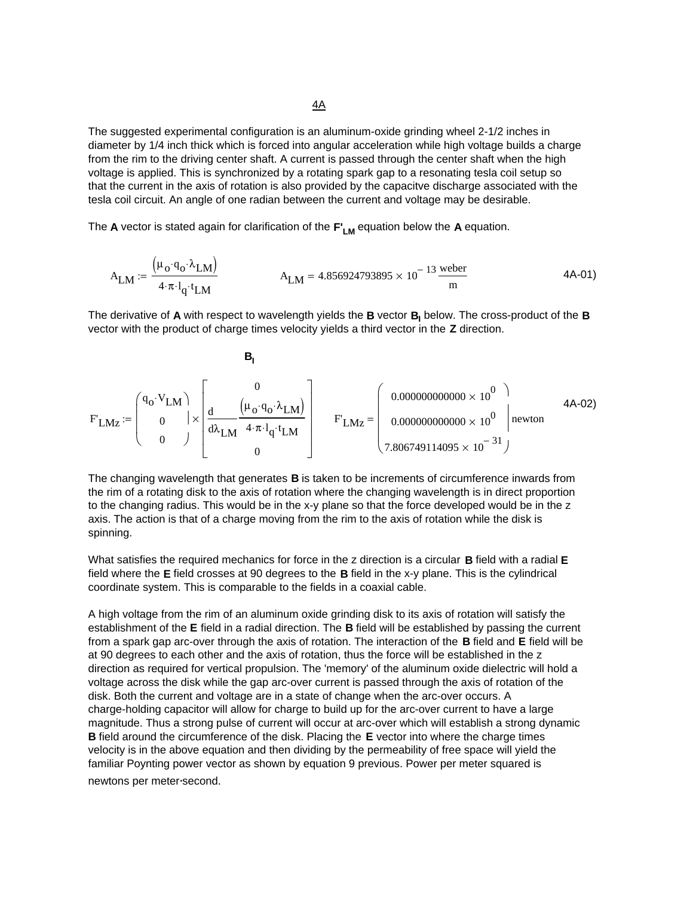<u>4A</u>

The suggested experimental configuration is an aluminum-oxide grinding wheel 2-1/2 inches in diameter by 1/4 inch thick which is forced into angular acceleration while high voltage builds a charge from the rim to the driving center shaft. A current is passed through the center shaft when the high voltage is applied. This is synchronized by a rotating spark gap to a resonating tesla coil setup so that the current in the axis of rotation is also provided by the capacitve discharge associated with the tesla coil circuit. An angle of one radian between the current and voltage may be desirable.

The **A** vector is stated again for clarification of the $\mathbf{F'_{LM}}$ equation below the **A** equation.

$$A_{LM} := \frac{\left(\mu_o \cdot q_o \cdot \lambda_{LM}\right)}{4 \cdot \pi \cdot l_q \cdot t_{LM}} \qquad A_{LM} = 4.856924793895 \times 10^{-13} \, \frac{\text{weber}}{\text{m}} \qquad \text{4A-01)}$$

The derivative of **A** with respect to wavelength yields the **B** vector $\mathbf{B_l}$ below. The cross-product of the **B** vector with the product of charge times velocity yields a third vector in the **Z** direction.

$$\mathbf{B_l}$$

$$F'_{LMz} := \begin{pmatrix} q_o \cdot V_{LM} \\ 0 \\ 0 \end{pmatrix} \times \begin{bmatrix} 0 \\ \dfrac{d}{d\lambda_{LM}} \dfrac{\left(\mu_o \cdot q_o \cdot \lambda_{LM}\right)}{4 \cdot \pi \cdot l_q \cdot t_{LM}} \\ 0 \end{bmatrix} \qquad F'_{LMz} = \begin{pmatrix} 0.000000000000 \times 10^{0} \\ 0.000000000000 \times 10^{0} \\ 7.806749114095 \times 10^{-31} \end{pmatrix} \text{newton} \qquad \text{4A-02)}$$

The changing wavelength that generates **B** is taken to be increments of circumference inwards from the rim of a rotating disk to the axis of rotation where the changing wavelength is in direct proportion to the changing radius. This would be in the x-y plane so that the force developed would be in the z axis. The action is that of a charge moving from the rim to the axis of rotation while the disk is spinning.

What satisfies the required mechanics for force in the z direction is a circular **B** field with a radial **E** field where the **E** field crosses at 90 degrees to the **B** field in the x-y plane. This is the cylindrical coordinate system. This is comparable to the fields in a coaxial cable.

A high voltage from the rim of an aluminum oxide grinding disk to its axis of rotation will satisfy the establishment of the **E** field in a radial direction. The **B** field will be established by passing the current from a spark gap arc-over through the axis of rotation. The interaction of the **B** field and **E** field will be at 90 degrees to each other and the axis of rotation, thus the force will be established in the z direction as required for vertical propulsion. The 'memory' of the aluminum oxide dielectric will hold a voltage across the disk while the gap arc-over current is passed through the axis of rotation of the disk. Both the current and voltage are in a state of change when the arc-over occurs. A charge-holding capacitor will allow for charge to build up for the arc-over current to have a large magnitude. Thus a strong pulse of current will occur at arc-over which will establish a strong dynamic **B** field around the circumference of the disk. Placing the **E** vector into where the charge times velocity is in the above equation and then dividing by the permeability of free space will yield the familiar Poynting power vector as shown by equation 9 previous. Power per meter squared is newtons per meter·second.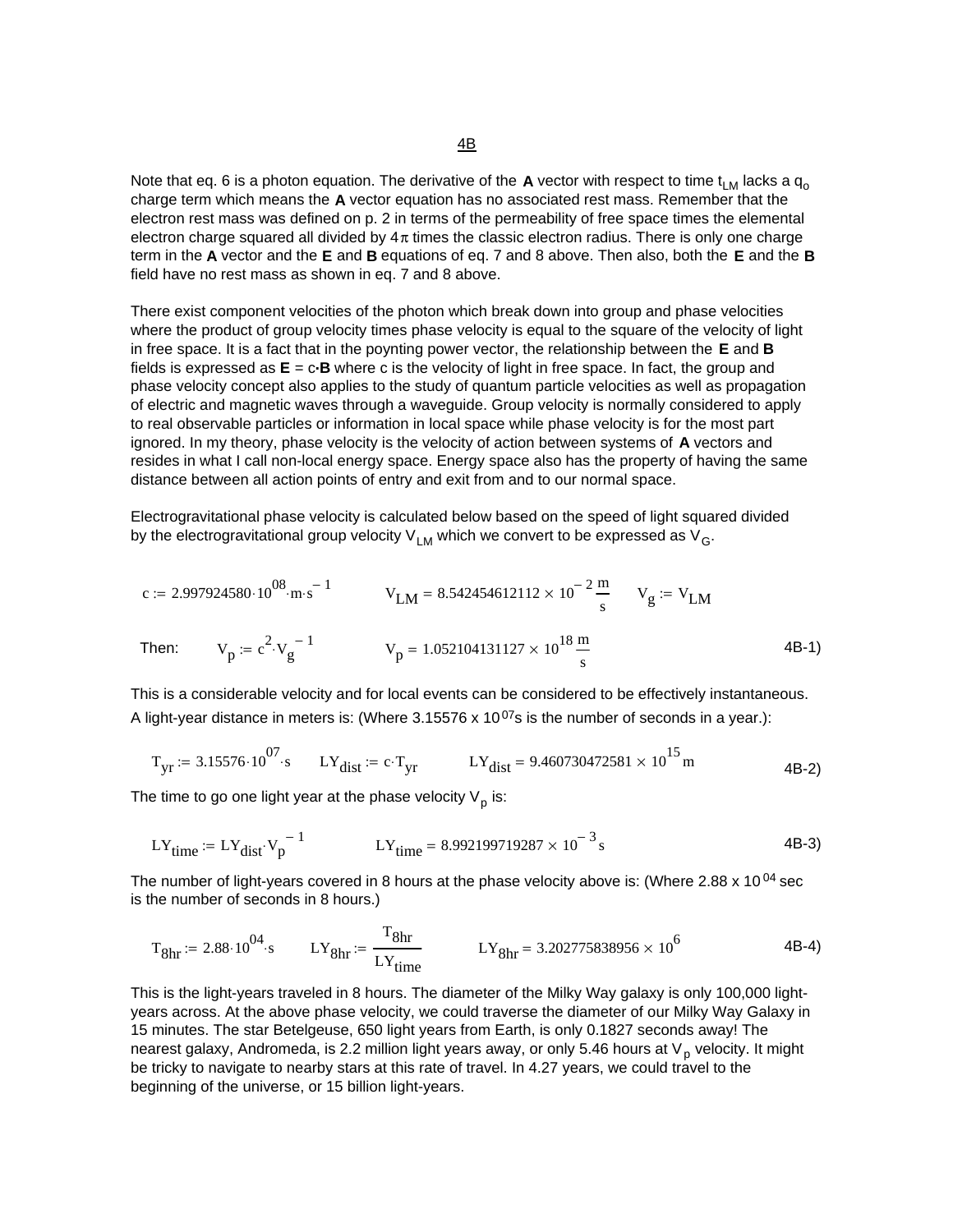4B

Note that eq. 6 is a photon equation. The derivative of the **A** vector with respect to time $t_{LM}$ lacks a $q_o$ charge term which means the **A** vector equation has no associated rest mass. Remember that the electron rest mass was defined on p. 2 in terms of the permeability of free space times the elemental electron charge squared all divided by $4\pi$ times the classic electron radius. There is only one charge term in the **A** vector and the **E** and **B** equations of eq. 7 and 8 above. Then also, both the **E** and the **B** field have no rest mass as shown in eq. 7 and 8 above.

There exist component velocities of the photon which break down into group and phase velocities where the product of group velocity times phase velocity is equal to the square of the velocity of light in free space. It is a fact that in the poynting power vector, the relationship between the **E** and **B** fields is expressed as **E** = c·**B** where c is the velocity of light in free space. In fact, the group and phase velocity concept also applies to the study of quantum particle velocities as well as propagation of electric and magnetic waves through a waveguide. Group velocity is normally considered to apply to real observable particles or information in local space while phase velocity is for the most part ignored. In my theory, phase velocity is the velocity of action between systems of **A** vectors and resides in what I call non-local energy space. Energy space also has the property of having the same distance between all action points of entry and exit from and to our normal space.

Electrogravitational phase velocity is calculated below based on the speed of light squared divided by the electrogravitational group velocity $V_{LM}$ which we convert to be expressed as $V_G$.

$$c := 2.997924580 \cdot 10^{08} \cdot m \cdot s^{-1} \qquad V_{LM} = 8.542454612112 \times 10^{-2} \frac{m}{s} \qquad V_g := V_{LM}$$

Then:

$$V_p := c^2 \cdot V_g^{-1} \qquad V_p = 1.052104131127 \times 10^{18} \frac{m}{s} \tag{4B-1}$$

This is a considerable velocity and for local events can be considered to be effectively instantaneous. A light-year distance in meters is: (Where $3.15576 \times 10^{07}$s is the number of seconds in a year.):

$$T_{yr} := 3.15576 \cdot 10^{07} \cdot s \qquad LY_{dist} := c \cdot T_{yr} \qquad LY_{dist} = 9.460730472581 \times 10^{15} \, m \tag{4B-2}$$

The time to go one light year at the phase velocity $V_p$ is:

$$LY_{time} := LY_{dist} \cdot V_p^{-1} \qquad LY_{time} = 8.992199719287 \times 10^{-3} \, s \tag{4B-3}$$

The number of light-years covered in 8 hours at the phase velocity above is: (Where $2.88 \times 10^{04}$ sec is the number of seconds in 8 hours.)

$$T_{8hr} := 2.88 \cdot 10^{04} \cdot s \qquad LY_{8hr} := \frac{T_{8hr}}{LY_{time}} \qquad LY_{8hr} = 3.202775838956 \times 10^{6} \tag{4B-4}$$

This is the light-years traveled in 8 hours. The diameter of the Milky Way galaxy is only 100,000 light-years across. At the above phase velocity, we could traverse the diameter of our Milky Way Galaxy in 15 minutes. The star Betelgeuse, 650 light years from Earth, is only 0.1827 seconds away! The nearest galaxy, Andromeda, is 2.2 million light years away, or only 5.46 hours at $V_p$ velocity. It might be tricky to navigate to nearby stars at this rate of travel. In 4.27 years, we could travel to the beginning of the universe, or 15 billion light-years.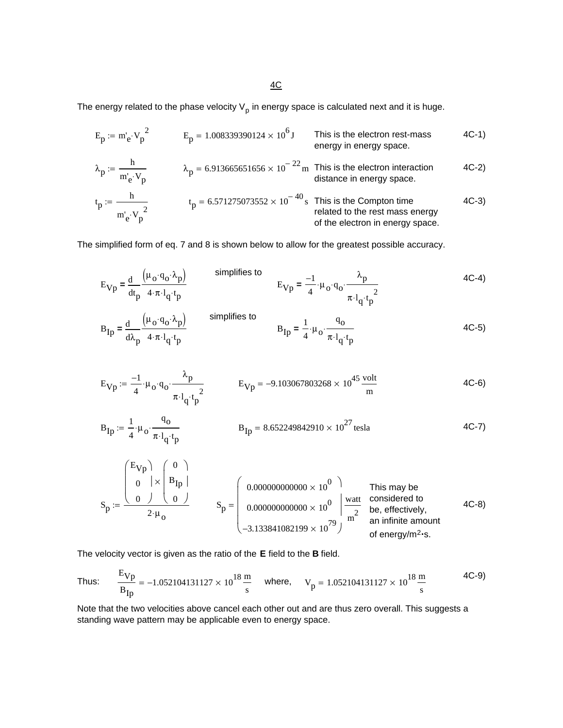<u>4C</u>

The energy related to the phase velocity $V_p$ in energy space is calculated next and it is huge.

$$E_p := m'_e \cdot V_p^{\,2} \qquad E_p = 1.008339390124 \times 10^{6}\,\mathrm{J}$$

This is the electron rest-mass energy in energy space. (4C-1)

$$\lambda_p := \frac{h}{m'_e \cdot V_p} \qquad \lambda_p = 6.913665651656 \times 10^{-22}\,\mathrm{m}$$

This is the electron interaction distance in energy space. (4C-2)

$$t_p := \frac{h}{m'_e \cdot V_p^{\,2}} \qquad t_p = 6.571275073552 \times 10^{-40}\,\mathrm{s}$$

This is the Compton time related to the rest mass energy of the electron in energy space. (4C-3)

The simplified form of eq. 7 and 8 is shown below to allow for the greatest possible accuracy.

$$E_{Vp} = \frac{d}{dt_p}\frac{(\mu_o \cdot q_o \cdot \lambda_p)}{4\cdot\pi\cdot l_q \cdot t_p} \quad \text{simplifies to} \quad E_{Vp} = \frac{-1}{4}\cdot\mu_o\cdot q_o\cdot\frac{\lambda_p}{\pi\cdot l_q\cdot t_p^{\,2}} \qquad \text{4C-4)}$$

$$B_{Ip} = \frac{d}{d\lambda_p}\frac{(\mu_o \cdot q_o \cdot \lambda_p)}{4\cdot\pi\cdot l_q \cdot t_p} \quad \text{simplifies to} \quad B_{Ip} = \frac{1}{4}\cdot\mu_o\cdot\frac{q_o}{\pi\cdot l_q\cdot t_p} \qquad \text{4C-5)}$$

$$E_{Vp} := \frac{-1}{4}\cdot\mu_o\cdot q_o\cdot\frac{\lambda_p}{\pi\cdot l_q\cdot t_p^{\,2}} \qquad E_{Vp} = -9.103067803268 \times 10^{45}\,\frac{\mathrm{volt}}{\mathrm{m}} \qquad \text{4C-6)}$$

$$B_{Ip} := \frac{1}{4}\cdot\mu_o\cdot\frac{q_o}{\pi\cdot l_q\cdot t_p} \qquad B_{Ip} = 8.652249842910 \times 10^{27}\,\mathrm{tesla} \qquad \text{4C-7)}$$

$$S_p := \frac{\begin{pmatrix} E_{Vp} \\ 0 \\ 0 \end{pmatrix} \times \begin{pmatrix} 0 \\ B_{Ip} \\ 0 \end{pmatrix}}{2\cdot\mu_o} \qquad S_p = \begin{pmatrix} 0.000000000000 \times 10^{0} \\ 0.000000000000 \times 10^{0} \\ -3.133841082199 \times 10^{79} \end{pmatrix} \frac{\mathrm{watt}}{\mathrm{m}^2} \qquad \text{4C-8)}$$

This may be considered to be, effectively, an infinite amount of energy/m²•s.

The velocity vector is given as the ratio of the **E** field to the **B** field.

Thus: $$\frac{E_{Vp}}{B_{Ip}} = -1.052104131127 \times 10^{18}\,\frac{\mathrm{m}}{\mathrm{s}} \quad \text{where,} \quad V_p = 1.052104131127 \times 10^{18}\,\frac{\mathrm{m}}{\mathrm{s}} \qquad \text{4C-9)}$$

Note that the two velocities above cancel each other out and are thus zero overall. This suggests a standing wave pattern may be applicable even to energy space.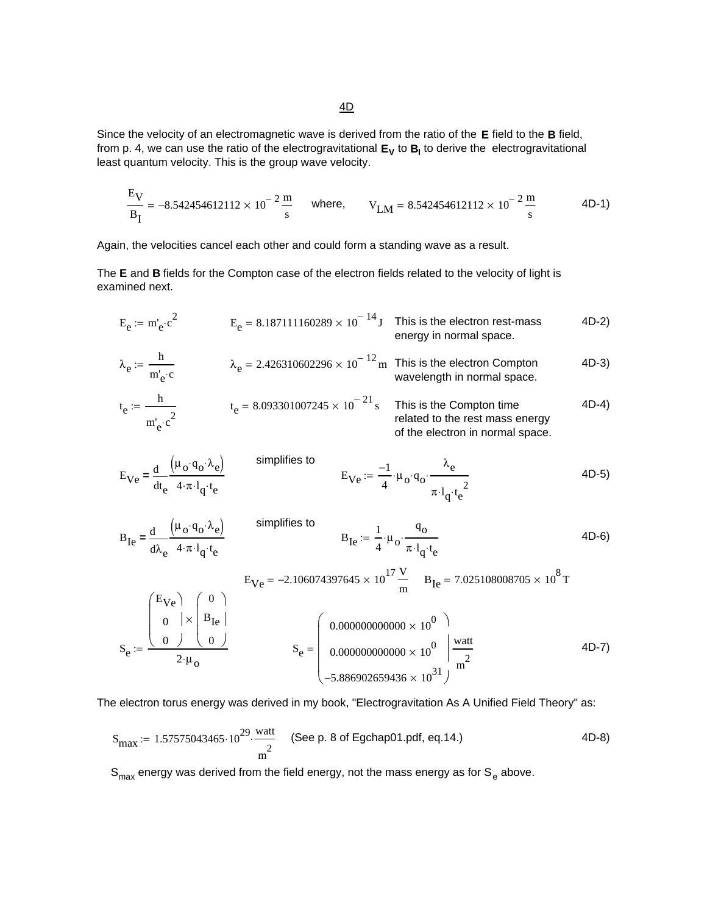4D

Since the velocity of an electromagnetic wave is derived from the ratio of the **E** field to the **B** field, from p. 4, we can use the ratio of the electrogravitational $\mathbf{E_V}$ to $\mathbf{B_I}$ to derive the electrogravitational least quantum velocity. This is the group wave velocity.

$$\frac{E_V}{B_I} = -8.542454612112 \times 10^{-2}\,\frac{m}{s} \quad \text{where,} \quad V_{LM} = 8.542454612112 \times 10^{-2}\,\frac{m}{s} \tag{4D-1}$$

Again, the velocities cancel each other and could form a standing wave as a result.

The **E** and **B** fields for the Compton case of the electron fields related to the velocity of light is examined next.

$$E_e := m'_e \cdot c^2 \qquad E_e = 8.187111160289 \times 10^{-14}\,J \tag{4D-2}$$

This is the electron rest-mass energy in normal space.

$$\lambda_e := \frac{h}{m'_e \cdot c} \qquad \lambda_e = 2.426310602296 \times 10^{-12}\,m \tag{4D-3}$$

This is the electron Compton wavelength in normal space.

$$t_e := \frac{h}{m'_e \cdot c^2} \qquad t_e = 8.093301007245 \times 10^{-21}\,s \tag{4D-4}$$

This is the Compton time related to the rest mass energy of the electron in normal space.

$$E_{Ve} = \frac{d}{dt_e}\frac{\left(\mu_o \cdot q_o \cdot \lambda_e\right)}{4 \cdot \pi \cdot l_q \cdot t_e} \quad \text{simplifies to} \quad E_{Ve} := \frac{-1}{4} \cdot \mu_o \cdot q_o \cdot \frac{\lambda_e}{\pi \cdot l_q \cdot t_e^{\,2}} \tag{4D-5}$$

$$B_{Ie} = \frac{d}{d\lambda_e}\frac{\left(\mu_o \cdot q_o \cdot \lambda_e\right)}{4 \cdot \pi \cdot l_q \cdot t_e} \quad \text{simplifies to} \quad B_{Ie} := \frac{1}{4} \cdot \mu_o \cdot \frac{q_o}{\pi \cdot l_q \cdot t_e} \tag{4D-6}$$

$$E_{Ve} = -2.106074397645 \times 10^{17}\,\frac{V}{m} \qquad B_{Ie} = 7.025108008705 \times 10^{8}\,T$$

$$S_e := \frac{\begin{pmatrix} E_{Ve} \\ 0 \\ 0 \end{pmatrix} \times \begin{pmatrix} 0 \\ B_{Ie} \\ 0 \end{pmatrix}}{2 \cdot \mu_o} \qquad S_e = \begin{pmatrix} 0.000000000000 \times 10^{0} \\ 0.000000000000 \times 10^{0} \\ -5.886902659436 \times 10^{31} \end{pmatrix} \frac{watt}{m^2} \tag{4D-7}$$

The electron torus energy was derived in my book, "Electrogravitation As A Unified Field Theory" as:

$$S_{max} := 1.57575043465 \cdot 10^{29} \cdot \frac{watt}{m^2} \quad \text{(See p. 8 of Egchap01.pdf, eq.14.)} \tag{4D-8}$$

$S_{max}$ energy was derived from the field energy, not the mass energy as for $S_e$ above.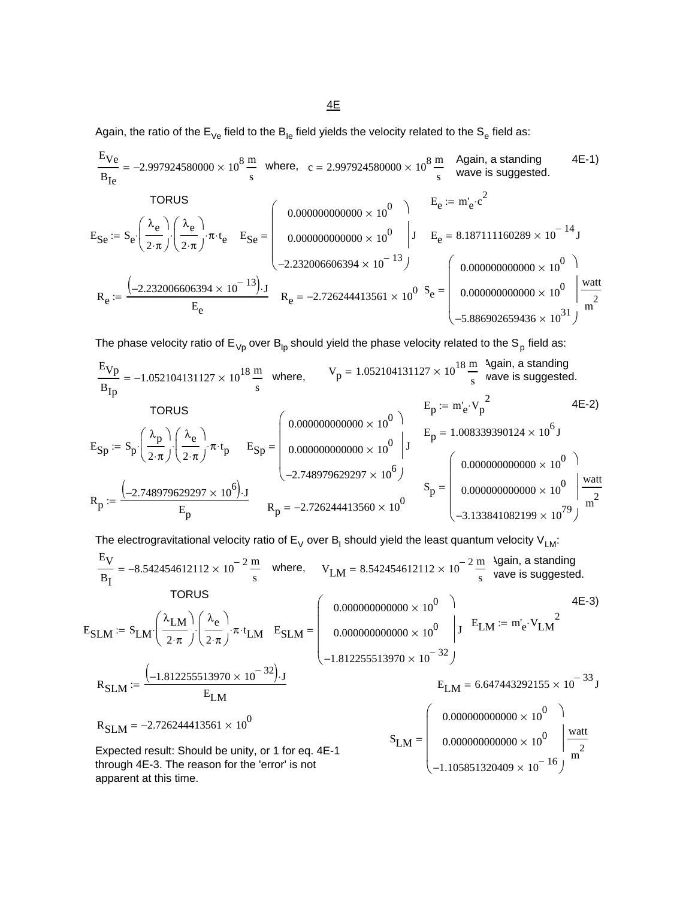## 4E

Again, the ratio of the $E_{Ve}$ field to the $B_{Ie}$ field yields the velocity related to the $S_e$ field as:

$$\frac{E_{Ve}}{B_{Ie}} = -2.997924580000 \times 10^{8}\,\frac{m}{s} \quad \text{where,} \quad c = 2.997924580000 \times 10^{8}\,\frac{m}{s}$$

Again, a standing wave is suggested. 4E-1)

TORUS

$$E_{Se} := S_e \cdot \left(\frac{\lambda_e}{2\cdot\pi}\right)\cdot\left(\frac{\lambda_e}{2\cdot\pi}\right)\cdot\pi\cdot t_e \qquad E_{Se} = \begin{pmatrix} 0.000000000000 \times 10^{0} \\ 0.000000000000 \times 10^{0} \\ -2.232006606394 \times 10^{-13} \end{pmatrix} J$$

$$E_e := m'_e \cdot c^2 \qquad E_e = 8.187111160289 \times 10^{-14}\,J$$

$$R_e := \frac{\left(-2.232006606394 \times 10^{-13}\right)\cdot J}{E_e} \qquad R_e = -2.726244413561 \times 10^{0}$$

$$S_e = \begin{pmatrix} 0.000000000000 \times 10^{0} \\ 0.000000000000 \times 10^{0} \\ -5.886902659436 \times 10^{31} \end{pmatrix} \frac{watt}{m^2}$$

The phase velocity ratio of $E_{Vp}$ over $B_{Ip}$ should yield the phase velocity related to the $S_p$ field as:

$$\frac{E_{Vp}}{B_{Ip}} = -1.052104131127 \times 10^{18}\,\frac{m}{s} \quad \text{where,} \quad V_p = 1.052104131127 \times 10^{18}\,\frac{m}{s}$$

Again, a standing wave is suggested.

4E-2)

TORUS

$$E_{Sp} := S_p \cdot \left(\frac{\lambda_p}{2\cdot\pi}\right)\cdot\left(\frac{\lambda_e}{2\cdot\pi}\right)\cdot\pi\cdot t_p \qquad E_{Sp} = \begin{pmatrix} 0.000000000000 \times 10^{0} \\ 0.000000000000 \times 10^{0} \\ -2.748979629297 \times 10^{6} \end{pmatrix} J$$

$$E_p := m'_e \cdot V_p^{\,2} \qquad E_p = 1.008339390124 \times 10^{6}\,J$$

$$R_p := \frac{\left(-2.748979629297 \times 10^{6}\right)\cdot J}{E_p} \qquad R_p = -2.726244413560 \times 10^{0}$$

$$S_p = \begin{pmatrix} 0.000000000000 \times 10^{0} \\ 0.000000000000 \times 10^{0} \\ -3.133841082199 \times 10^{79} \end{pmatrix} \frac{watt}{m^2}$$

The electrogravitational velocity ratio of $E_V$ over $B_I$ should yield the least quantum velocity $V_{LM}$:

$$\frac{E_V}{B_I} = -8.542454612112 \times 10^{-2}\,\frac{m}{s} \quad \text{where,} \quad V_{LM} = 8.542454612112 \times 10^{-2}\,\frac{m}{s}$$

Again, a standing wave is suggested.

4E-3)

TORUS

$$E_{SLM} := S_{LM} \cdot \left(\frac{\lambda_{LM}}{2\cdot\pi}\right)\cdot\left(\frac{\lambda_e}{2\cdot\pi}\right)\cdot\pi\cdot t_{LM} \qquad E_{SLM} = \begin{pmatrix} 0.000000000000 \times 10^{0} \\ 0.000000000000 \times 10^{0} \\ -1.812255513970 \times 10^{-32} \end{pmatrix} J$$

$$E_{LM} := m'_e \cdot V_{LM}^{\,2}$$

$$R_{SLM} := \frac{\left(-1.812255513970 \times 10^{-32}\right)\cdot J}{E_{LM}} \qquad E_{LM} = 6.647443292155 \times 10^{-33}\,J$$

$$R_{SLM} = -2.726244413561 \times 10^{0}$$

$$S_{LM} = \begin{pmatrix} 0.000000000000 \times 10^{0} \\ 0.000000000000 \times 10^{0} \\ -1.105851320409 \times 10^{-16} \end{pmatrix} \frac{watt}{m^2}$$

Expected result: Should be unity, or 1 for eq. 4E-1 through 4E-3. The reason for the 'error' is not apparent at this time.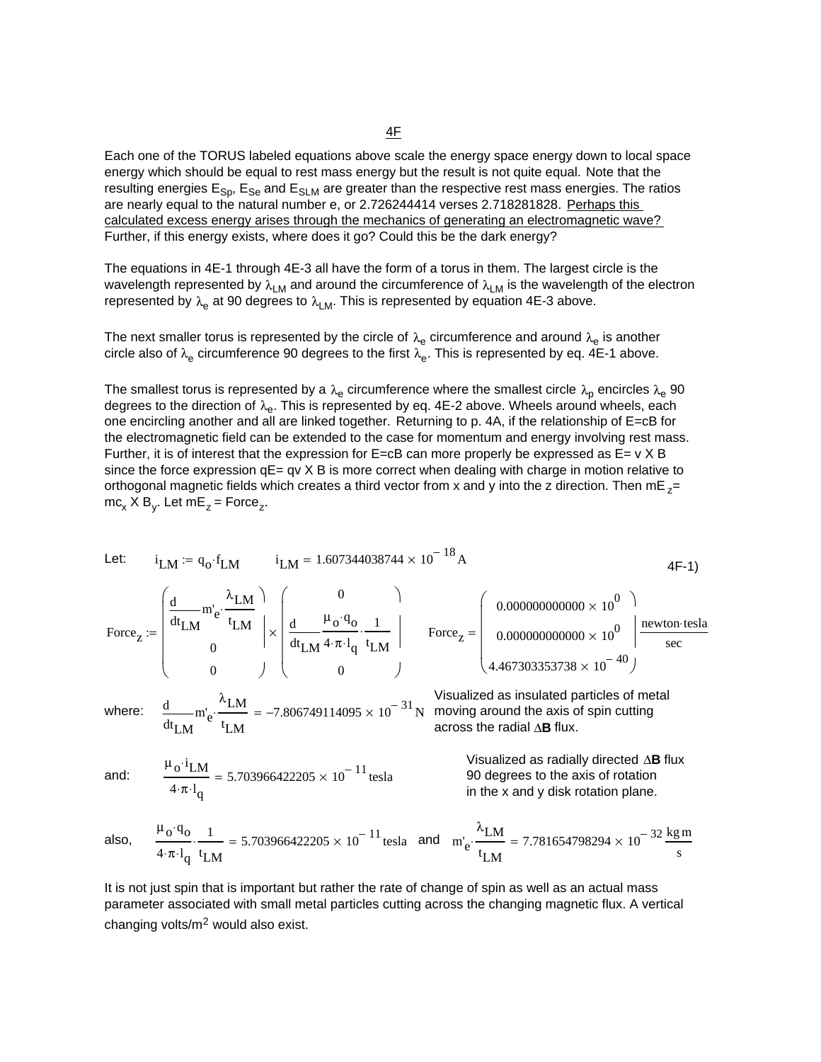4F

Each one of the TORUS labeled equations above scale the energy space energy down to local space energy which should be equal to rest mass energy but the result is not quite equal. Note that the resulting energies $E_{Sp}$, $E_{Se}$ and $E_{SLM}$ are greater than the respective rest mass energies. The ratios are nearly equal to the natural number e, or 2.726244414 verses 2.718281828. Perhaps this calculated excess energy arises through the mechanics of generating an electromagnetic wave? Further, if this energy exists, where does it go? Could this be the dark energy?

The equations in 4E-1 through 4E-3 all have the form of a torus in them. The largest circle is the wavelength represented by $\lambda_{LM}$ and around the circumference of $\lambda_{LM}$ is the wavelength of the electron represented by $\lambda_e$ at 90 degrees to $\lambda_{LM}$. This is represented by equation 4E-3 above.

The next smaller torus is represented by the circle of $\lambda_e$ circumference and around $\lambda_e$ is another circle also of $\lambda_e$ circumference 90 degrees to the first $\lambda_e$. This is represented by eq. 4E-1 above.

The smallest torus is represented by a $\lambda_e$ circumference where the smallest circle $\lambda_p$ encircles $\lambda_e$ 90 degrees to the direction of $\lambda_e$. This is represented by eq. 4E-2 above. Wheels around wheels, each one encircling another and all are linked together. Returning to p. 4A, if the relationship of E=cB for the electromagnetic field can be extended to the case for momentum and energy involving rest mass. Further, it is of interest that the expression for E=cB can more properly be expressed as E= v X B since the force expression qE= qv X B is more correct when dealing with charge in motion relative to orthogonal magnetic fields which creates a third vector from x and y into the z direction. Then $mE_z = mc_x \times B_y$. Let $mE_z = \text{Force}_z$.

Let: $i_{LM} := q_o \cdot f_{LM}$ $\quad i_{LM} = 1.607344038744 \times 10^{-18}\,\text{A}$ 4F-1)

$$\text{Force}_z := \begin{pmatrix} \frac{d}{dt_{LM}} m'_e \cdot \frac{\lambda_{LM}}{t_{LM}} \\ 0 \\ 0 \end{pmatrix} \times \begin{pmatrix} 0 \\ \frac{d}{dt_{LM}} \frac{\mu_o \cdot q_o}{4 \cdot \pi \cdot l_q} \cdot \frac{1}{t_{LM}} \\ 0 \end{pmatrix} \qquad \text{Force}_z = \begin{pmatrix} 0.000000000000 \times 10^{0} \\ 0.000000000000 \times 10^{0} \\ 4.467303353738 \times 10^{-40} \end{pmatrix} \frac{\text{newton} \cdot \text{tesla}}{\text{sec}}$$

where: $\frac{d}{dt_{LM}} m'_e \cdot \frac{\lambda_{LM}}{t_{LM}} = -7.806749114095 \times 10^{-31}\,\text{N}$ Visualized as insulated particles of metal moving around the axis of spin cutting across the radial $\Delta$**B** flux.

and: $\frac{\mu_o \cdot i_{LM}}{4 \cdot \pi \cdot l_q} = 5.703966422205 \times 10^{-11}\,\text{tesla}$ Visualized as radially directed $\Delta$**B** flux 90 degrees to the axis of rotation in the x and y disk rotation plane.

also, $\frac{\mu_o \cdot q_o}{4 \cdot \pi \cdot l_q} \cdot \frac{1}{t_{LM}} = 5.703966422205 \times 10^{-11}\,\text{tesla}$ and $m'_e \cdot \frac{\lambda_{LM}}{t_{LM}} = 7.781654798294 \times 10^{-32}\,\frac{\text{kg}\,\text{m}}{\text{s}}$

It is not just spin that is important but rather the rate of change of spin as well as an actual mass parameter associated with small metal particles cutting across the changing magnetic flux. A vertical changing volts/$m^2$ would also exist.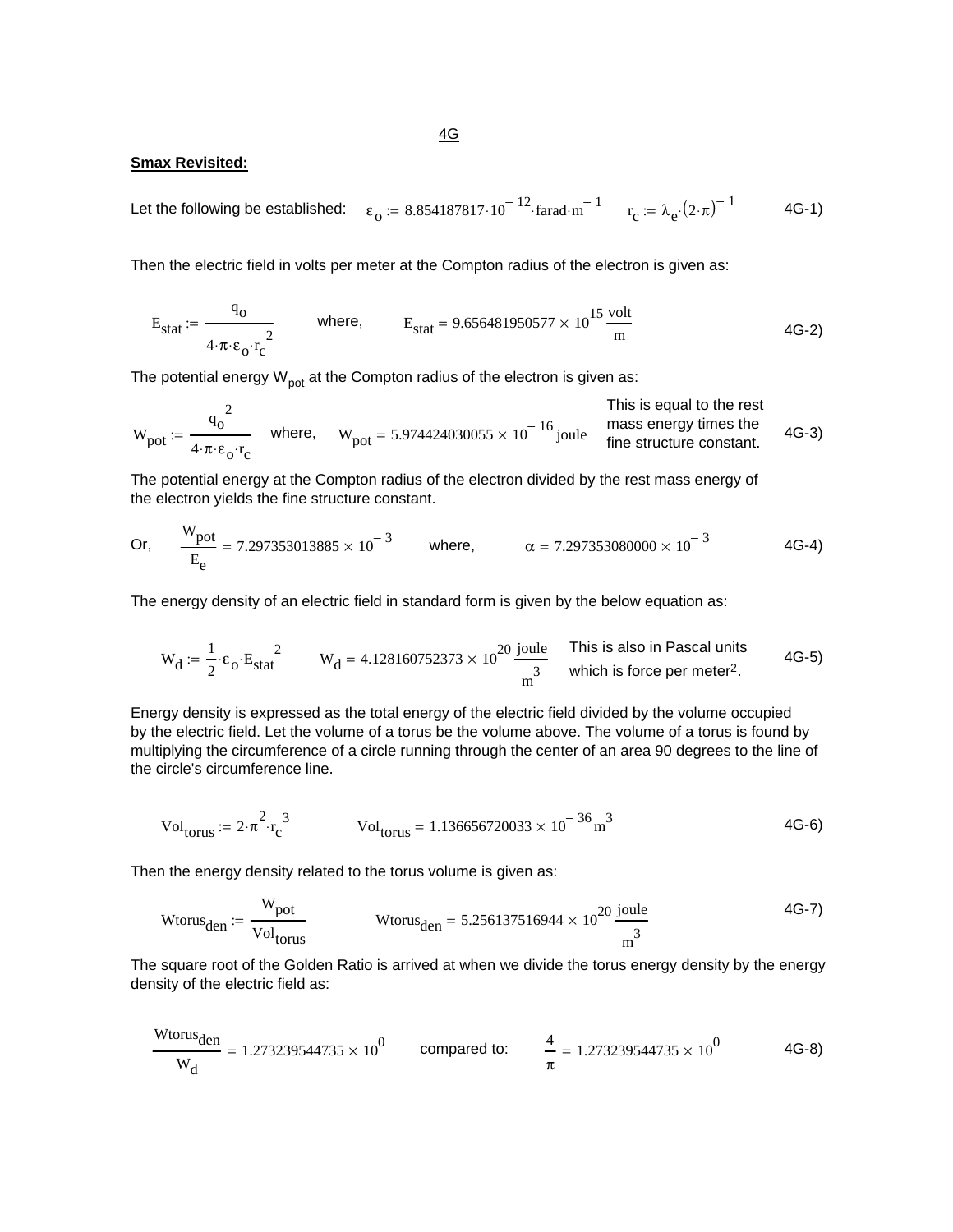4G

**Smax Revisited:**

Let the following be established: $\varepsilon_o := 8.854187817\cdot 10^{-12}\cdot \text{farad}\cdot \text{m}^{-1}$ $\quad r_c := \lambda_e\cdot(2\cdot\pi)^{-1}$ 4G-1)

Then the electric field in volts per meter at the Compton radius of the electron is given as:

$$E_{stat} := \frac{q_o}{4\cdot\pi\cdot\varepsilon_o\cdot r_c^{\,2}} \qquad \text{where,} \qquad E_{stat} = 9.656481950577\times 10^{15}\,\frac{\text{volt}}{\text{m}} \qquad \text{4G-2)}$$

The potential energy $W_{pot}$ at the Compton radius of the electron is given as:

$$W_{pot} := \frac{q_o^{\,2}}{4\cdot\pi\cdot\varepsilon_o\cdot r_c} \qquad \text{where,} \qquad W_{pot} = 5.974424030055\times 10^{-16}\,\text{joule} \qquad \text{4G-3)}$$

This is equal to the rest mass energy times the fine structure constant.

The potential energy at the Compton radius of the electron divided by the rest mass energy of the electron yields the fine structure constant.

Or, $$\frac{W_{pot}}{E_e} = 7.297353013885\times 10^{-3} \qquad \text{where,} \qquad \alpha = 7.297353080000\times 10^{-3} \qquad \text{4G-4)}$$

The energy density of an electric field in standard form is given by the below equation as:

$$W_d := \frac{1}{2}\cdot\varepsilon_o\cdot E_{stat}^{\,2} \qquad W_d = 4.128160752373\times 10^{20}\,\frac{\text{joule}}{\text{m}^3} \qquad \text{4G-5)}$$

This is also in Pascal units which is force per meter$^2$.

Energy density is expressed as the total energy of the electric field divided by the volume occupied by the electric field. Let the volume of a torus be the volume above. The volume of a torus is found by multiplying the circumference of a circle running through the center of an area 90 degrees to the line of the circle's circumference line.

$$Vol_{torus} := 2\cdot\pi^2\cdot r_c^{\,3} \qquad Vol_{torus} = 1.136656720033\times 10^{-36}\,\text{m}^3 \qquad \text{4G-6)}$$

Then the energy density related to the torus volume is given as:

$$Wtorus_{den} := \frac{W_{pot}}{Vol_{torus}} \qquad Wtorus_{den} = 5.256137516944\times 10^{20}\,\frac{\text{joule}}{\text{m}^3} \qquad \text{4G-7)}$$

The square root of the Golden Ratio is arrived at when we divide the torus energy density by the energy density of the electric field as:

$$\frac{Wtorus_{den}}{W_d} = 1.273239544735\times 10^{0} \qquad \text{compared to:} \qquad \frac{4}{\pi} = 1.273239544735\times 10^{0} \qquad \text{4G-8)}$$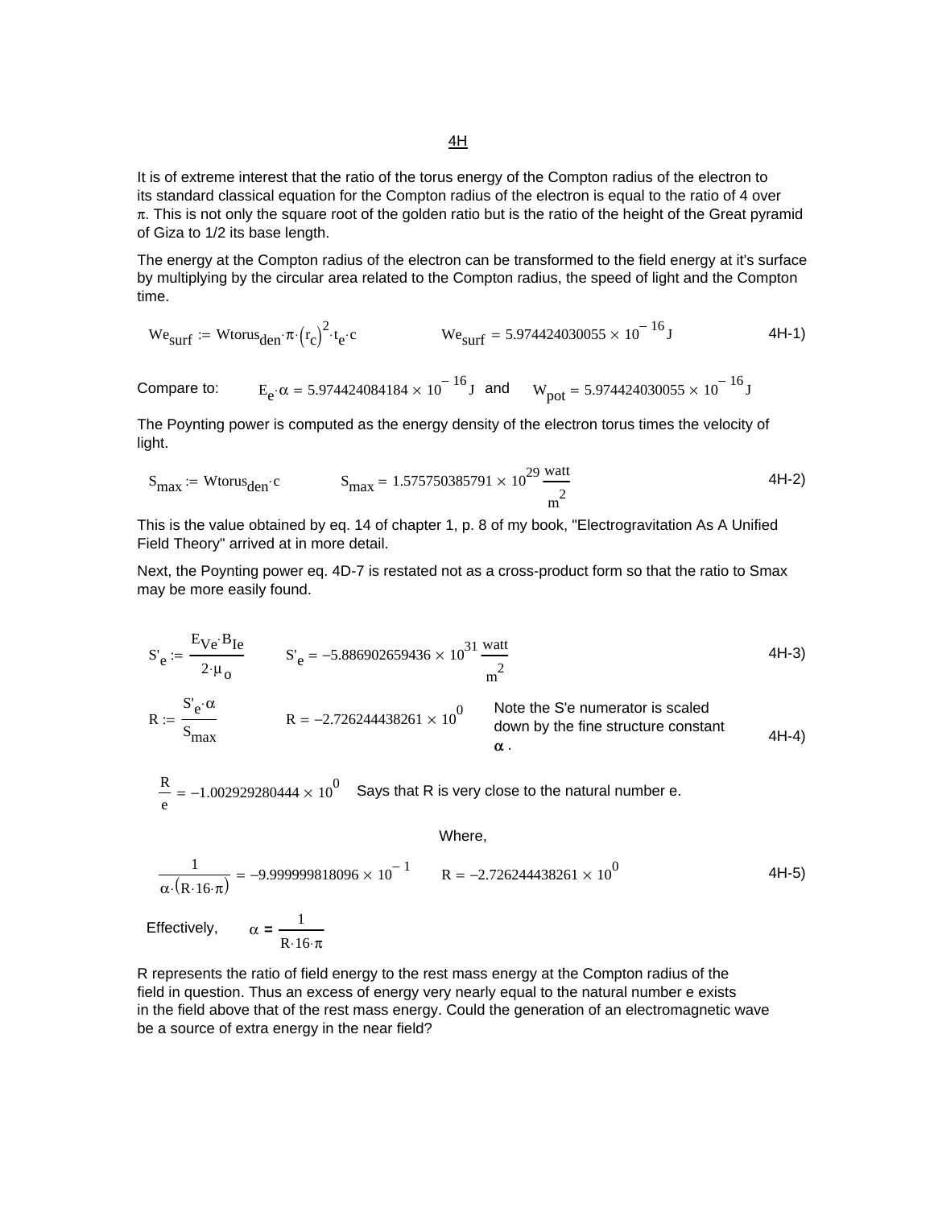# 4H

It is of extreme interest that the ratio of the torus energy of the Compton radius of the electron to its standard classical equation for the Compton radius of the electron is equal to the ratio of 4 over $\pi$. This is not only the square root of the golden ratio but is the ratio of the height of the Great pyramid of Giza to 1/2 its base length.

The energy at the Compton radius of the electron can be transformed to the field energy at it's surface by multiplying by the circular area related to the Compton radius, the speed of light and the Compton time.

$$We_{surf} := Wtorus_{den} \cdot \pi \cdot (r_c)^2 \cdot t_e \cdot c \qquad We_{surf} = 5.974424030055 \times 10^{-16} J \tag{4H-1}$$

Compare to: $E_e \cdot \alpha = 5.974424084184 \times 10^{-16} J$ and $W_{pot} = 5.974424030055 \times 10^{-16} J$

The Poynting power is computed as the energy density of the electron torus times the velocity of light.

$$S_{max} := Wtorus_{den} \cdot c \qquad S_{max} = 1.575750385791 \times 10^{29} \frac{watt}{m^2} \tag{4H-2}$$

This is the value obtained by eq. 14 of chapter 1, p. 8 of my book, "Electrogravitation As A Unified Field Theory" arrived at in more detail.

Next, the Poynting power eq. 4D-7 is restated not as a cross-product form so that the ratio to Smax may be more easily found.

$$S'_e := \frac{E_{Ve} \cdot B_{Ie}}{2 \cdot \mu_o} \qquad S'_e = -5.886902659436 \times 10^{31} \frac{watt}{m^2} \tag{4H-3}$$

$$R := \frac{S'_e \cdot \alpha}{S_{max}} \qquad R = -2.726244438261 \times 10^{0} \tag{4H-4}$$

Note the S'e numerator is scaled down by the fine structure constant $\alpha$.

$$\frac{R}{e} = -1.002929280444 \times 10^{0}$$

Says that R is very close to the natural number e.

Where,

$$\frac{1}{\alpha \cdot (R \cdot 16 \cdot \pi)} = -9.999999818096 \times 10^{-1} \qquad R = -2.726244438261 \times 10^{0} \tag{4H-5}$$

Effectively, $\alpha = \dfrac{1}{R \cdot 16 \cdot \pi}$

R represents the ratio of field energy to the rest mass energy at the Compton radius of the field in question. Thus an excess of energy very nearly equal to the natural number e exists in the field above that of the rest mass energy. Could the generation of an electromagnetic wave be a source of extra energy in the near field?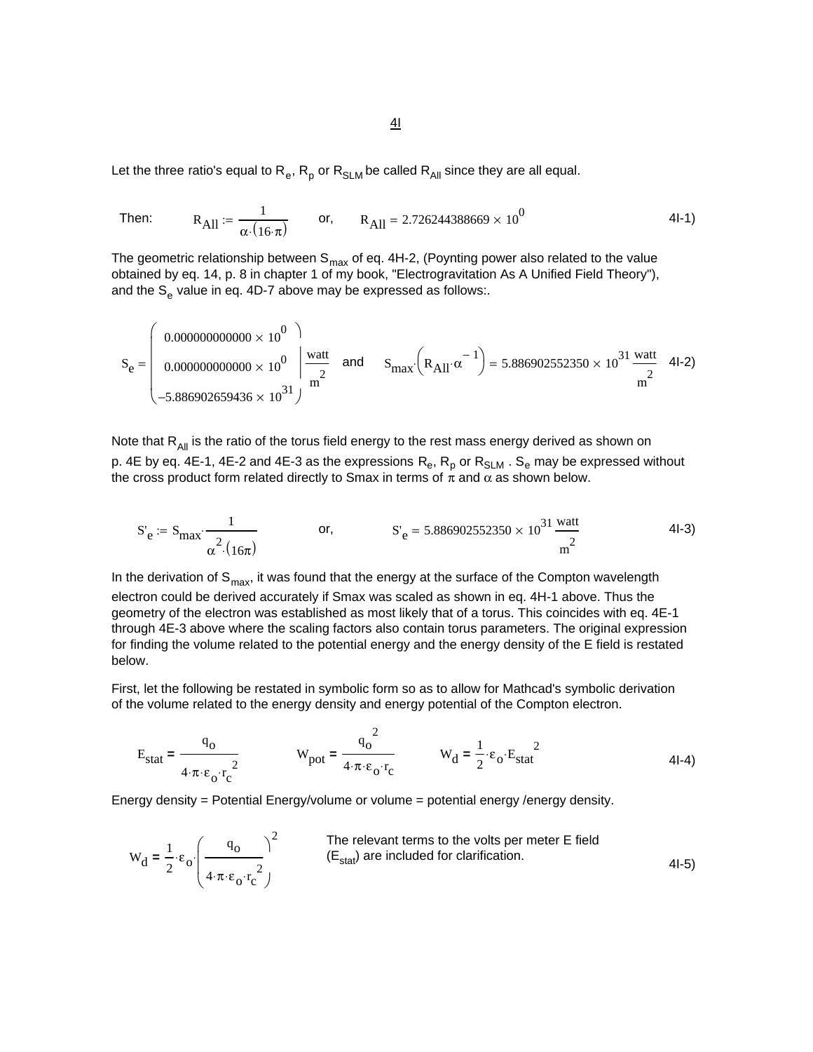4I

Let the three ratio's equal to $R_e$, $R_p$ or $R_{SLM}$ be called $R_{All}$ since they are all equal.

Then: $$R_{All} := \frac{1}{\alpha \cdot (16 \cdot \pi)} \qquad \text{or,} \qquad R_{All} = 2.726244388669 \times 10^{0} \qquad \text{4I-1)}$$

The geometric relationship between $S_{max}$ of eq. 4H-2, (Poynting power also related to the value obtained by eq. 14, p. 8 in chapter 1 of my book, "Electrogravitation As A Unified Field Theory"), and the $S_e$ value in eq. 4D-7 above may be expressed as follows:.

$$S_e = \begin{pmatrix} 0.000000000000 \times 10^{0} \\ 0.000000000000 \times 10^{0} \\ -5.886902659436 \times 10^{31} \end{pmatrix} \frac{\text{watt}}{\text{m}^2} \quad \text{and} \quad S_{max} \cdot \left( R_{All} \cdot \alpha^{-1} \right) = 5.886902552350 \times 10^{31} \frac{\text{watt}}{\text{m}^2} \qquad \text{4I-2)}$$

Note that $R_{All}$ is the ratio of the torus field energy to the rest mass energy derived as shown on p. 4E by eq. 4E-1, 4E-2 and 4E-3 as the expressions $R_e$, $R_p$ or $R_{SLM}$ . $S_e$ may be expressed without the cross product form related directly to Smax in terms of $\pi$ and $\alpha$ as shown below.

$$S'_e := S_{max} \cdot \frac{1}{\alpha^2 \cdot (16\pi)} \qquad \text{or,} \qquad S'_e = 5.886902552350 \times 10^{31} \frac{\text{watt}}{\text{m}^2} \qquad \text{4I-3)}$$

In the derivation of $S_{max}$, it was found that the energy at the surface of the Compton wavelength electron could be derived accurately if Smax was scaled as shown in eq. 4H-1 above. Thus the geometry of the electron was established as most likely that of a torus. This coincides with eq. 4E-1 through 4E-3 above where the scaling factors also contain torus parameters. The original expression for finding the volume related to the potential energy and the energy density of the E field is restated below.

First, let the following be restated in symbolic form so as to allow for Mathcad's symbolic derivation of the volume related to the energy density and energy potential of the Compton electron.

$$E_{stat} = \frac{q_o}{4 \cdot \pi \cdot \varepsilon_o \cdot r_c^{\,2}} \qquad W_{pot} = \frac{q_o^{\,2}}{4 \cdot \pi \cdot \varepsilon_o \cdot r_c} \qquad W_d = \frac{1}{2} \cdot \varepsilon_o \cdot E_{stat}^{\,2} \qquad \text{4I-4)}$$

Energy density = Potential Energy/volume or volume = potential energy /energy density.

$$W_d = \frac{1}{2} \cdot \varepsilon_o \cdot \left( \frac{q_o}{4 \cdot \pi \cdot \varepsilon_o \cdot r_c^{\,2}} \right)^2 \qquad \text{4I-5)}$$

The relevant terms to the volts per meter E field ($E_{stat}$) are included for clarification.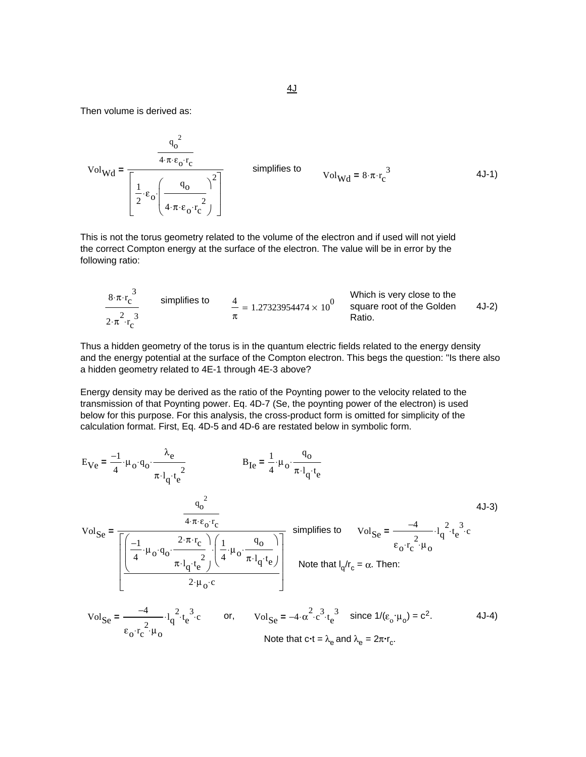## 4J

Then volume is derived as:

$$\mathrm{Vol}_{Wd} = \frac{\dfrac{q_o^2}{4\cdot\pi\cdot\varepsilon_o\cdot r_c}}{\left[\dfrac{1}{2}\cdot\varepsilon_o\cdot\left(\dfrac{q_o}{4\cdot\pi\cdot\varepsilon_o\cdot r_c^2}\right)^2\right]} \quad \text{simplifies to} \quad \mathrm{Vol}_{Wd} = 8\cdot\pi\cdot r_c^3 \qquad \text{4J-1)}$$

This is not the torus geometry related to the volume of the electron and if used will not yield the correct Compton energy at the surface of the electron. The value will be in error by the following ratio:

$$\frac{8\cdot\pi\cdot r_c^3}{2\cdot\pi^2\cdot r_c^3} \quad \text{simplifies to} \quad \frac{4}{\pi} = 1.27323954474\times 10^0 \qquad \text{4J-2)}$$

Which is very close to the square root of the Golden Ratio.

Thus a hidden geometry of the torus is in the quantum electric fields related to the energy density and the energy potential at the surface of the Compton electron. This begs the question: "Is there also a hidden geometry related to 4E-1 through 4E-3 above?

Energy density may be derived as the ratio of the Poynting power to the velocity related to the transmission of that Poynting power. Eq. 4D-7 (Se, the poynting power of the electron) is used below for this purpose. For this analysis, the cross-product form is omitted for simplicity of the calculation format. First, Eq. 4D-5 and 4D-6 are restated below in symbolic form.

$$E_{Ve} = \frac{-1}{4}\cdot\mu_o\cdot q_o\cdot\frac{\lambda_e}{\pi\cdot l_q\cdot t_e^2} \qquad B_{Ie} = \frac{1}{4}\cdot\mu_o\cdot\frac{q_o}{\pi\cdot l_q\cdot t_e}$$

$$\mathrm{Vol}_{Se} = \frac{\dfrac{q_o^2}{4\cdot\pi\cdot\varepsilon_o\cdot r_c}}{\left[\dfrac{\left(\dfrac{-1}{4}\cdot\mu_o\cdot q_o\cdot\dfrac{2\cdot\pi\cdot r_c}{\pi\cdot l_q\cdot t_e^2}\right)\cdot\left(\dfrac{1}{4}\cdot\mu_o\cdot\dfrac{q_o}{\pi\cdot l_q\cdot t_e}\right)}{2\cdot\mu_o\cdot c}\right]} \quad \text{simplifies to} \quad \mathrm{Vol}_{Se} = \frac{-4}{\varepsilon_o\cdot r_c^2\cdot\mu_o}\cdot l_q^2\cdot t_e^3\cdot c \qquad \text{4J-3)}$$

Note that $l_q/r_c = \alpha$. Then:

$$\mathrm{Vol}_{Se} = \frac{-4}{\varepsilon_o\cdot r_c^2\cdot\mu_o}\cdot l_q^2\cdot t_e^3\cdot c \quad \text{or,} \quad \mathrm{Vol}_{Se} = -4\cdot\alpha^2\cdot c^3\cdot t_e^3 \quad \text{since } 1/(\varepsilon_o\cdot\mu_o) = c^2. \qquad \text{4J-4)}$$

Note that $c\cdot t = \lambda_e$ and $\lambda_e = 2\pi\cdot r_c$.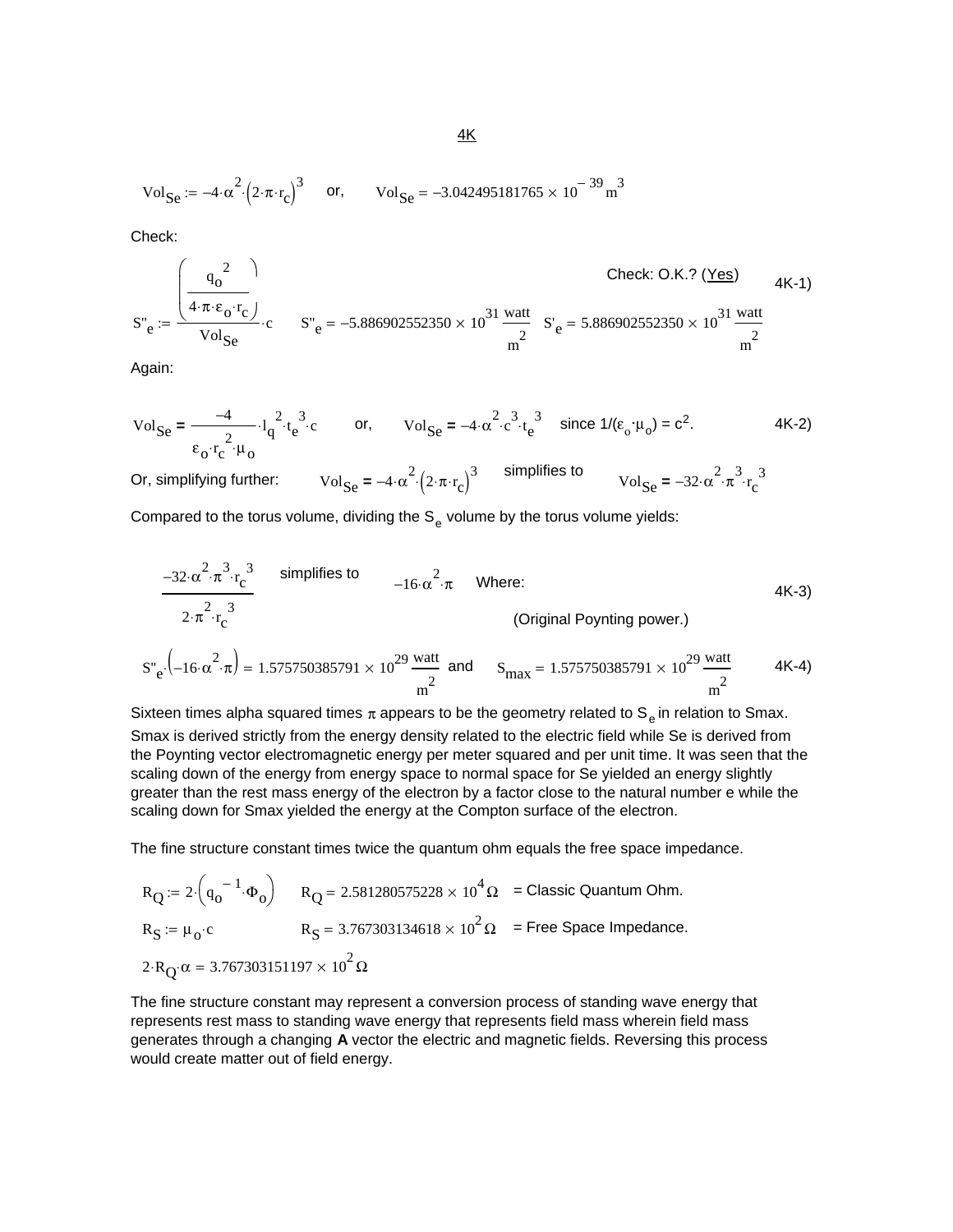<u>4K</u>

$$Vol_{Se} := -4 \cdot \alpha^2 \cdot \left(2 \cdot \pi \cdot r_c\right)^3 \quad \text{or,} \quad Vol_{Se} = -3.042495181765 \times 10^{-39}\, m^3$$

Check:

$$S''_e := \frac{\left(\dfrac{q_o^{\,2}}{4 \cdot \pi \cdot \varepsilon_o \cdot r_c}\right)}{Vol_{Se}} \cdot c \qquad S''_e = -5.886902552350 \times 10^{31}\, \frac{watt}{m^2} \quad S'_e = 5.886902552350 \times 10^{31}\, \frac{watt}{m^2}$$

Check: O.K.? (<u>Yes</u>) 4K-1)

Again:

$$Vol_{Se} = \frac{-4}{\varepsilon_o \cdot r_c^{\,2} \cdot \mu_o} \cdot l_q^{\,2} \cdot t_e^{\,3} \cdot c \quad \text{or,} \quad Vol_{Se} = -4 \cdot \alpha^2 \cdot c^3 \cdot t_e^{\,3} \quad \text{since } 1/(\varepsilon_o \cdot \mu_o) = c^2. \qquad \text{4K-2)}$$

Or, simplifying further: $Vol_{Se} = -4 \cdot \alpha^2 \cdot \left(2 \cdot \pi \cdot r_c\right)^3$ simplifies to $Vol_{Se} = -32 \cdot \alpha^2 \cdot \pi^3 \cdot r_c^{\,3}$

Compared to the torus volume, dividing the $S_e$ volume by the torus volume yields:

$$\frac{-32 \cdot \alpha^2 \cdot \pi^3 \cdot r_c^{\,3}}{2 \cdot \pi^2 \cdot r_c^{\,3}} \quad \text{simplifies to} \quad -16 \cdot \alpha^2 \cdot \pi \quad \text{Where:} \qquad \text{4K-3)}$$

(Original Poynting power.)

$$S''_e \cdot \left(-16 \cdot \alpha^2 \cdot \pi\right) = 1.575750385791 \times 10^{29}\, \frac{watt}{m^2} \quad \text{and} \quad S_{max} = 1.575750385791 \times 10^{29}\, \frac{watt}{m^2} \qquad \text{4K-4)}$$

Sixteen times alpha squared times $\pi$ appears to be the geometry related to $S_e$ in relation to Smax. Smax is derived strictly from the energy density related to the electric field while Se is derived from the Poynting vector electromagnetic energy per meter squared and per unit time. It was seen that the scaling down of the energy from energy space to normal space for Se yielded an energy slightly greater than the rest mass energy of the electron by a factor close to the natural number e while the scaling down for Smax yielded the energy at the Compton surface of the electron.

The fine structure constant times twice the quantum ohm equals the free space impedance.

$R_Q := 2 \cdot \left(q_o^{\,-1} \cdot \Phi_o\right) \qquad R_Q = 2.581280575228 \times 10^4\, \Omega$ = Classic Quantum Ohm.

$R_S := \mu_o \cdot c \qquad R_S = 3.767303134618 \times 10^2\, \Omega$ = Free Space Impedance.

$2 \cdot R_Q \cdot \alpha = 3.767303151197 \times 10^2\, \Omega$

The fine structure constant may represent a conversion process of standing wave energy that represents rest mass to standing wave energy that represents field mass wherein field mass generates through a changing **A** vector the electric and magnetic fields. Reversing this process would create matter out of field energy.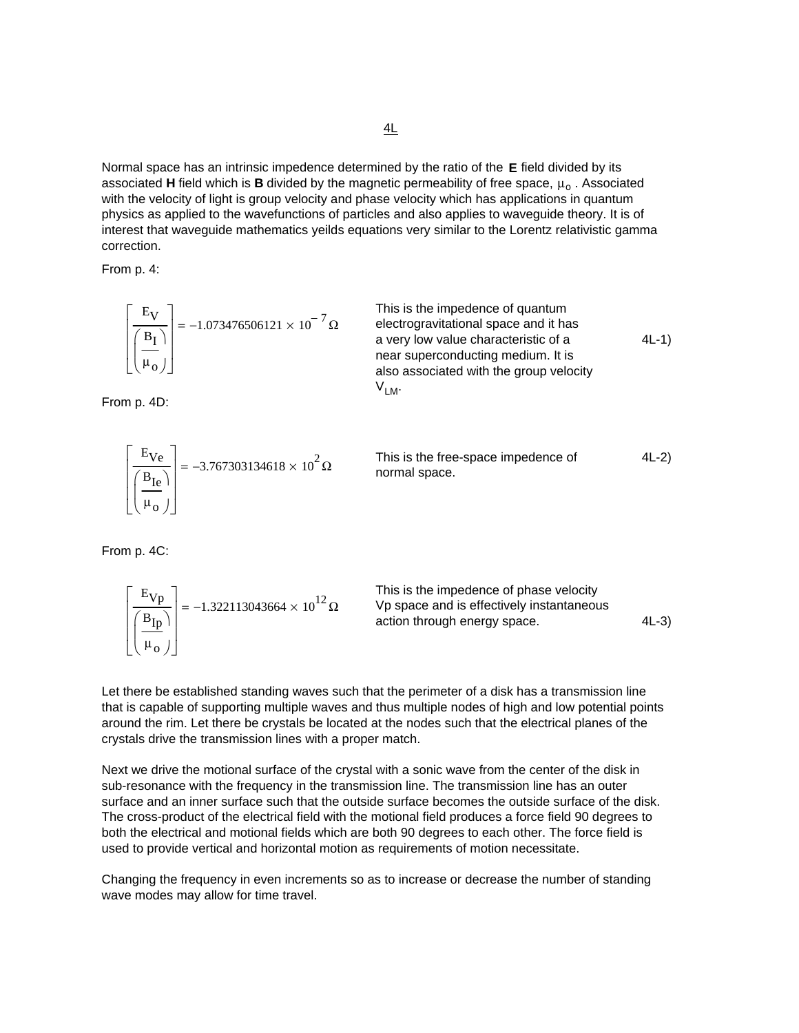# 4L

Normal space has an intrinsic impedence determined by the ratio of the **E** field divided by its associated **H** field which is **B** divided by the magnetic permeability of free space, $\mu_o$ . Associated with the velocity of light is group velocity and phase velocity which has applications in quantum physics as applied to the wavefunctions of particles and also applies to waveguide theory. It is of interest that waveguide mathematics yeilds equations very similar to the Lorentz relativistic gamma correction.

From p. 4:

$$\left[\frac{E_V}{\left(\frac{B_I}{\mu_o}\right)}\right] = -1.073476506121 \times 10^{-7}\,\Omega$$

This is the impedence of quantum electrogravitational space and it has a very low value characteristic of a near superconducting medium. It is also associated with the group velocity $V_{LM}$. 4L-1)

From p. 4D:

$$\left[\frac{E_{Ve}}{\left(\frac{B_{Ie}}{\mu_o}\right)}\right] = -3.767303134618 \times 10^{2}\,\Omega$$

This is the free-space impedence of normal space. 4L-2)

From p. 4C:

$$\left[\frac{E_{Vp}}{\left(\frac{B_{Ip}}{\mu_o}\right)}\right] = -1.322113043664 \times 10^{12}\,\Omega$$

This is the impedence of phase velocity Vp space and is effectively instantaneous action through energy space. 4L-3)

Let there be established standing waves such that the perimeter of a disk has a transmission line that is capable of supporting multiple waves and thus multiple nodes of high and low potential points around the rim. Let there be crystals be located at the nodes such that the electrical planes of the crystals drive the transmission lines with a proper match.

Next we drive the motional surface of the crystal with a sonic wave from the center of the disk in sub-resonance with the frequency in the transmission line. The transmission line has an outer surface and an inner surface such that the outside surface becomes the outside surface of the disk. The cross-product of the electrical field with the motional field produces a force field 90 degrees to both the electrical and motional fields which are both 90 degrees to each other. The force field is used to provide vertical and horizontal motion as requirements of motion necessitate.

Changing the frequency in even increments so as to increase or decrease the number of standing wave modes may allow for time travel.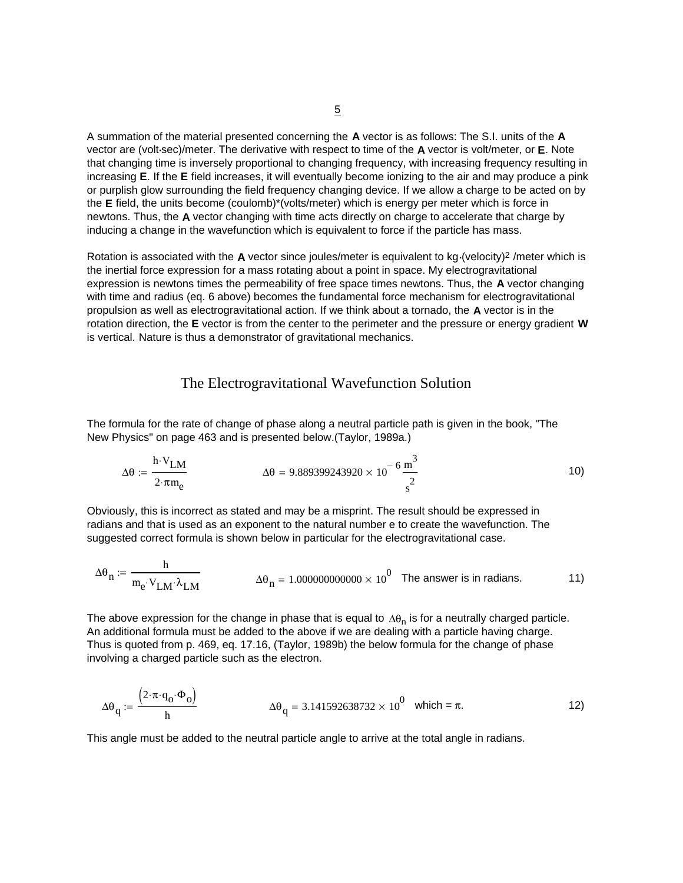A summation of the material presented concerning the **A** vector is as follows: The S.I. units of the **A** vector are (volt·sec)/meter. The derivative with respect to time of the **A** vector is volt/meter, or **E**. Note that changing time is inversely proportional to changing frequency, with increasing frequency resulting in increasing **E**. If the **E** field increases, it will eventually become ionizing to the air and may produce a pink or purplish glow surrounding the field frequency changing device. If we allow a charge to be acted on by the **E** field, the units become (coulomb)*(volts/meter) which is energy per meter which is force in newtons. Thus, the **A** vector changing with time acts directly on charge to accelerate that charge by inducing a change in the wavefunction which is equivalent to force if the particle has mass.

Rotation is associated with the **A** vector since joules/meter is equivalent to kg·(velocity)$^2$ /meter which is the inertial force expression for a mass rotating about a point in space. My electrogravitational expression is newtons times the permeability of free space times newtons. Thus, the **A** vector changing with time and radius (eq. 6 above) becomes the fundamental force mechanism for electrogravitational propulsion as well as electrogravitational action. If we think about a tornado, the **A** vector is in the rotation direction, the **E** vector is from the center to the perimeter and the pressure or energy gradient **W** is vertical. Nature is thus a demonstrator of gravitational mechanics.

## The Electrogravitational Wavefunction Solution

The formula for the rate of change of phase along a neutral particle path is given in the book, "The New Physics" on page 463 and is presented below.(Taylor, 1989a.)

$$\Delta\theta := \frac{h \cdot V_{LM}}{2 \cdot \pi m_e} \qquad \Delta\theta = 9.889399243920 \times 10^{-6} \frac{m^3}{s^2} \qquad 10)$$

Obviously, this is incorrect as stated and may be a misprint. The result should be expressed in radians and that is used as an exponent to the natural number e to create the wavefunction. The suggested correct formula is shown below in particular for the electrogravitational case.

$$\Delta\theta_n := \frac{h}{m_e \cdot V_{LM} \cdot \lambda_{LM}} \qquad \Delta\theta_n = 1.000000000000 \times 10^0 \quad \text{The answer is in radians.} \qquad 11)$$

The above expression for the change in phase that is equal to $\Delta\theta_n$ is for a neutrally charged particle. An additional formula must be added to the above if we are dealing with a particle having charge. Thus is quoted from p. 469, eq. 17.16, (Taylor, 1989b) the below formula for the change of phase involving a charged particle such as the electron.

$$\Delta\theta_q := \frac{(2 \cdot \pi \cdot q_o \cdot \Phi_o)}{h} \qquad \Delta\theta_q = 3.141592638732 \times 10^0 \quad \text{which} = \pi. \qquad 12)$$

This angle must be added to the neutral particle angle to arrive at the total angle in radians.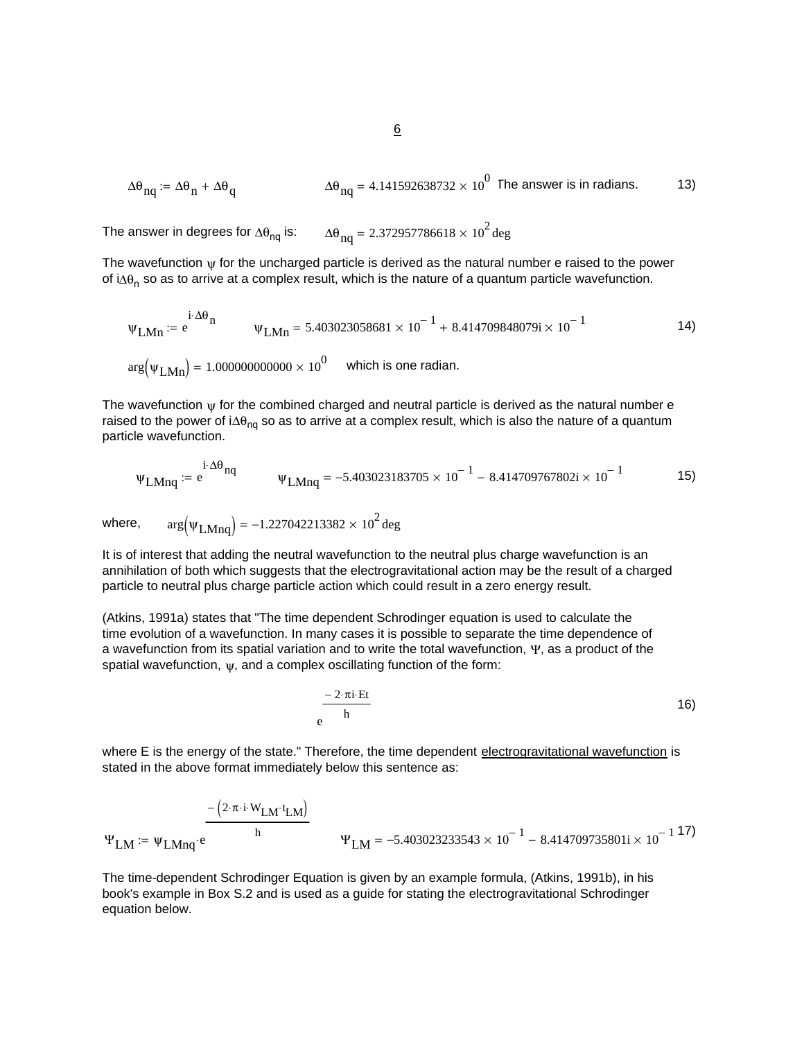$$\Delta\theta_{nq} := \Delta\theta_n + \Delta\theta_q \qquad \Delta\theta_{nq} = 4.141592638732 \times 10^{0}$$ The answer is in radians. 13)

The answer in degrees for $\Delta\theta_{nq}$ is: $\Delta\theta_{nq} = 2.372957786618 \times 10^{2}\,\text{deg}$

The wavefunction $\psi$ for the uncharged particle is derived as the natural number e raised to the power of $i\Delta\theta_n$ so as to arrive at a complex result, which is the nature of a quantum particle wavefunction.

$$\psi_{LMn} := e^{i\cdot\Delta\theta_n} \qquad \psi_{LMn} = 5.403023058681 \times 10^{-1} + 8.414709848079i \times 10^{-1} \qquad 14)$$

$\arg(\psi_{LMn}) = 1.000000000000 \times 10^{0}$ which is one radian.

The wavefunction $\psi$ for the combined charged and neutral particle is derived as the natural number e raised to the power of $i\Delta\theta_{nq}$ so as to arrive at a complex result, which is also the nature of a quantum particle wavefunction.

$$\psi_{LMnq} := e^{i\cdot\Delta\theta_{nq}} \qquad \psi_{LMnq} = -5.403023183705 \times 10^{-1} - 8.414709767802i \times 10^{-1} \qquad 15)$$

where, $\arg(\psi_{LMnq}) = -1.227042213382 \times 10^{2}\,\text{deg}$

It is of interest that adding the neutral wavefunction to the neutral plus charge wavefunction is an annihilation of both which suggests that the electrogravitational action may be the result of a charged particle to neutral plus charge particle action which could result in a zero energy result.

(Atkins, 1991a) states that "The time dependent Schrodinger equation is used to calculate the time evolution of a wavefunction. In many cases it is possible to separate the time dependence of a wavefunction from its spatial variation and to write the total wavefunction, $\Psi$, as a product of the spatial wavefunction, $\psi$, and a complex oscillating function of the form:

$$e^{\frac{-2\cdot\pi i\cdot Et}{h}} \qquad 16)$$

where E is the energy of the state." Therefore, the time dependent electrogravitational wavefunction is stated in the above format immediately below this sentence as:

$$\Psi_{LM} := \psi_{LMnq}\cdot e^{\frac{-\left(2\cdot\pi\cdot i\cdot W_{LM}\cdot t_{LM}\right)}{h}} \qquad \Psi_{LM} = -5.403023233543 \times 10^{-1} - 8.414709735801i \times 10^{-1} \qquad 17)$$

The time-dependent Schrodinger Equation is given by an example formula, (Atkins, 1991b), in his book's example in Box S.2 and is used as a guide for stating the electrogravitational Schrodinger equation below.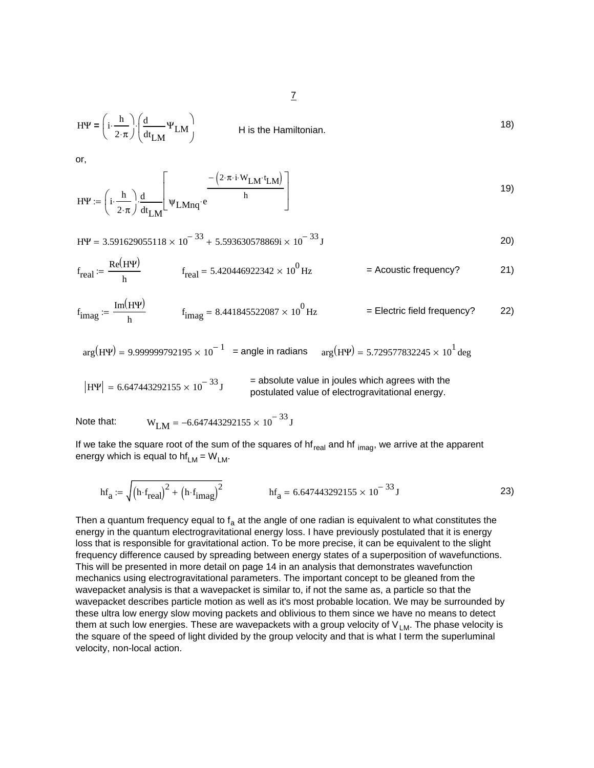$$H\Psi = \left(i \cdot \frac{h}{2 \cdot \pi}\right) \cdot \left(\frac{d}{dt_{LM}} \Psi_{LM}\right) \qquad \text{H is the Hamiltonian.} \tag{18}$$

or,

$$H\Psi := \left(i \cdot \frac{h}{2 \cdot \pi}\right) \cdot \frac{d}{dt_{LM}} \left[ \Psi_{LMnq} \cdot e^{\frac{-\left(2 \cdot \pi \cdot i \cdot W_{LM} \cdot t_{LM}\right)}{h}} \right] \tag{19}$$

$$H\Psi = 3.591629055118 \times 10^{-33} + 5.593630578869i \times 10^{-33} \, J \tag{20}$$

$$f_{real} := \frac{\mathrm{Re}(H\Psi)}{h} \qquad f_{real} = 5.420446922342 \times 10^{0} \, Hz \qquad = \text{Acoustic frequency?} \tag{21}$$

$$f_{imag} := \frac{\mathrm{Im}(H\Psi)}{h} \qquad f_{imag} = 8.441845522087 \times 10^{0} \, Hz \qquad = \text{Electric field frequency?} \tag{22}$$

$\arg(H\Psi) = 9.999999792195 \times 10^{-1}$ = angle in radians $\quad \arg(H\Psi) = 5.729577832245 \times 10^{1} \, deg$

$\left|H\Psi\right| = 6.647443292155 \times 10^{-33} \, J$ = absolute value in joules which agrees with the postulated value of electrogravitational energy.

Note that: $\quad W_{LM} = -6.647443292155 \times 10^{-33} \, J$

If we take the square root of the sum of the squares of $hf_{real}$ and $hf_{imag}$, we arrive at the apparent energy which is equal to $hf_{LM} = W_{LM}$.

$$hf_a := \sqrt{\left(h \cdot f_{real}\right)^2 + \left(h \cdot f_{imag}\right)^2} \qquad hf_a = 6.647443292155 \times 10^{-33} \, J \tag{23}$$

Then a quantum frequency equal to $f_a$ at the angle of one radian is equivalent to what constitutes the energy in the quantum electrogravitational energy loss. I have previously postulated that it is energy loss that is responsible for gravitational action. To be more precise, it can be equivalent to the slight frequency difference caused by spreading between energy states of a superposition of wavefunctions. This will be presented in more detail on page 14 in an analysis that demonstrates wavefunction mechanics using electrogravitational parameters. The important concept to be gleaned from the wavepacket analysis is that a wavepacket is similar to, if not the same as, a particle so that the wavepacket describes particle motion as well as it's most probable location. We may be surrounded by these ultra low energy slow moving packets and oblivious to them since we have no means to detect them at such low energies. These are wavepackets with a group velocity of $V_{LM}$. The phase velocity is the square of the speed of light divided by the group velocity and that is what I term the superluminal velocity, non-local action.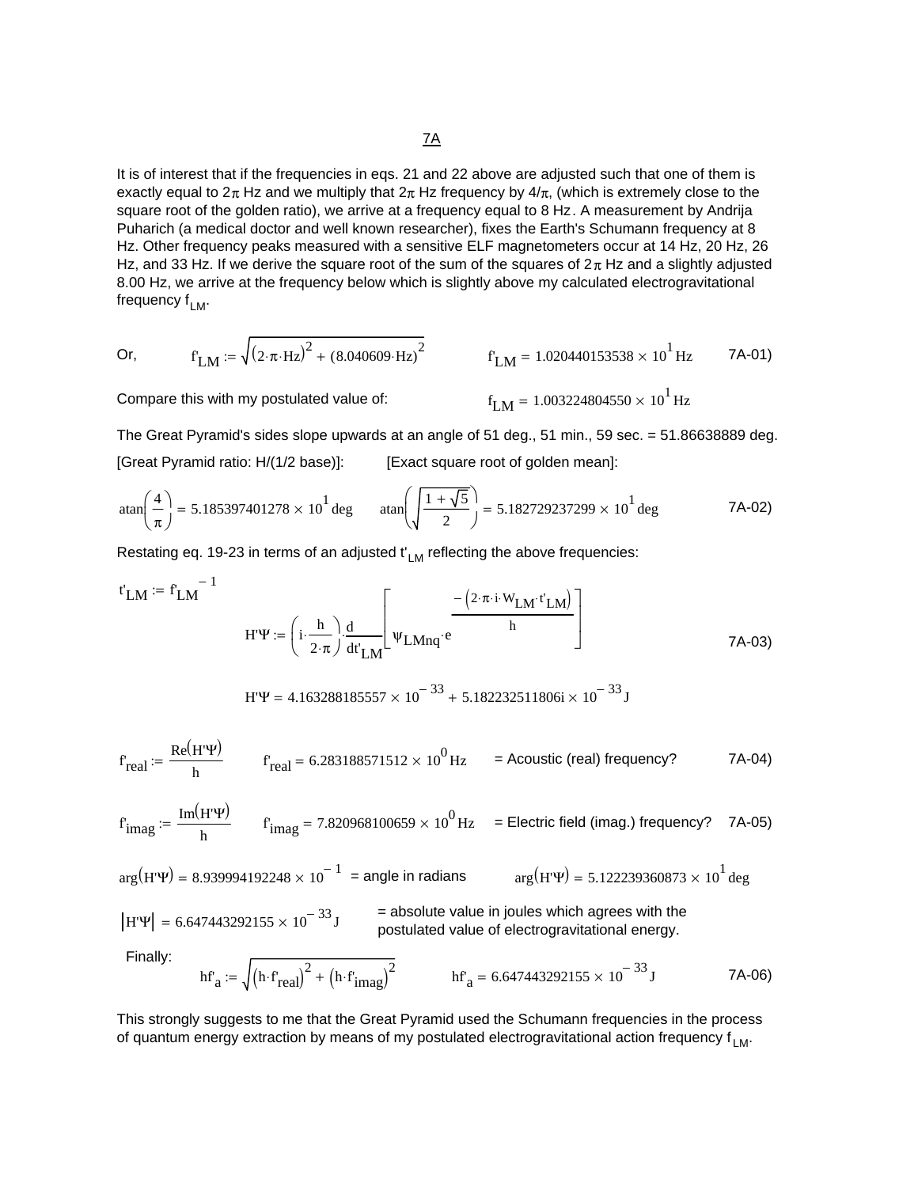7A

It is of interest that if the frequencies in eqs. 21 and 22 above are adjusted such that one of them is exactly equal to $2\pi$ Hz and we multiply that $2\pi$ Hz frequency by $4/\pi$, (which is extremely close to the square root of the golden ratio), we arrive at a frequency equal to 8 Hz. A measurement by Andrija Puharich (a medical doctor and well known researcher), fixes the Earth's Schumann frequency at 8 Hz. Other frequency peaks measured with a sensitive ELF magnetometers occur at 14 Hz, 20 Hz, 26 Hz, and 33 Hz. If we derive the square root of the sum of the squares of $2\pi$ Hz and a slightly adjusted 8.00 Hz, we arrive at the frequency below which is slightly above my calculated electrogravitational frequency $f_{LM}$.

Or, $$f'_{LM} := \sqrt{(2\cdot\pi\cdot Hz)^2 + (8.040609\cdot Hz)^2} \qquad f'_{LM} = 1.020440153538 \times 10^1\,Hz \qquad \text{7A-01)}$$

Compare this with my postulated value of: $$f_{LM} = 1.003224804550 \times 10^1\,Hz$$

The Great Pyramid's sides slope upwards at an angle of 51 deg., 51 min., 59 sec. = 51.86638889 deg.

[Great Pyramid ratio: H/(1/2 base)]: [Exact square root of golden mean]:

$$\operatorname{atan}\left(\frac{4}{\pi}\right) = 5.185397401278 \times 10^1\,deg \qquad \operatorname{atan}\left(\sqrt{\frac{1+\sqrt{5}}{2}}\right) = 5.182729237299 \times 10^1\,deg \qquad \text{7A-02)}$$

Restating eq. 19-23 in terms of an adjusted $t'_{LM}$ reflecting the above frequencies:

$$t'_{LM} := f'_{LM}{}^{-1}$$

$$H'\Psi := \left(i\cdot\frac{h}{2\cdot\pi}\right)\cdot\frac{d}{dt'_{LM}}\left[\Psi_{LMnq}\cdot e^{\frac{-\left(2\cdot\pi\cdot i\cdot W_{LM}\cdot t'_{LM}\right)}{h}}\right] \qquad \text{7A-03)}$$

$$H'\Psi = 4.163288185557 \times 10^{-33} + 5.182232511806i \times 10^{-33}\,J$$

$$f'_{real} := \frac{\operatorname{Re}(H'\Psi)}{h} \qquad f'_{real} = 6.283188571512 \times 10^0\,Hz \qquad \text{= Acoustic (real) frequency?} \qquad \text{7A-04)}$$

$$f'_{imag} := \frac{\operatorname{Im}(H'\Psi)}{h} \qquad f'_{imag} = 7.820968100659 \times 10^0\,Hz \qquad \text{= Electric field (imag.) frequency?} \qquad \text{7A-05)}$$

$\arg(H'\Psi) = 8.939994192248 \times 10^{-1}$ = angle in radians $\qquad \arg(H'\Psi) = 5.122239360873 \times 10^1\,deg$

$\left|H'\Psi\right| = 6.647443292155 \times 10^{-33}\,J$ = absolute value in joules which agrees with the postulated value of electrogravitational energy.

Finally:

$$hf'_a := \sqrt{\left(h\cdot f'_{real}\right)^2 + \left(h\cdot f'_{imag}\right)^2} \qquad hf'_a = 6.647443292155 \times 10^{-33}\,J \qquad \text{7A-06)}$$

This strongly suggests to me that the Great Pyramid used the Schumann frequencies in the process of quantum energy extraction by means of my postulated electrogravitational action frequency $f_{LM}$.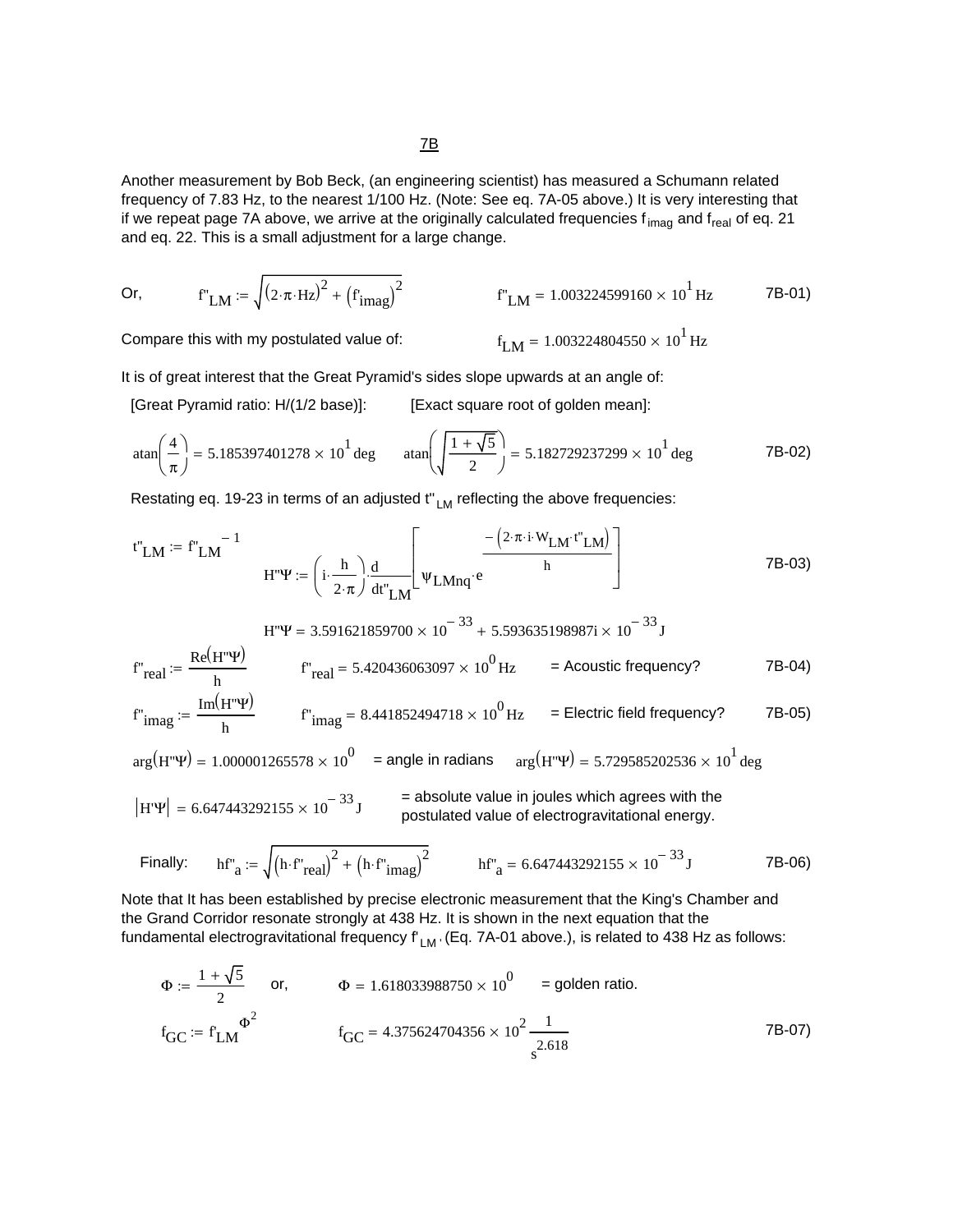# 7B

Another measurement by Bob Beck, (an engineering scientist) has measured a Schumann related frequency of 7.83 Hz, to the nearest 1/100 Hz. (Note: See eq. 7A-05 above.) It is very interesting that if we repeat page 7A above, we arrive at the originally calculated frequencies $f_{imag}$ and $f_{real}$ of eq. 21 and eq. 22. This is a small adjustment for a large change.

Or, $f''_{LM} := \sqrt{(2\cdot\pi\cdot Hz)^2 + (f'_{imag})^2}$ $\qquad f''_{LM} = 1.003224599160 \times 10^1\,Hz$ $\qquad$ 7B-01)

Compare this with my postulated value of: $\qquad f_{LM} = 1.003224804550 \times 10^1\,Hz$

It is of great interest that the Great Pyramid's sides slope upwards at an angle of:

[Great Pyramid ratio: H/(1/2 base)]: $\qquad$ [Exact square root of golden mean]:

$$\operatorname{atan}\left(\frac{4}{\pi}\right) = 5.185397401278 \times 10^1\,deg \qquad \operatorname{atan}\left(\sqrt{\frac{1+\sqrt{5}}{2}}\right) = 5.182729237299 \times 10^1\,deg \qquad \text{7B-02)}$$

Restating eq. 19-23 in terms of an adjusted $t''_{LM}$ reflecting the above frequencies:

$$t''_{LM} := f''_{LM}{}^{-1} \qquad H''\Psi := \left(i\cdot\frac{h}{2\cdot\pi}\right)\cdot\frac{d}{dt''_{LM}}\left[\Psi_{LMnq}\cdot e^{\frac{-(2\cdot\pi\cdot i\cdot W_{LM}\cdot t''_{LM})}{h}}\right] \qquad \text{7B-03)}$$

$$H''\Psi = 3.591621859700 \times 10^{-33} + 5.593635198987i \times 10^{-33}\,J$$

$f''_{real} := \frac{Re(H''\Psi)}{h}$ $\qquad f''_{real} = 5.420436063097 \times 10^0\,Hz$ $\qquad$ = Acoustic frequency? $\qquad$ 7B-04)

$f''_{imag} := \frac{Im(H''\Psi)}{h}$ $\qquad f''_{imag} = 8.441852494718 \times 10^0\,Hz$ $\qquad$ = Electric field frequency? $\qquad$ 7B-05)

$\arg(H''\Psi) = 1.000001265578 \times 10^0$ = angle in radians $\qquad \arg(H''\Psi) = 5.729585202536 \times 10^1\,deg$

$|H'\Psi| = 6.647443292155 \times 10^{-33}\,J$ = absolute value in joules which agrees with the postulated value of electrogravitational energy.

Finally: $\qquad hf''_a := \sqrt{(h\cdot f''_{real})^2 + (h\cdot f''_{imag})^2}$ $\qquad hf''_a = 6.647443292155 \times 10^{-33}\,J$ $\qquad$ 7B-06)

Note that It has been established by precise electronic measurement that the King's Chamber and the Grand Corridor resonate strongly at 438 Hz. It is shown in the next equation that the fundamental electrogravitational frequency $f'_{LM}$, (Eq. 7A-01 above.), is related to 438 Hz as follows:

$\Phi := \frac{1+\sqrt{5}}{2}$ $\quad$ or, $\qquad \Phi = 1.618033988750 \times 10^0$ $\quad$ = golden ratio.

$$f_{GC} := f'_{LM}{}^{\Phi^2} \qquad f_{GC} = 4.375624704356 \times 10^2\,\frac{1}{s^{2.618}} \qquad \text{7B-07)}$$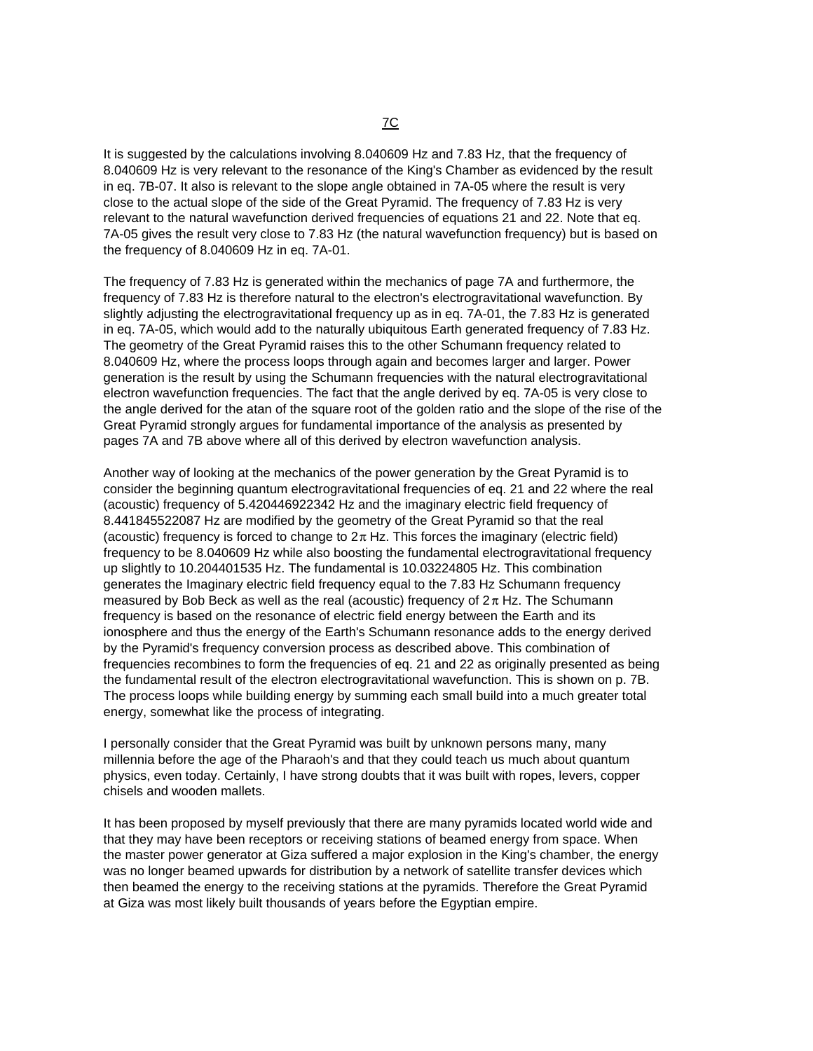# 7C

It is suggested by the calculations involving 8.040609 Hz and 7.83 Hz, that the frequency of 8.040609 Hz is very relevant to the resonance of the King's Chamber as evidenced by the result in eq. 7B-07. It also is relevant to the slope angle obtained in 7A-05 where the result is very close to the actual slope of the side of the Great Pyramid. The frequency of 7.83 Hz is very relevant to the natural wavefunction derived frequencies of equations 21 and 22. Note that eq. 7A-05 gives the result very close to 7.83 Hz (the natural wavefunction frequency) but is based on the frequency of 8.040609 Hz in eq. 7A-01.

The frequency of 7.83 Hz is generated within the mechanics of page 7A and furthermore, the frequency of 7.83 Hz is therefore natural to the electron's electrogravitational wavefunction. By slightly adjusting the electrogravitational frequency up as in eq. 7A-01, the 7.83 Hz is generated in eq. 7A-05, which would add to the naturally ubiquitous Earth generated frequency of 7.83 Hz. The geometry of the Great Pyramid raises this to the other Schumann frequency related to 8.040609 Hz, where the process loops through again and becomes larger and larger. Power generation is the result by using the Schumann frequencies with the natural electrogravitational electron wavefunction frequencies. The fact that the angle derived by eq. 7A-05 is very close to the angle derived for the atan of the square root of the golden ratio and the slope of the rise of the Great Pyramid strongly argues for fundamental importance of the analysis as presented by pages 7A and 7B above where all of this derived by electron wavefunction analysis.

Another way of looking at the mechanics of the power generation by the Great Pyramid is to consider the beginning quantum electrogravitational frequencies of eq. 21 and 22 where the real (acoustic) frequency of 5.420446922342 Hz and the imaginary electric field frequency of 8.441845522087 Hz are modified by the geometry of the Great Pyramid so that the real (acoustic) frequency is forced to change to $2\pi$ Hz. This forces the imaginary (electric field) frequency to be 8.040609 Hz while also boosting the fundamental electrogravitational frequency up slightly to 10.204401535 Hz. The fundamental is 10.03224805 Hz. This combination generates the Imaginary electric field frequency equal to the 7.83 Hz Schumann frequency measured by Bob Beck as well as the real (acoustic) frequency of $2\pi$ Hz. The Schumann frequency is based on the resonance of electric field energy between the Earth and its ionosphere and thus the energy of the Earth's Schumann resonance adds to the energy derived by the Pyramid's frequency conversion process as described above. This combination of frequencies recombines to form the frequencies of eq. 21 and 22 as originally presented as being the fundamental result of the electron electrogravitational wavefunction. This is shown on p. 7B. The process loops while building energy by summing each small build into a much greater total energy, somewhat like the process of integrating.

I personally consider that the Great Pyramid was built by unknown persons many, many millennia before the age of the Pharaoh's and that they could teach us much about quantum physics, even today. Certainly, I have strong doubts that it was built with ropes, levers, copper chisels and wooden mallets.

It has been proposed by myself previously that there are many pyramids located world wide and that they may have been receptors or receiving stations of beamed energy from space. When the master power generator at Giza suffered a major explosion in the King's chamber, the energy was no longer beamed upwards for distribution by a network of satellite transfer devices which then beamed the energy to the receiving stations at the pyramids. Therefore the Great Pyramid at Giza was most likely built thousands of years before the Egyptian empire.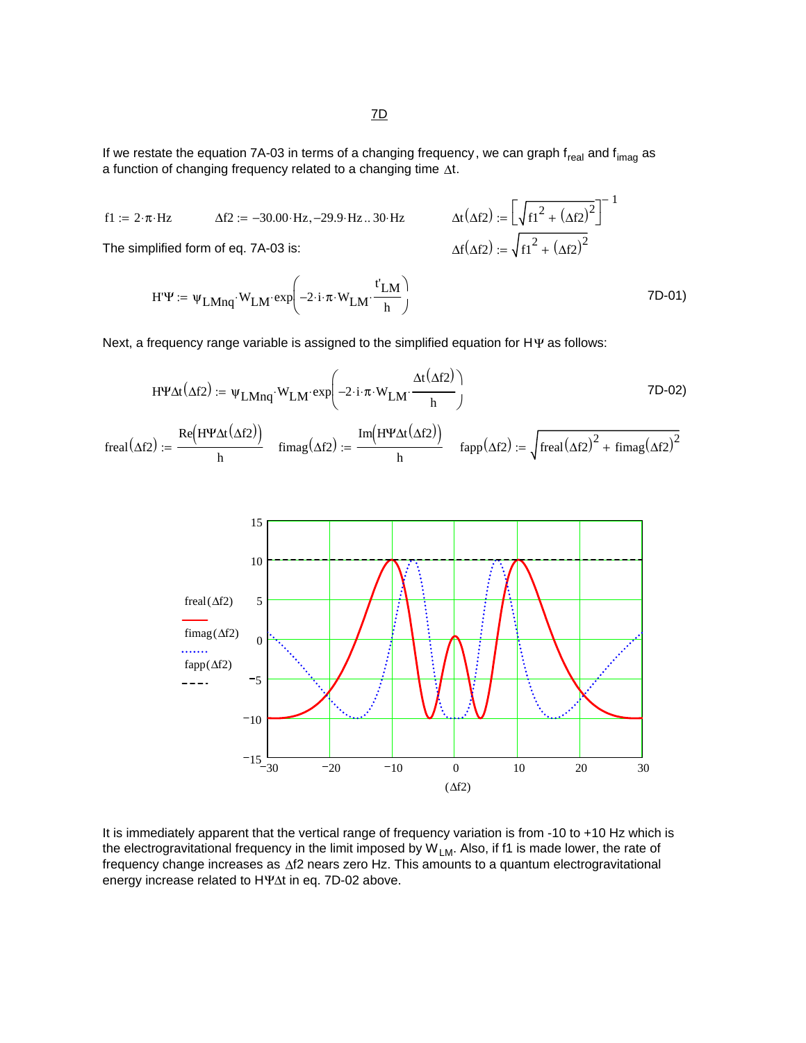# 7D

If we restate the equation 7A-03 in terms of a changing frequency, we can graph $f_{real}$ and $f_{imag}$ as a function of changing frequency related to a changing time $\Delta t$.

$$f1 := 2\cdot\pi\cdot Hz \qquad \Delta f2 := -30.00\cdot Hz, -29.9\cdot Hz .. 30\cdot Hz \qquad \Delta t(\Delta f2) := \left[\sqrt{f1^2 + (\Delta f2)^2}\right]^{-1}$$

The simplified form of eq. 7A-03 is:

$$\Delta f(\Delta f2) := \sqrt{f1^2 + (\Delta f2)^2}$$

$$H'\Psi := \psi_{LMnq}\cdot W_{LM}\cdot \exp\left(-2\cdot i\cdot\pi\cdot W_{LM}\cdot\frac{t'_{LM}}{h}\right) \tag{7D-01}$$

Next, a frequency range variable is assigned to the simplified equation for $H\Psi$ as follows:

$$H\Psi\Delta t(\Delta f2) := \psi_{LMnq}\cdot W_{LM}\cdot \exp\left(-2\cdot i\cdot\pi\cdot W_{LM}\cdot\frac{\Delta t(\Delta f2)}{h}\right) \tag{7D-02}$$

$$freal(\Delta f2) := \frac{Re(H\Psi\Delta t(\Delta f2))}{h} \qquad fimag(\Delta f2) := \frac{Im(H\Psi\Delta t(\Delta f2))}{h} \qquad fapp(\Delta f2) := \sqrt{freal(\Delta f2)^2 + fimag(\Delta f2)^2}$$

It is immediately apparent that the vertical range of frequency variation is from -10 to +10 Hz which is the electrogravitational frequency in the limit imposed by $W_{LM}$. Also, if f1 is made lower, the rate of frequency change increases as $\Delta f2$ nears zero Hz. This amounts to a quantum electrogravitational energy increase related to $H\Psi\Delta t$ in eq. 7D-02 above.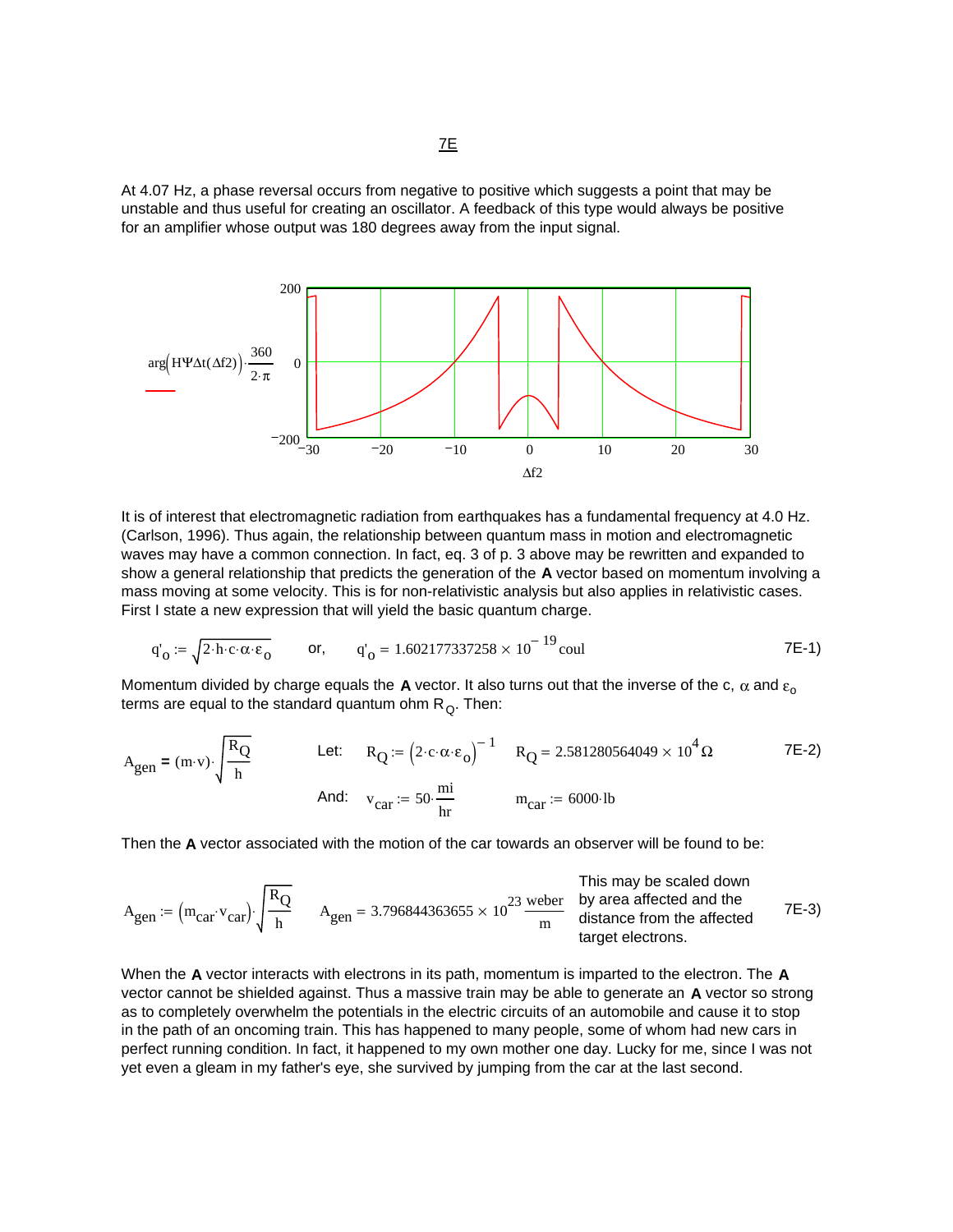7E

At 4.07 Hz, a phase reversal occurs from negative to positive which suggests a point that may be unstable and thus useful for creating an oscillator. A feedback of this type would always be positive for an amplifier whose output was 180 degrees away from the input signal.

It is of interest that electromagnetic radiation from earthquakes has a fundamental frequency at 4.0 Hz. (Carlson, 1996). Thus again, the relationship between quantum mass in motion and electromagnetic waves may have a common connection. In fact, eq. 3 of p. 3 above may be rewritten and expanded to show a general relationship that predicts the generation of the **A** vector based on momentum involving a mass moving at some velocity. This is for non-relativistic analysis but also applies in relativistic cases. First I state a new expression that will yield the basic quantum charge.

$$q'_o := \sqrt{2 \cdot h \cdot c \cdot \alpha \cdot \varepsilon_o} \qquad \text{or,} \qquad q'_o = 1.602177337258 \times 10^{-19}\,\text{coul} \qquad \text{7E-1)}$$

Momentum divided by charge equals the **A** vector. It also turns out that the inverse of the c, $\alpha$ and $\varepsilon_o$ terms are equal to the standard quantum ohm $R_Q$. Then:

$$A_{gen} = (m \cdot v) \cdot \sqrt{\frac{R_Q}{h}} \qquad \text{Let: } R_Q := \left(2 \cdot c \cdot \alpha \cdot \varepsilon_o\right)^{-1} \quad R_Q = 2.581280564049 \times 10^{4}\,\Omega \qquad \text{7E-2)}$$

$$\text{And: } v_{car} := 50 \cdot \frac{\text{mi}}{\text{hr}} \qquad m_{car} := 6000 \cdot \text{lb}$$

Then the **A** vector associated with the motion of the car towards an observer will be found to be:

$$A_{gen} := \left(m_{car} \cdot v_{car}\right) \cdot \sqrt{\frac{R_Q}{h}} \qquad A_{gen} = 3.796844363655 \times 10^{23}\,\frac{\text{weber}}{\text{m}} \qquad \text{7E-3)}$$

This may be scaled down by area affected and the distance from the affected target electrons.

When the **A** vector interacts with electrons in its path, momentum is imparted to the electron. The **A** vector cannot be shielded against. Thus a massive train may be able to generate an **A** vector so strong as to completely overwhelm the potentials in the electric circuits of an automobile and cause it to stop in the path of an oncoming train. This has happened to many people, some of whom had new cars in perfect running condition. In fact, it happened to my own mother one day. Lucky for me, since I was not yet even a gleam in my father's eye, she survived by jumping from the car at the last second.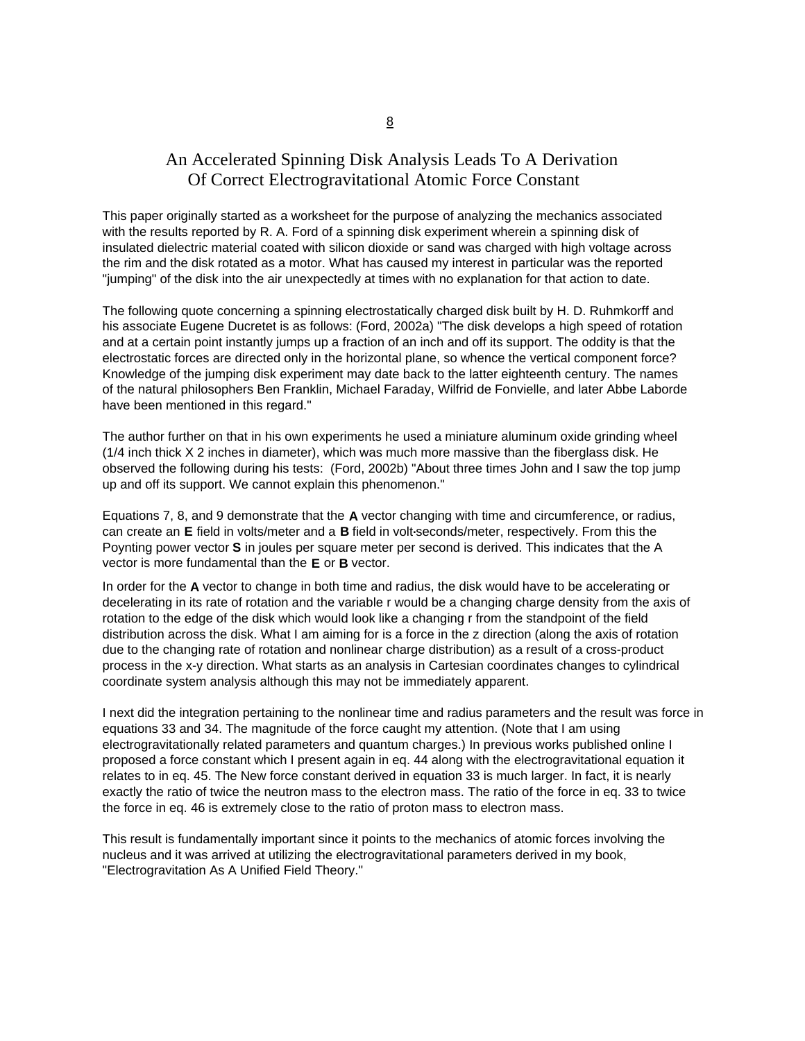# An Accelerated Spinning Disk Analysis Leads To A Derivation Of Correct Electrogravitational Atomic Force Constant

This paper originally started as a worksheet for the purpose of analyzing the mechanics associated with the results reported by R. A. Ford of a spinning disk experiment wherein a spinning disk of insulated dielectric material coated with silicon dioxide or sand was charged with high voltage across the rim and the disk rotated as a motor. What has caused my interest in particular was the reported "jumping" of the disk into the air unexpectedly at times with no explanation for that action to date.

The following quote concerning a spinning electrostatically charged disk built by H. D. Ruhmkorff and his associate Eugene Ducretet is as follows: (Ford, 2002a) "The disk develops a high speed of rotation and at a certain point instantly jumps up a fraction of an inch and off its support. The oddity is that the electrostatic forces are directed only in the horizontal plane, so whence the vertical component force? Knowledge of the jumping disk experiment may date back to the latter eighteenth century. The names of the natural philosophers Ben Franklin, Michael Faraday, Wilfrid de Fonvielle, and later Abbe Laborde have been mentioned in this regard."

The author further on that in his own experiments he used a miniature aluminum oxide grinding wheel (1/4 inch thick X 2 inches in diameter), which was much more massive than the fiberglass disk. He observed the following during his tests: (Ford, 2002b) "About three times John and I saw the top jump up and off its support. We cannot explain this phenomenon."

Equations 7, 8, and 9 demonstrate that the **A** vector changing with time and circumference, or radius, can create an **E** field in volts/meter and a **B** field in volt·seconds/meter, respectively. From this the Poynting power vector **S** in joules per square meter per second is derived. This indicates that the A vector is more fundamental than the **E** or **B** vector.

In order for the **A** vector to change in both time and radius, the disk would have to be accelerating or decelerating in its rate of rotation and the variable r would be a changing charge density from the axis of rotation to the edge of the disk which would look like a changing r from the standpoint of the field distribution across the disk. What I am aiming for is a force in the z direction (along the axis of rotation due to the changing rate of rotation and nonlinear charge distribution) as a result of a cross-product process in the x-y direction. What starts as an analysis in Cartesian coordinates changes to cylindrical coordinate system analysis although this may not be immediately apparent.

I next did the integration pertaining to the nonlinear time and radius parameters and the result was force in equations 33 and 34. The magnitude of the force caught my attention. (Note that I am using electrogravitationally related parameters and quantum charges.) In previous works published online I proposed a force constant which I present again in eq. 44 along with the electrogravitational equation it relates to in eq. 45. The New force constant derived in equation 33 is much larger. In fact, it is nearly exactly the ratio of twice the neutron mass to the electron mass. The ratio of the force in eq. 33 to twice the force in eq. 46 is extremely close to the ratio of proton mass to electron mass.

This result is fundamentally important since it points to the mechanics of atomic forces involving the nucleus and it was arrived at utilizing the electrogravitational parameters derived in my book, "Electrogravitation As A Unified Field Theory."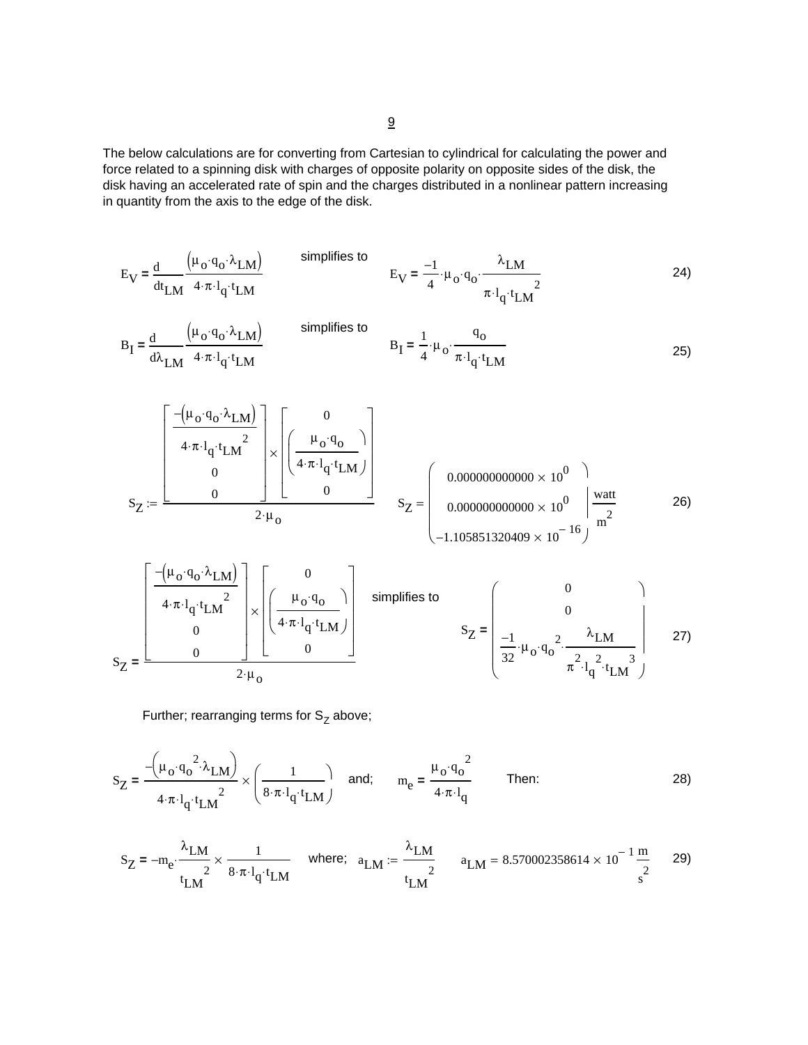The below calculations are for converting from Cartesian to cylindrical for calculating the power and force related to a spinning disk with charges of opposite polarity on opposite sides of the disk, the disk having an accelerated rate of spin and the charges distributed in a nonlinear pattern increasing in quantity from the axis to the edge of the disk.

$$E_V = \frac{d}{dt_{LM}} \frac{\left(\mu_o \cdot q_o \cdot \lambda_{LM}\right)}{4 \cdot \pi \cdot l_q \cdot t_{LM}} \quad \text{simplifies to} \quad E_V = \frac{-1}{4} \cdot \mu_o \cdot q_o \cdot \frac{\lambda_{LM}}{\pi \cdot l_q \cdot t_{LM}^{2}} \qquad 24)$$

$$B_I = \frac{d}{d\lambda_{LM}} \frac{\left(\mu_o \cdot q_o \cdot \lambda_{LM}\right)}{4 \cdot \pi \cdot l_q \cdot t_{LM}} \quad \text{simplifies to} \quad B_I = \frac{1}{4} \cdot \mu_o \cdot \frac{q_o}{\pi \cdot l_q \cdot t_{LM}} \qquad 25)$$

$$S_Z := \frac{\begin{bmatrix} \dfrac{-\left(\mu_o \cdot q_o \cdot \lambda_{LM}\right)}{4 \cdot \pi \cdot l_q \cdot t_{LM}^{2}} \\ 0 \\ 0 \end{bmatrix} \times \begin{bmatrix} 0 \\ \left(\dfrac{\mu_o \cdot q_o}{4 \cdot \pi \cdot l_q \cdot t_{LM}}\right) \\ 0 \end{bmatrix}}{2 \cdot \mu_o} \qquad S_Z = \begin{pmatrix} 0.000000000000 \times 10^{0} \\ 0.000000000000 \times 10^{0} \\ -1.105851320409 \times 10^{-16} \end{pmatrix} \frac{\text{watt}}{\text{m}^2} \qquad 26)$$

$$S_Z = \frac{\begin{bmatrix} \dfrac{-\left(\mu_o \cdot q_o \cdot \lambda_{LM}\right)}{4 \cdot \pi \cdot l_q \cdot t_{LM}^{2}} \\ 0 \\ 0 \end{bmatrix} \times \begin{bmatrix} 0 \\ \left(\dfrac{\mu_o \cdot q_o}{4 \cdot \pi \cdot l_q \cdot t_{LM}}\right) \\ 0 \end{bmatrix}}{2 \cdot \mu_o} \quad \text{simplifies to} \quad S_Z = \begin{pmatrix} 0 \\ 0 \\ \dfrac{-1}{32} \cdot \mu_o \cdot q_o^{2} \cdot \dfrac{\lambda_{LM}}{\pi^{2} \cdot l_q^{2} \cdot t_{LM}^{3}} \end{pmatrix} \qquad 27)$$

Further; rearranging terms for $S_Z$ above;

$$S_Z = \frac{-\left(\mu_o \cdot q_o^{2} \cdot \lambda_{LM}\right)}{4 \cdot \pi \cdot l_q \cdot t_{LM}^{2}} \times \left(\frac{1}{8 \cdot \pi \cdot l_q \cdot t_{LM}}\right) \quad \text{and;} \quad m_e = \frac{\mu_o \cdot q_o^{2}}{4 \cdot \pi \cdot l_q} \quad \text{Then:} \qquad 28)$$

$$S_Z = -m_e \cdot \frac{\lambda_{LM}}{t_{LM}^{2}} \times \frac{1}{8 \cdot \pi \cdot l_q \cdot t_{LM}} \quad \text{where;} \quad a_{LM} := \frac{\lambda_{LM}}{t_{LM}^{2}} \quad a_{LM} = 8.570002358614 \times 10^{-1} \frac{\text{m}}{\text{s}^2} \qquad 29)$$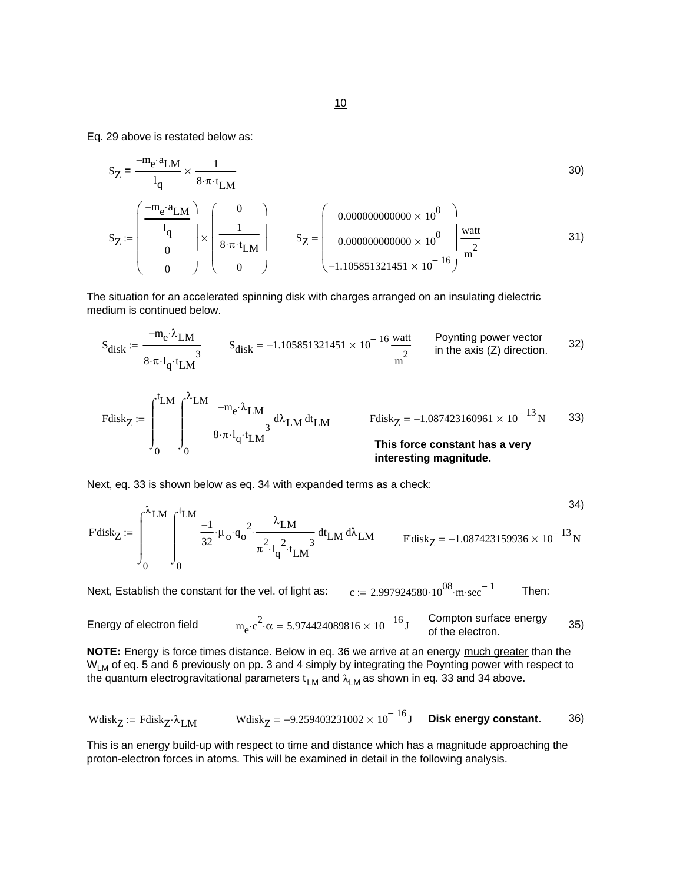Eq. 29 above is restated below as:

$$S_Z = \frac{-m_e \cdot a_{LM}}{l_q} \times \frac{1}{8 \cdot \pi \cdot t_{LM}} \tag{30}$$

$$S_Z := \begin{pmatrix} \frac{-m_e \cdot a_{LM}}{l_q} \\ 0 \\ 0 \end{pmatrix} \times \begin{pmatrix} 0 \\ \frac{1}{8 \cdot \pi \cdot t_{LM}} \\ 0 \end{pmatrix} \qquad S_Z = \begin{pmatrix} 0.000000000000 \times 10^{0} \\ 0.000000000000 \times 10^{0} \\ -1.105851321451 \times 10^{-16} \end{pmatrix} \frac{\text{watt}}{\text{m}^2} \tag{31}$$

The situation for an accelerated spinning disk with charges arranged on an insulating dielectric medium is continued below.

$$S_{disk} := \frac{-m_e \cdot \lambda_{LM}}{8 \cdot \pi \cdot l_q \cdot t_{LM}^{\ 3}} \qquad S_{disk} = -1.105851321451 \times 10^{-16} \frac{\text{watt}}{\text{m}^2} \tag{32}$$

Poynting power vector in the axis (Z) direction.

$$Fdisk_Z := \int_0^{t_{LM}} \int_0^{\lambda_{LM}} \frac{-m_e \cdot \lambda_{LM}}{8 \cdot \pi \cdot l_q \cdot t_{LM}^{\ 3}} \, d\lambda_{LM} \, dt_{LM} \qquad Fdisk_Z = -1.087423160961 \times 10^{-13} \text{N} \tag{33}$$

**This force constant has a very interesting magnitude.**

Next, eq. 33 is shown below as eq. 34 with expanded terms as a check:

$$F'disk_Z := \int_0^{\lambda_{LM}} \int_0^{t_{LM}} \frac{-1}{32} \cdot \mu_o \cdot q_o^{\ 2} \cdot \frac{\lambda_{LM}}{\pi^2 \cdot l_q^{\ 2} \cdot t_{LM}^{\ 3}} \, dt_{LM} \, d\lambda_{LM} \qquad F'disk_Z = -1.087423159936 \times 10^{-13} \text{N} \tag{34}$$

Next, Establish the constant for the vel. of light as: $c := 2.997924580 \cdot 10^{08} \cdot \text{m} \cdot \text{sec}^{-1}$ Then:

Energy of electron field $\quad m_e \cdot c^2 \cdot \alpha = 5.974424089816 \times 10^{-16} \text{J} \quad$ Compton surface energy of the electron. $\quad$ 35)

**NOTE:** Energy is force times distance. Below in eq. 36 we arrive at an energy much greater than the $W_{LM}$ of eq. 5 and 6 previously on pp. 3 and 4 simply by integrating the Poynting power with respect to the quantum electrogravitational parameters $t_{LM}$ and $\lambda_{LM}$ as shown in eq. 33 and 34 above.

$$Wdisk_Z := Fdisk_Z \cdot \lambda_{LM} \qquad Wdisk_Z = -9.259403231002 \times 10^{-16} \text{J} \tag{36}$$

**Disk energy constant.**

This is an energy build-up with respect to time and distance which has a magnitude approaching the proton-electron forces in atoms. This will be examined in detail in the following analysis.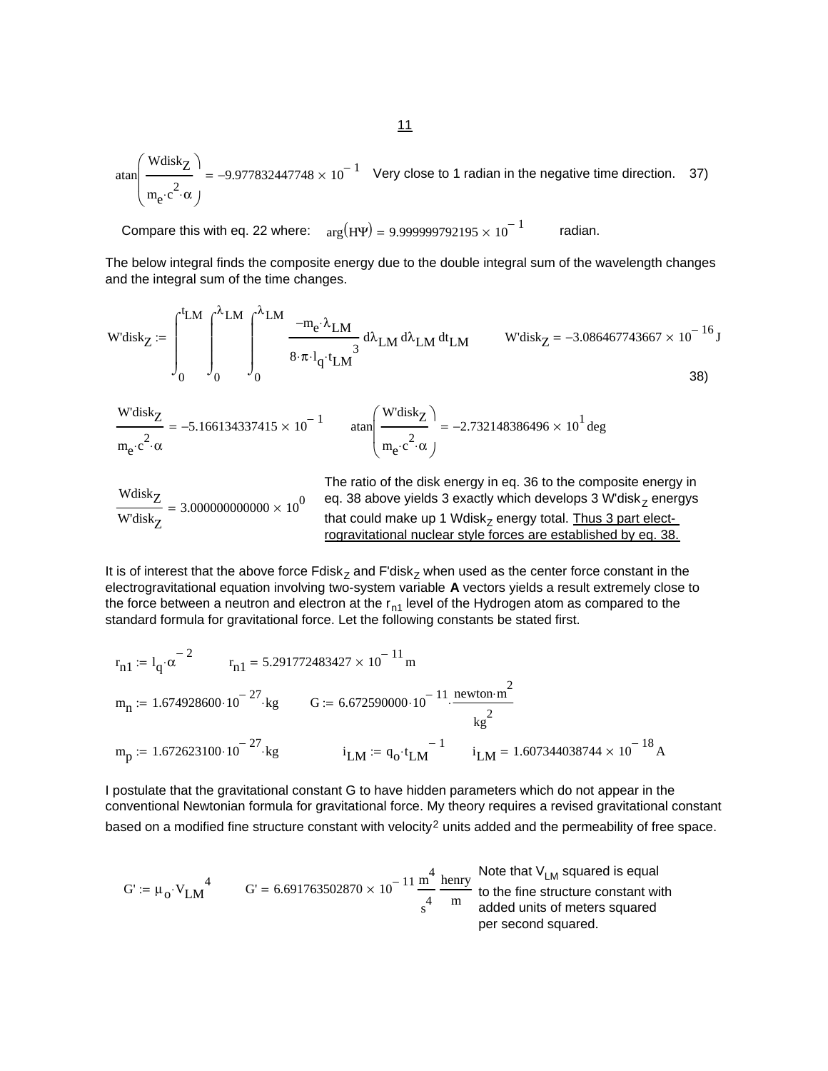$$\operatorname{atan}\left(\frac{Wdisk_Z}{m_e \cdot c^2 \cdot \alpha}\right) = -9.977832447748 \times 10^{-1}$$ Very close to 1 radian in the negative time direction. 37)

Compare this with eq. 22 where: $\arg(H\Psi) = 9.999999792195 \times 10^{-1}$ radian.

The below integral finds the composite energy due to the double integral sum of the wavelength changes and the integral sum of the time changes.

$$W'disk_Z := \int_0^{t_{LM}} \int_0^{\lambda_{LM}} \int_0^{\lambda_{LM}} \frac{-m_e \cdot \lambda_{LM}}{8 \cdot \pi \cdot l_q \cdot t_{LM}^3} \, d\lambda_{LM} \, d\lambda_{LM} \, dt_{LM} \qquad W'disk_Z = -3.086467743667 \times 10^{-16} \, J$$

38)

$$\frac{W'disk_Z}{m_e \cdot c^2 \cdot \alpha} = -5.166134337415 \times 10^{-1} \qquad \operatorname{atan}\left(\frac{W'disk_Z}{m_e \cdot c^2 \cdot \alpha}\right) = -2.732148386496 \times 10^{1} \, deg$$

$$\frac{Wdisk_Z}{W'disk_Z} = 3.000000000000 \times 10^{0}$$

The ratio of the disk energy in eq. 36 to the composite energy in eq. 38 above yields 3 exactly which develops 3 $W'disk_Z$ energys that could make up 1 $Wdisk_Z$ energy total. Thus 3 part electrogravitational nuclear style forces are established by eq. 38.

It is of interest that the above force $Fdisk_Z$ and $F'disk_Z$ when used as the center force constant in the electrogravitational equation involving two-system variable **A** vectors yields a result extremely close to the force between a neutron and electron at the $r_{n1}$ level of the Hydrogen atom as compared to the standard formula for gravitational force. Let the following constants be stated first.

$$r_{n1} := l_q \cdot \alpha^{-2} \qquad r_{n1} = 5.291772483427 \times 10^{-11} \, m$$

$$m_n := 1.674928600 \cdot 10^{-27} \cdot kg \qquad G := 6.672590000 \cdot 10^{-11} \cdot \frac{newton \cdot m^2}{kg^2}$$

$$m_p := 1.672623100 \cdot 10^{-27} \cdot kg \qquad i_{LM} := q_o \cdot t_{LM}^{-1} \qquad i_{LM} = 1.607344038744 \times 10^{-18} \, A$$

I postulate that the gravitational constant G to have hidden parameters which do not appear in the conventional Newtonian formula for gravitational force. My theory requires a revised gravitational constant based on a modified fine structure constant with velocity$^2$ units added and the permeability of free space.

$$G' := \mu_o \cdot V_{LM}^4 \qquad G' = 6.691763502870 \times 10^{-11} \, \frac{m^4}{s^4} \, \frac{henry}{m}$$

Note that $V_{LM}$ squared is equal to the fine structure constant with added units of meters squared per second squared.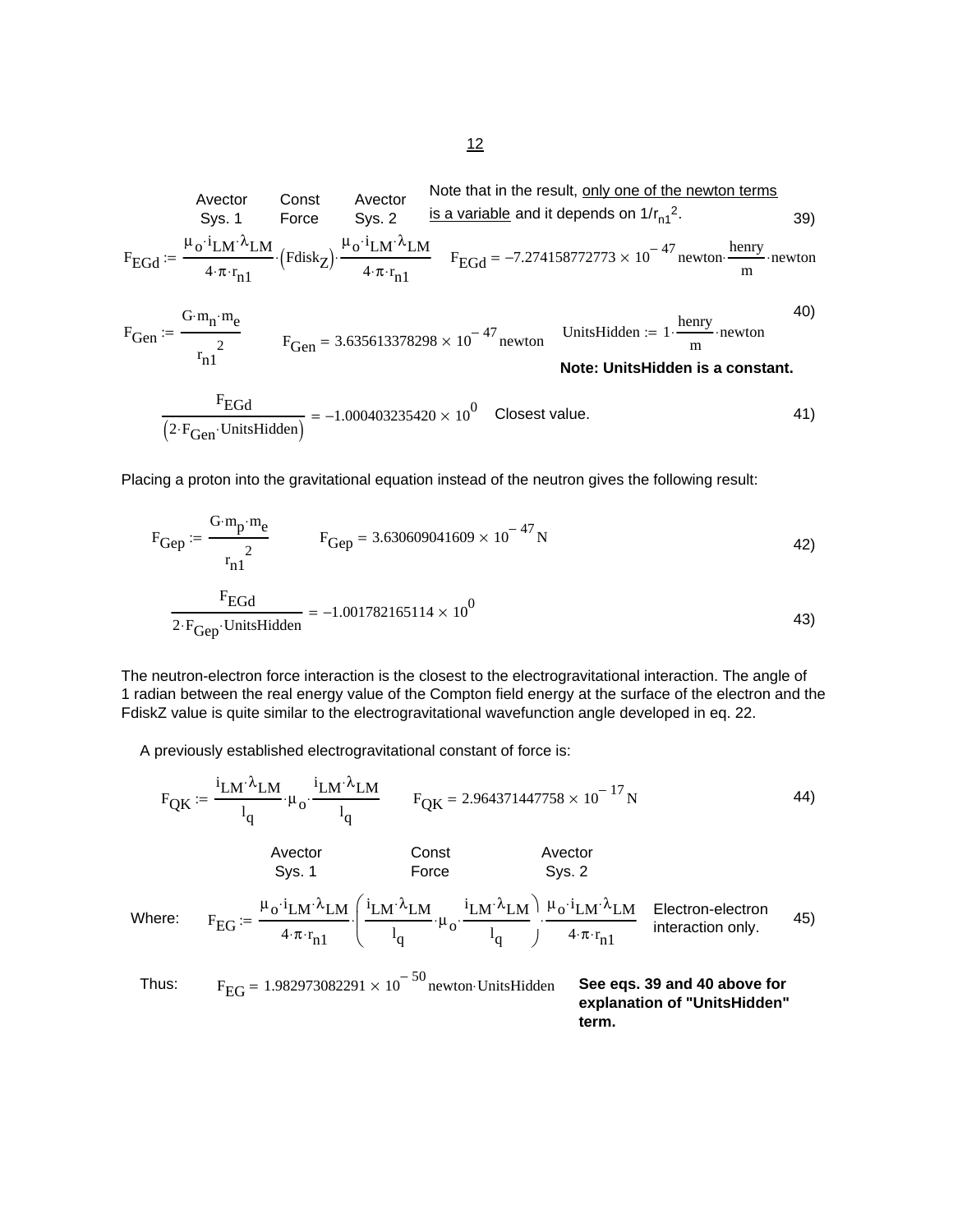Note that in the result, <u>only one of the newton terms is a variable</u> and it depends on $1/r_{n1}^2$.

Avector Sys. 1 &nbsp;&nbsp;&nbsp; Const Force &nbsp;&nbsp;&nbsp; Avector Sys. 2

$$F_{EGd} := \frac{\mu_o \cdot i_{LM} \cdot \lambda_{LM}}{4 \cdot \pi \cdot r_{n1}} \cdot \left(Fdisk_Z\right) \cdot \frac{\mu_o \cdot i_{LM} \cdot \lambda_{LM}}{4 \cdot \pi \cdot r_{n1}} \qquad F_{EGd} = -7.274158772773 \times 10^{-47} \, newton \cdot \frac{henry}{m} \cdot newton \qquad 39)$$

$$F_{Gen} := \frac{G \cdot m_n \cdot m_e}{r_{n1}^{\;2}} \qquad F_{Gen} = 3.635613378298 \times 10^{-47} \, newton \qquad UnitsHidden := 1 \cdot \frac{henry}{m} \cdot newton \qquad 40)$$

**Note: UnitsHidden is a constant.**

$$\frac{F_{EGd}}{\left(2 \cdot F_{Gen} \cdot UnitsHidden\right)} = -1.000403235420 \times 10^{0} \quad \text{Closest value.} \qquad 41)$$

Placing a proton into the gravitational equation instead of the neutron gives the following result:

$$F_{Gep} := \frac{G \cdot m_p \cdot m_e}{r_{n1}^{\;2}} \qquad F_{Gep} = 3.630609041609 \times 10^{-47} \, N \qquad 42)$$

$$\frac{F_{EGd}}{2 \cdot F_{Gep} \cdot UnitsHidden} = -1.001782165114 \times 10^{0} \qquad 43)$$

The neutron-electron force interaction is the closest to the electrogravitational interaction. The angle of 1 radian between the real energy value of the Compton field energy at the surface of the electron and the FdiskZ value is quite similar to the electrogravitational wavefunction angle developed in eq. 22.

A previously established electrogravitational constant of force is:

$$F_{QK} := \frac{i_{LM} \cdot \lambda_{LM}}{l_q} \cdot \mu_o \cdot \frac{i_{LM} \cdot \lambda_{LM}}{l_q} \qquad F_{QK} = 2.964371447758 \times 10^{-17} \, N \qquad 44)$$

Avector Sys. 1 &nbsp;&nbsp;&nbsp; Const Force &nbsp;&nbsp;&nbsp; Avector Sys. 2

Where:

$$F_{EG} := \frac{\mu_o \cdot i_{LM} \cdot \lambda_{LM}}{4 \cdot \pi \cdot r_{n1}} \cdot \left(\frac{i_{LM} \cdot \lambda_{LM}}{l_q} \cdot \mu_o \cdot \frac{i_{LM} \cdot \lambda_{LM}}{l_q}\right) \cdot \frac{\mu_o \cdot i_{LM} \cdot \lambda_{LM}}{4 \cdot \pi \cdot r_{n1}} \qquad 45)$$

Electron-electron interaction only.

Thus:

$$F_{EG} = 1.982973082291 \times 10^{-50} \, newton \cdot UnitsHidden$$

**See eqs. 39 and 40 above for explanation of "UnitsHidden" term.**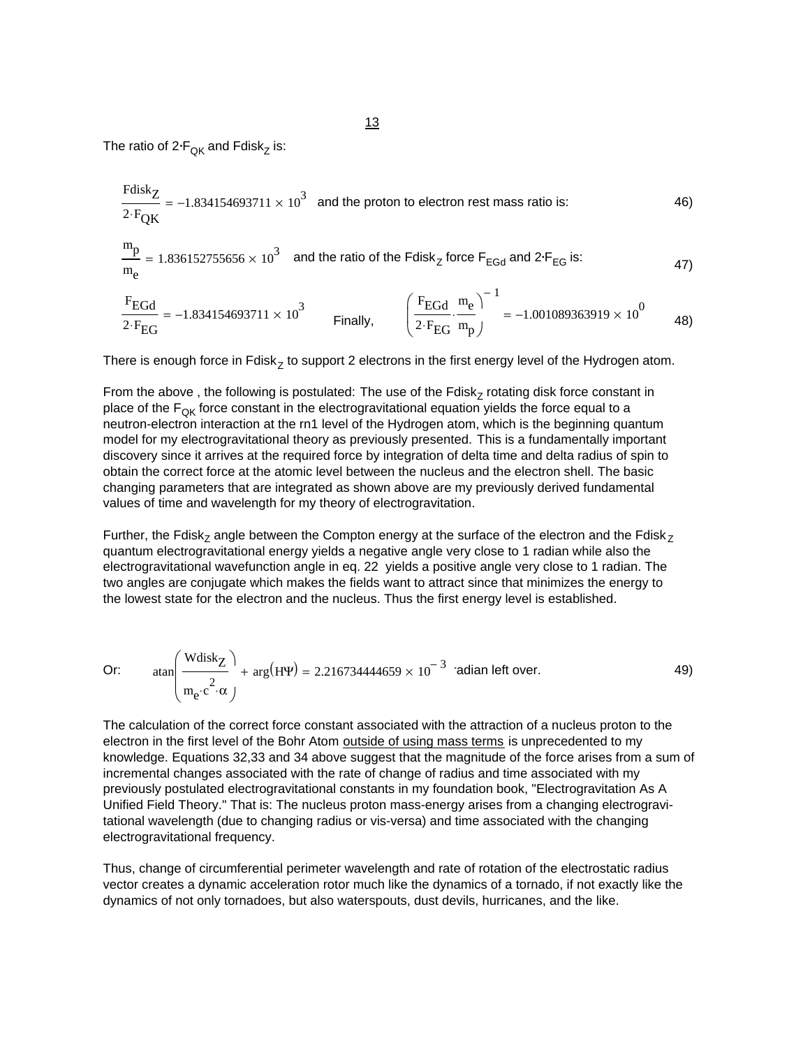The ratio of $2 \cdot F_{QK}$ and $Fdisk_Z$ is:

$$\frac{Fdisk_Z}{2 \cdot F_{QK}} = -1.834154693711 \times 10^{3}$$ and the proton to electron rest mass ratio is: 46)

$$\frac{m_p}{m_e} = 1.836152755656 \times 10^{3}$$ and the ratio of the $Fdisk_Z$ force $F_{EGd}$ and $2 \cdot F_{EG}$ is: 47)

$$\frac{F_{EGd}}{2 \cdot F_{EG}} = -1.834154693711 \times 10^{3} \qquad \text{Finally,} \qquad \left(\frac{F_{EGd}}{2 \cdot F_{EG}} \cdot \frac{m_e}{m_p}\right)^{-1} = -1.001089363919 \times 10^{0} \tag{48}$$

There is enough force in $Fdisk_Z$ to support 2 electrons in the first energy level of the Hydrogen atom.

From the above , the following is postulated: The use of the $Fdisk_Z$ rotating disk force constant in place of the $F_{QK}$ force constant in the electrogravitational equation yields the force equal to a neutron-electron interaction at the rn1 level of the Hydrogen atom, which is the beginning quantum model for my electrogravitational theory as previously presented. This is a fundamentally important discovery since it arrives at the required force by integration of delta time and delta radius of spin to obtain the correct force at the atomic level between the nucleus and the electron shell. The basic changing parameters that are integrated as shown above are my previously derived fundamental values of time and wavelength for my theory of electrogravitation.

Further, the $Fdisk_Z$ angle between the Compton energy at the surface of the electron and the $Fdisk_Z$ quantum electrogravitational energy yields a negative angle very close to 1 radian while also the electrogravitational wavefunction angle in eq. 22 yields a positive angle very close to 1 radian. The two angles are conjugate which makes the fields want to attract since that minimizes the energy to the lowest state for the electron and the nucleus. Thus the first energy level is established.

Or: $$\operatorname{atan}\left(\frac{Wdisk_Z}{m_e \cdot c^2 \cdot \alpha}\right) + \arg(H\Psi) = 2.216734444659 \times 10^{-3}$$ radian left over. 49)

The calculation of the correct force constant associated with the attraction of a nucleus proton to the electron in the first level of the Bohr Atom outside of using mass terms is unprecedented to my knowledge. Equations 32,33 and 34 above suggest that the magnitude of the force arises from a sum of incremental changes associated with the rate of change of radius and time associated with my previously postulated electrogravitational constants in my foundation book, "Electrogravitation As A Unified Field Theory." That is: The nucleus proton mass-energy arises from a changing electrogravitational wavelength (due to changing radius or vis-versa) and time associated with the changing electrogravitational frequency.

Thus, change of circumferential perimeter wavelength and rate of rotation of the electrostatic radius vector creates a dynamic acceleration rotor much like the dynamics of a tornado, if not exactly like the dynamics of not only tornadoes, but also waterspouts, dust devils, hurricanes, and the like.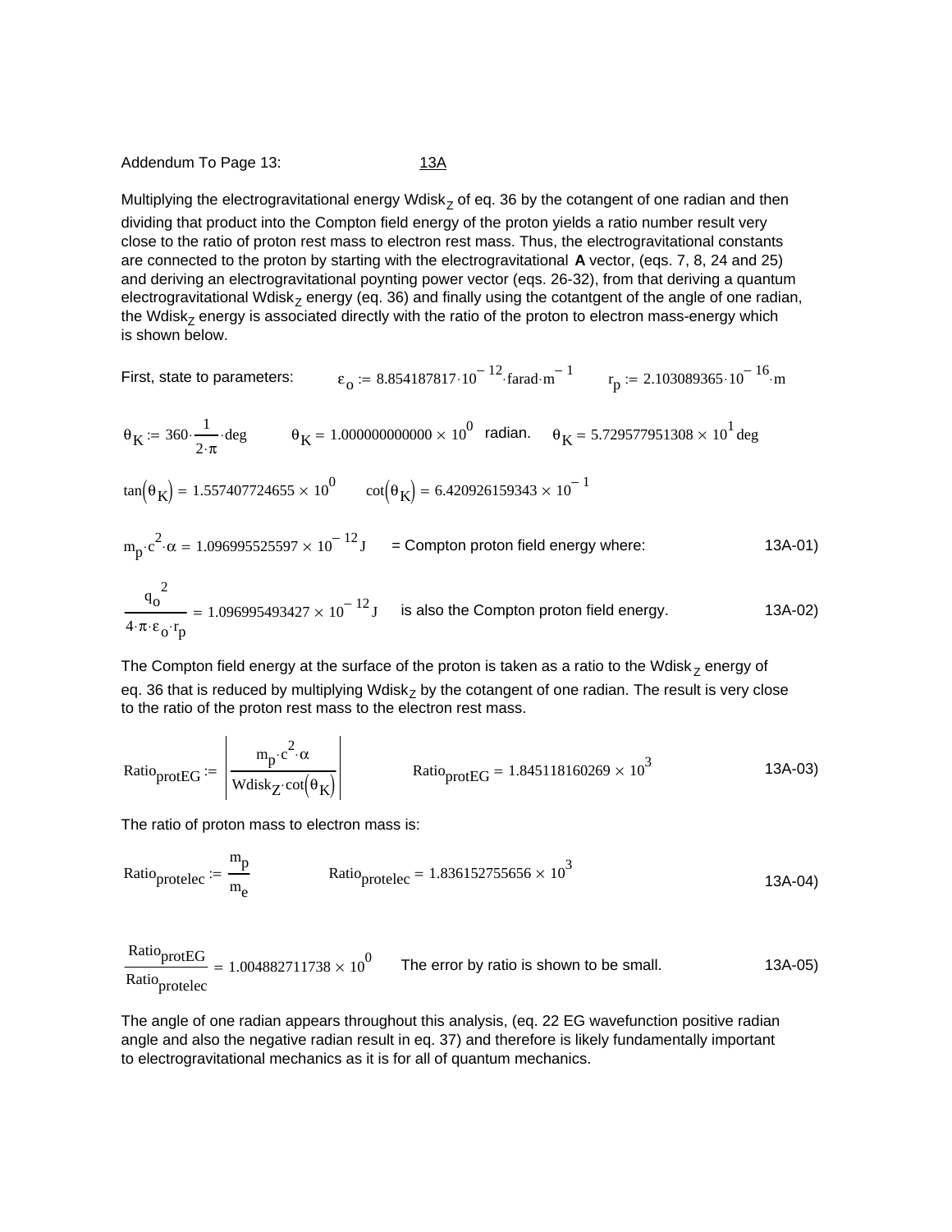Addendum To Page 13: 13A

Multiplying the electrogravitational energy $Wdisk_Z$ of eq. 36 by the cotangent of one radian and then dividing that product into the Compton field energy of the proton yields a ratio number result very close to the ratio of proton rest mass to electron rest mass. Thus, the electrogravitational constants are connected to the proton by starting with the electrogravitational **A** vector, (eqs. 7, 8, 24 and 25) and deriving an electrogravitational poynting power vector (eqs. 26-32), from that deriving a quantum electrogravitational $Wdisk_Z$ energy (eq. 36) and finally using the cotantgent of the angle of one radian, the $Wdisk_Z$ energy is associated directly with the ratio of the proton to electron mass-energy which is shown below.

First, state to parameters: $\varepsilon_o := 8.854187817 \cdot 10^{-12} \cdot \text{farad} \cdot \text{m}^{-1}$ $\quad r_p := 2.103089365 \cdot 10^{-16} \cdot \text{m}$

$\theta_K := 360 \cdot \frac{1}{2 \cdot \pi} \cdot \text{deg}$ $\quad \theta_K = 1.000000000000 \times 10^{0}$ radian. $\quad \theta_K = 5.729577951308 \times 10^{1}\,\text{deg}$

$\tan(\theta_K) = 1.557407724655 \times 10^{0}$ $\quad \cot(\theta_K) = 6.420926159343 \times 10^{-1}$

$m_p \cdot c^2 \cdot \alpha = 1.096995525597 \times 10^{-12}\,\text{J}$ = Compton proton field energy where: 13A-01)

$\frac{q_o^{\,2}}{4 \cdot \pi \cdot \varepsilon_o \cdot r_p} = 1.096995493427 \times 10^{-12}\,\text{J}$ is also the Compton proton field energy. 13A-02)

The Compton field energy at the surface of the proton is taken as a ratio to the $Wdisk_Z$ energy of eq. 36 that is reduced by multiplying $Wdisk_Z$ by the cotangent of one radian. The result is very close to the ratio of the proton rest mass to the electron rest mass.

$Ratio_{protEG} := \left| \frac{m_p \cdot c^2 \cdot \alpha}{Wdisk_Z \cdot \cot(\theta_K)} \right|$ $\quad Ratio_{protEG} = 1.845118160269 \times 10^{3}$ 13A-03)

The ratio of proton mass to electron mass is:

$Ratio_{protelec} := \frac{m_p}{m_e}$ $\quad Ratio_{protelec} = 1.836152755656 \times 10^{3}$ 13A-04)

$\frac{Ratio_{protEG}}{Ratio_{protelec}} = 1.004882711738 \times 10^{0}$ The error by ratio is shown to be small. 13A-05)

The angle of one radian appears throughout this analysis, (eq. 22 EG wavefunction positive radian angle and also the negative radian result in eq. 37) and therefore is likely fundamentally important to electrogravitational mechanics as it is for all of quantum mechanics.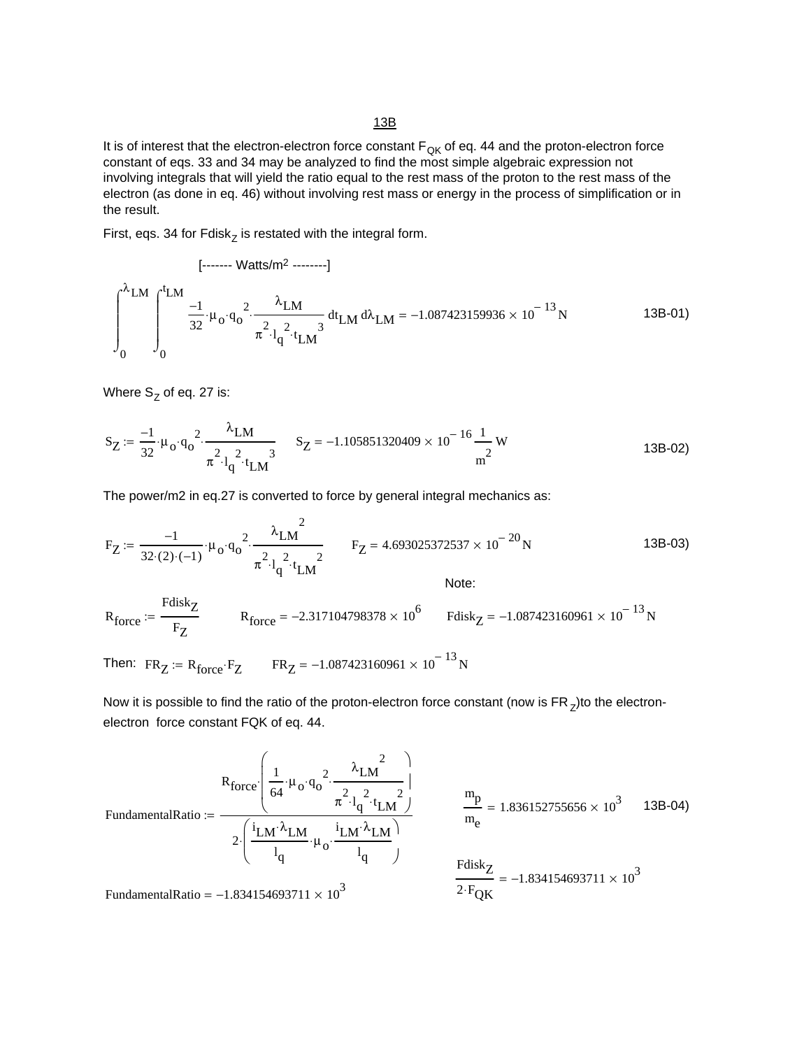13B

It is of interest that the electron-electron force constant $F_{QK}$ of eq. 44 and the proton-electron force constant of eqs. 33 and 34 may be analyzed to find the most simple algebraic expression not involving integrals that will yield the ratio equal to the rest mass of the proton to the rest mass of the electron (as done in eq. 46) without involving rest mass or energy in the process of simplification or in the result.

First, eqs. 34 for $Fdisk_Z$ is restated with the integral form.

[------- Watts/m2 --------]

$$\int_0^{\lambda_{LM}} \int_0^{t_{LM}} \frac{-1}{32} \cdot \mu_o \cdot q_o^2 \cdot \frac{\lambda_{LM}}{\pi^2 \cdot l_q^2 \cdot t_{LM}^3} \, dt_{LM} \, d\lambda_{LM} = -1.087423159936 \times 10^{-13} \, N \qquad \text{13B-01)}$$

Where $S_Z$ of eq. 27 is:

$$S_Z := \frac{-1}{32} \cdot \mu_o \cdot q_o^2 \cdot \frac{\lambda_{LM}}{\pi^2 \cdot l_q^2 \cdot t_{LM}^3} \qquad S_Z = -1.105851320409 \times 10^{-16} \frac{1}{m^2} W \qquad \text{13B-02)}$$

The power/m2 in eq.27 is converted to force by general integral mechanics as:

$$F_Z := \frac{-1}{32 \cdot (2) \cdot (-1)} \cdot \mu_o \cdot q_o^2 \cdot \frac{\lambda_{LM}^2}{\pi^2 \cdot l_q^2 \cdot t_{LM}^2} \qquad F_Z = 4.693025372537 \times 10^{-20} \, N \qquad \text{13B-03)}$$

Note:

$$R_{force} := \frac{Fdisk_Z}{F_Z} \qquad R_{force} = -2.317104798378 \times 10^6 \qquad Fdisk_Z = -1.087423160961 \times 10^{-13} \, N$$

Then: $FR_Z := R_{force} \cdot F_Z \qquad FR_Z = -1.087423160961 \times 10^{-13} \, N$

Now it is possible to find the ratio of the proton-electron force constant (now is $FR_Z$)to the electron-electron force constant FQK of eq. 44.

$$FundamentalRatio := \frac{R_{force} \cdot \left( \frac{1}{64} \cdot \mu_o \cdot q_o^2 \cdot \frac{\lambda_{LM}^2}{\pi^2 \cdot l_q^2 \cdot t_{LM}^2} \right)}{2 \cdot \left( \frac{i_{LM} \cdot \lambda_{LM}}{l_q} \cdot \mu_o \cdot \frac{i_{LM} \cdot \lambda_{LM}}{l_q} \right)} \qquad \frac{m_p}{m_e} = 1.836152755656 \times 10^3 \qquad \text{13B-04)}$$

$$FundamentalRatio = -1.834154693711 \times 10^3 \qquad \frac{Fdisk_Z}{2 \cdot F_{QK}} = -1.834154693711 \times 10^3$$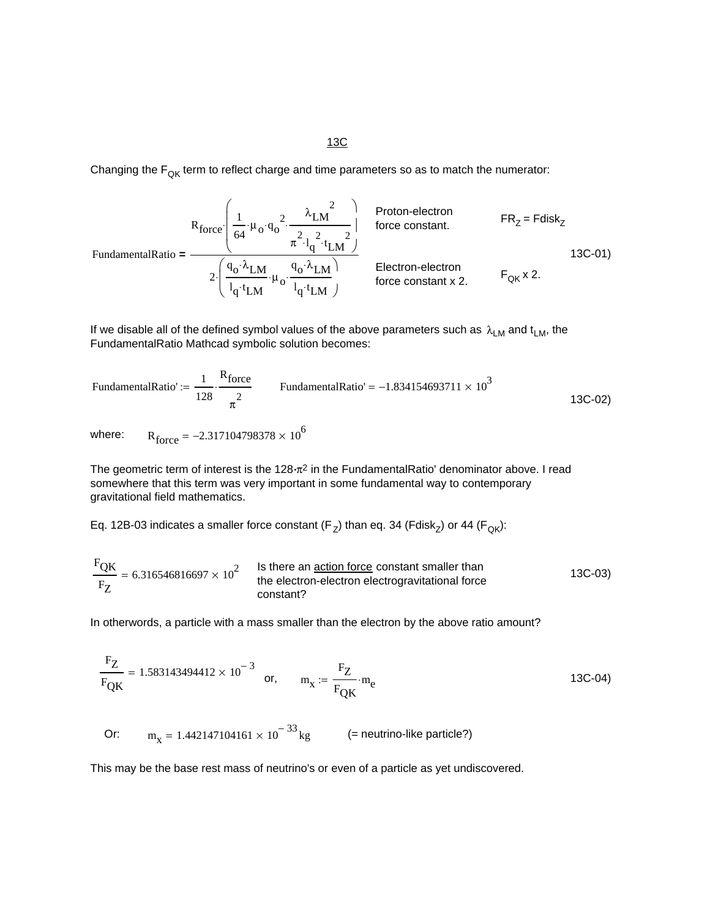<u>13C</u>

Changing the $F_{QK}$ term to reflect charge and time parameters so as to match the numerator:

$$\text{FundamentalRatio} = \frac{R_{force} \cdot \left( \frac{1}{64} \cdot \mu_o \cdot q_o^{\,2} \cdot \frac{\lambda_{LM}^{\,2}}{\pi^2 \cdot l_q^{\,2} \cdot t_{LM}^{\,2}} \right)}{2 \cdot \left( \frac{q_o \cdot \lambda_{LM}}{l_q \cdot t_{LM}} \cdot \mu_o \cdot \frac{q_o \cdot \lambda_{LM}}{l_q \cdot t_{LM}} \right)} \qquad \text{13C-01)}$$

Numerator: Proton-electron force constant. $FR_Z = Fdisk_Z$

Denominator: Electron-electron force constant x 2. $F_{QK}$ x 2.

If we disable all of the defined symbol values of the above parameters such as $\lambda_{LM}$ and $t_{LM}$, the FundamentalRatio Mathcad symbolic solution becomes:

$$\text{FundamentalRatio}' := \frac{1}{128} \cdot \frac{R_{force}}{\pi^2} \qquad \text{FundamentalRatio}' = -1.834154693711 \times 10^{3} \qquad \text{13C-02)}$$

where: $R_{force} = -2.317104798378 \times 10^{6}$

The geometric term of interest is the $128 \cdot \pi^2$ in the FundamentalRatio' denominator above. I read somewhere that this term was very important in some fundamental way to contemporary gravitational field mathematics.

Eq. 12B-03 indicates a smaller force constant ($F_Z$) than eq. 34 ($Fdisk_Z$) or 44 ($F_{QK}$):

$$\frac{F_{QK}}{F_Z} = 6.316546816697 \times 10^{2} \qquad \text{13C-03)}$$

Is there an <u>action force</u> constant smaller than the electron-electron electrogravitational force constant?

In otherwords, a particle with a mass smaller than the electron by the above ratio amount?

$$\frac{F_Z}{F_{QK}} = 1.583143494412 \times 10^{-3} \quad \text{or,} \quad m_x := \frac{F_Z}{F_{QK}} \cdot m_e \qquad \text{13C-04)}$$

Or: $m_x = 1.442147104161 \times 10^{-33}\,\text{kg}$ (= neutrino-like particle?)

This may be the base rest mass of neutrino's or even of a particle as yet undiscovered.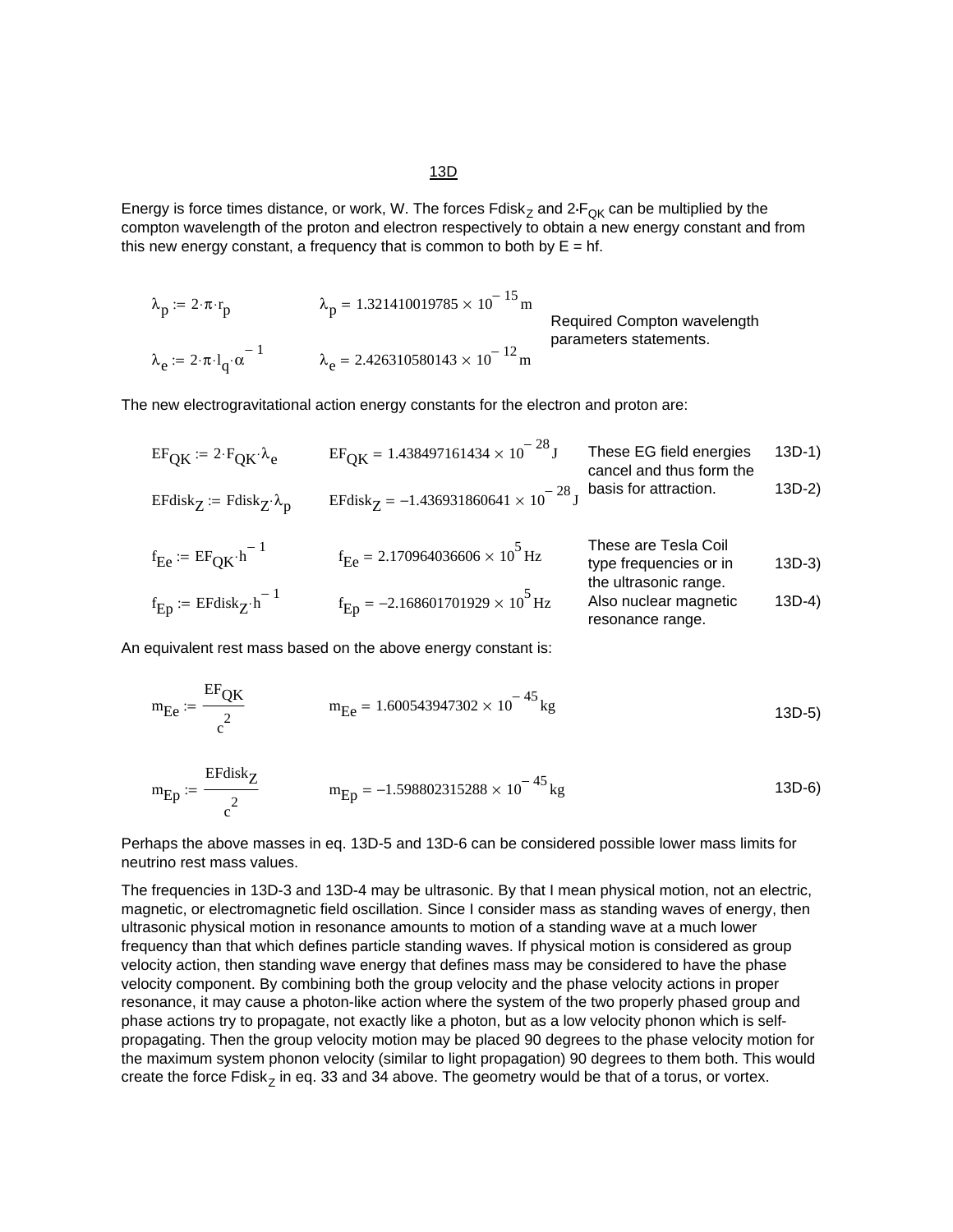<u>13D</u>

Energy is force times distance, or work, W. The forces $Fdisk_Z$ and $2 \cdot F_{QK}$ can be multiplied by the compton wavelength of the proton and electron respectively to obtain a new energy constant and from this new energy constant, a frequency that is common to both by E = hf.

$$\lambda_p := 2 \cdot \pi \cdot r_p \qquad \lambda_p = 1.321410019785 \times 10^{-15}\,\text{m}$$

$$\lambda_e := 2 \cdot \pi \cdot l_q \cdot \alpha^{-1} \qquad \lambda_e = 2.426310580143 \times 10^{-12}\,\text{m}$$

Required Compton wavelength parameters statements.

The new electrogravitational action energy constants for the electron and proton are:

$$EF_{QK} := 2 \cdot F_{QK} \cdot \lambda_e \qquad EF_{QK} = 1.438497161434 \times 10^{-28}\,\text{J} \qquad \text{13D-1)}$$

$$EFdisk_Z := Fdisk_Z \cdot \lambda_p \qquad EFdisk_Z = -1.436931860641 \times 10^{-28}\,\text{J} \qquad \text{13D-2)}$$

These EG field energies cancel and thus form the basis for attraction.

$$f_{Ee} := EF_{QK} \cdot h^{-1} \qquad f_{Ee} = 2.170964036606 \times 10^{5}\,\text{Hz} \qquad \text{13D-3)}$$

$$f_{Ep} := EFdisk_Z \cdot h^{-1} \qquad f_{Ep} = -2.168601701929 \times 10^{5}\,\text{Hz} \qquad \text{13D-4)}$$

These are Tesla Coil type frequencies or in the ultrasonic range. Also nuclear magnetic resonance range.

An equivalent rest mass based on the above energy constant is:

$$m_{Ee} := \frac{EF_{QK}}{c^2} \qquad m_{Ee} = 1.600543947302 \times 10^{-45}\,\text{kg} \qquad \text{13D-5)}$$

$$m_{Ep} := \frac{EFdisk_Z}{c^2} \qquad m_{Ep} = -1.598802315288 \times 10^{-45}\,\text{kg} \qquad \text{13D-6)}$$

Perhaps the above masses in eq. 13D-5 and 13D-6 can be considered possible lower mass limits for neutrino rest mass values.

The frequencies in 13D-3 and 13D-4 may be ultrasonic. By that I mean physical motion, not an electric, magnetic, or electromagnetic field oscillation. Since I consider mass as standing waves of energy, then ultrasonic physical motion in resonance amounts to motion of a standing wave at a much lower frequency than that which defines particle standing waves. If physical motion is considered as group velocity action, then standing wave energy that defines mass may be considered to have the phase velocity component. By combining both the group velocity and the phase velocity actions in proper resonance, it may cause a photon-like action where the system of the two properly phased group and phase actions try to propagate, not exactly like a photon, but as a low velocity phonon which is self-propagating. Then the group velocity motion may be placed 90 degrees to the phase velocity motion for the maximum system phonon velocity (similar to light propagation) 90 degrees to them both. This would create the force $Fdisk_Z$ in eq. 33 and 34 above. The geometry would be that of a torus, or vortex.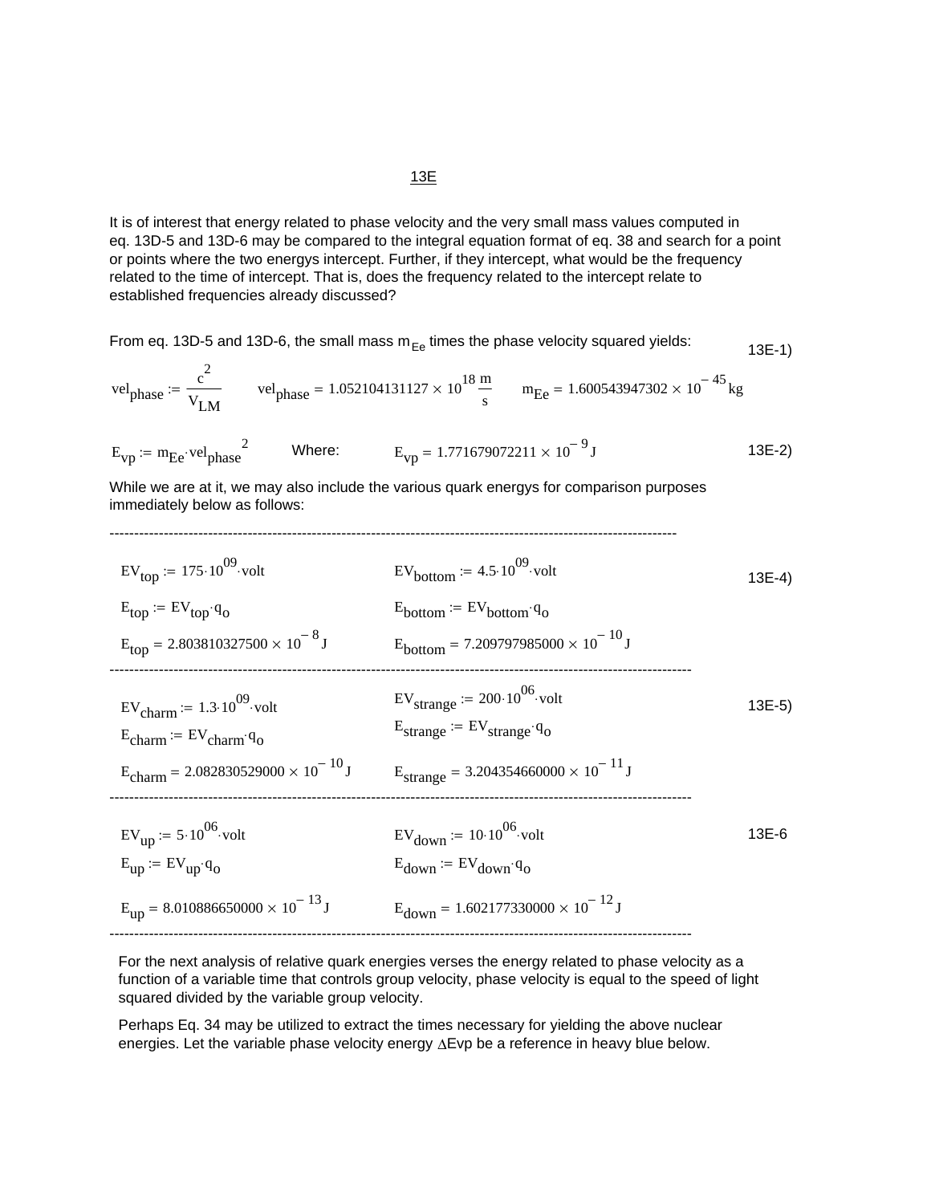<u>13E</u>

It is of interest that energy related to phase velocity and the very small mass values computed in eq. 13D-5 and 13D-6 may be compared to the integral equation format of eq. 38 and search for a point or points where the two energys intercept. Further, if they intercept, what would be the frequency related to the time of intercept. That is, does the frequency related to the intercept relate to established frequencies already discussed?

From eq. 13D-5 and 13D-6, the small mass $m_{Ee}$ times the phase velocity squared yields: 13E-1)

$$vel_{phase} := \frac{c^2}{V_{LM}} \qquad vel_{phase} = 1.052104131127 \times 10^{18}\,\frac{m}{s} \qquad m_{Ee} = 1.600543947302 \times 10^{-45}\,kg$$

$$E_{vp} := m_{Ee} \cdot vel_{phase}^{\;2} \qquad \text{Where:} \qquad E_{vp} = 1.771679072211 \times 10^{-9}\,J \qquad \text{13E-2)}$$

While we are at it, we may also include the various quark energys for comparison purposes immediately below as follows:

---

$$EV_{top} := 175 \cdot 10^{09} \cdot volt \qquad EV_{bottom} := 4.5 \cdot 10^{09} \cdot volt \qquad \text{13E-4)}$$

$$E_{top} := EV_{top} \cdot q_o \qquad E_{bottom} := EV_{bottom} \cdot q_o$$

$$E_{top} = 2.803810327500 \times 10^{-8}\,J \qquad E_{bottom} = 7.209797985000 \times 10^{-10}\,J$$

---

$$EV_{charm} := 1.3 \cdot 10^{09} \cdot volt \qquad EV_{strange} := 200 \cdot 10^{06} \cdot volt \qquad \text{13E-5)}$$

$$E_{charm} := EV_{charm} \cdot q_o \qquad E_{strange} := EV_{strange} \cdot q_o$$

$$E_{charm} = 2.082830529000 \times 10^{-10}\,J \qquad E_{strange} = 3.204354660000 \times 10^{-11}\,J$$

---

$$EV_{up} := 5 \cdot 10^{06} \cdot volt \qquad EV_{down} := 10 \cdot 10^{06} \cdot volt \qquad \text{13E-6}$$

$$E_{up} := EV_{up} \cdot q_o \qquad E_{down} := EV_{down} \cdot q_o$$

$$E_{up} = 8.010886650000 \times 10^{-13}\,J \qquad E_{down} = 1.602177330000 \times 10^{-12}\,J$$

---

For the next analysis of relative quark energies verses the energy related to phase velocity as a function of a variable time that controls group velocity, phase velocity is equal to the speed of light squared divided by the variable group velocity.

Perhaps Eq. 34 may be utilized to extract the times necessary for yielding the above nuclear energies. Let the variable phase velocity energy $\Delta$Evp be a reference in heavy blue below.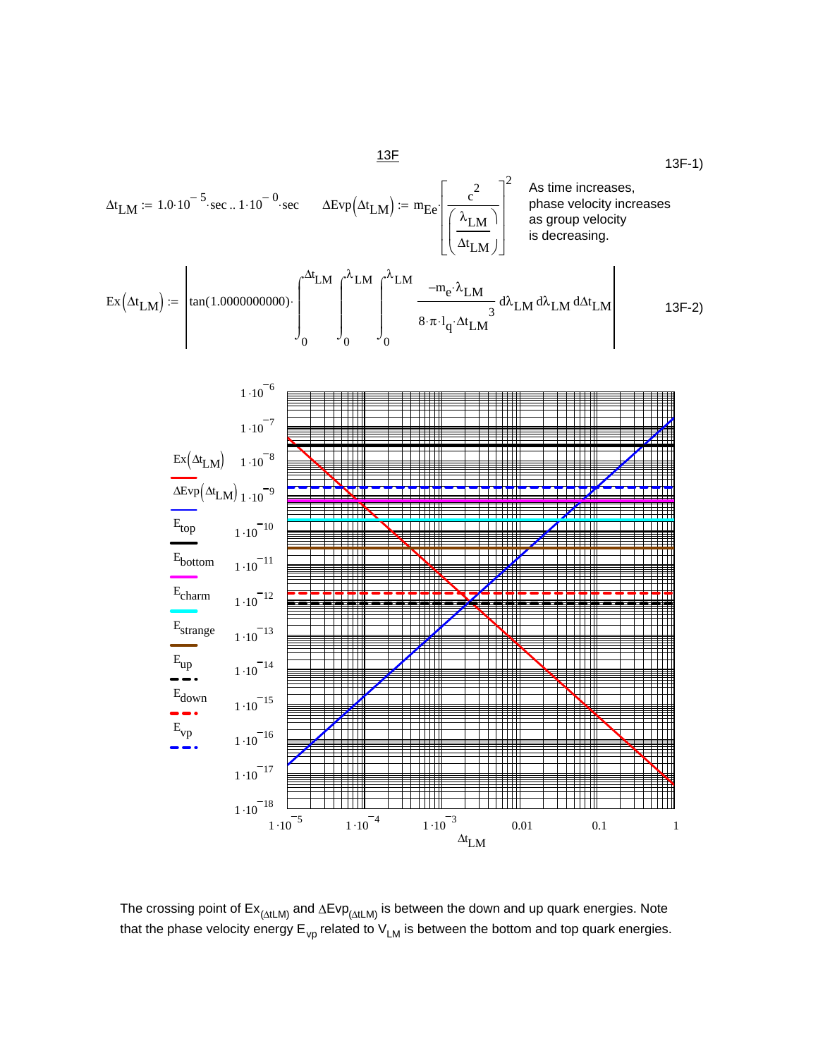# 13F

13F-1)

$$\Delta t_{LM} := 1.0 \cdot 10^{-5} \cdot sec \,..\, 1 \cdot 10^{-0} \cdot sec \qquad \Delta Evp\left(\Delta t_{LM}\right) := m_{Ee} \cdot \left[ \frac{c^2}{\left( \frac{\lambda_{LM}}{\Delta t_{LM}} \right)} \right]^2$$

As time increases, phase velocity increases as group velocity is decreasing.

13F-2)

$$Ex\left(\Delta t_{LM}\right) := \left| \tan(1.0000000000) \cdot \int_0^{\Delta t_{LM}} \int_0^{\lambda_{LM}} \int_0^{\lambda_{LM}} \frac{-m_e \cdot \lambda_{LM}}{8 \cdot \pi \cdot l_q \cdot \Delta t_{LM}^{\;3}} \, d\lambda_{LM} \, d\lambda_{LM} \, d\Delta t_{LM} \right|$$

The crossing point of $Ex_{(\Delta tLM)}$ and $\Delta Evp_{(\Delta tLM)}$ is between the down and up quark energies. Note that the phase velocity energy $E_{vp}$ related to $V_{LM}$ is between the bottom and top quark energies.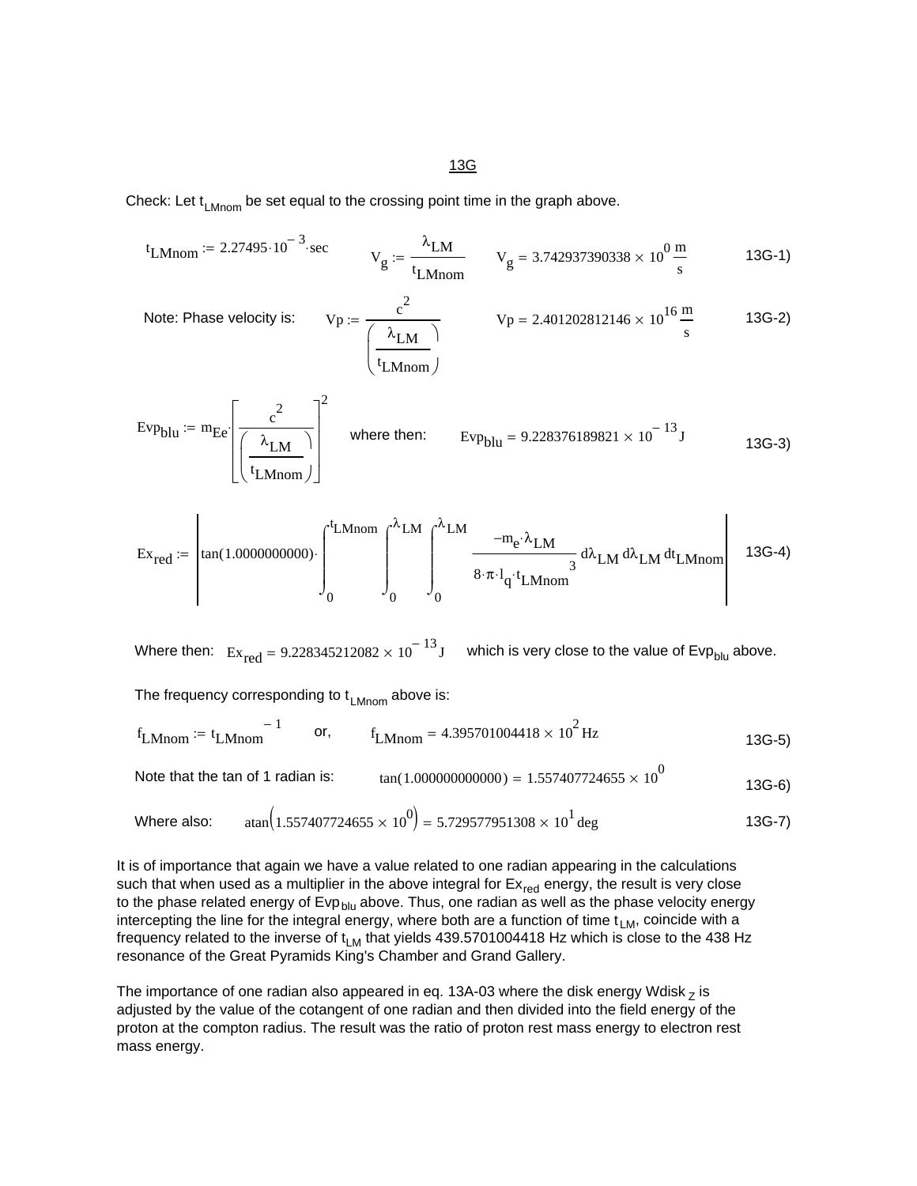## 13G

Check: Let $t_{LMnom}$ be set equal to the crossing point time in the graph above.

$$t_{LMnom} := 2.27495 \cdot 10^{-3} \cdot sec \qquad V_g := \frac{\lambda_{LM}}{t_{LMnom}} \qquad V_g = 3.742937390338 \times 10^{0} \frac{m}{s} \qquad \text{13G-1)}$$

Note: Phase velocity is:

$$Vp := \frac{c^2}{\left(\frac{\lambda_{LM}}{t_{LMnom}}\right)} \qquad Vp = 2.401202812146 \times 10^{16} \frac{m}{s} \qquad \text{13G-2)}$$

$$Evp_{blu} := m_{Ee} \cdot \left[\frac{c^2}{\left(\frac{\lambda_{LM}}{t_{LMnom}}\right)}\right]^2 \qquad \text{where then:} \qquad Evp_{blu} = 9.228376189821 \times 10^{-13} J \qquad \text{13G-3)}$$

$$Ex_{red} := \left| \tan(1.0000000000) \cdot \int_0^{t_{LMnom}} \int_0^{\lambda_{LM}} \int_0^{\lambda_{LM}} \frac{-m_e \cdot \lambda_{LM}}{8 \cdot \pi \cdot l_q \cdot t_{LMnom}^{\ 3}} \, d\lambda_{LM} \, d\lambda_{LM} \, dt_{LMnom} \right| \qquad \text{13G-4)}$$

Where then: $Ex_{red} = 9.228345212082 \times 10^{-13} J$ which is very close to the value of $Evp_{blu}$ above.

The frequency corresponding to $t_{LMnom}$ above is:

$$f_{LMnom} := t_{LMnom}^{\ -1} \qquad \text{or,} \qquad f_{LMnom} = 4.395701004418 \times 10^{2} Hz \qquad \text{13G-5)}$$

Note that the tan of 1 radian is: $\tan(1.000000000000) = 1.557407724655 \times 10^{0}$ 13G-6)

Where also: $\text{atan}\left(1.557407724655 \times 10^{0}\right) = 5.729577951308 \times 10^{1} deg$ 13G-7)

It is of importance that again we have a value related to one radian appearing in the calculations such that when used as a multiplier in the above integral for $Ex_{red}$ energy, the result is very close to the phase related energy of $Evp_{blu}$ above. Thus, one radian as well as the phase velocity energy intercepting the line for the integral energy, where both are a function of time $t_{LM}$, coincide with a frequency related to the inverse of $t_{LM}$ that yields 439.5701004418 Hz which is close to the 438 Hz resonance of the Great Pyramids King's Chamber and Grand Gallery.

The importance of one radian also appeared in eq. 13A-03 where the disk energy $Wdisk_Z$ is adjusted by the value of the cotangent of one radian and then divided into the field energy of the proton at the compton radius. The result was the ratio of proton rest mass energy to electron rest mass energy.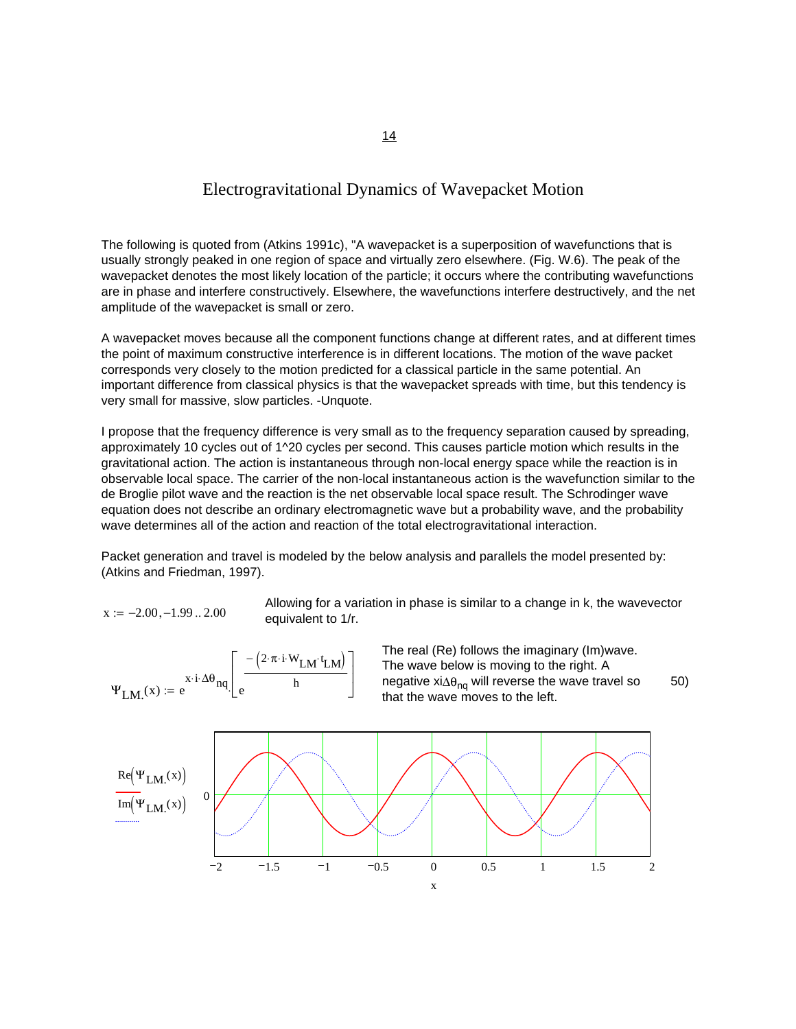# Electrogravitational Dynamics of Wavepacket Motion

The following is quoted from (Atkins 1991c), "A wavepacket is a superposition of wavefunctions that is usually strongly peaked in one region of space and virtually zero elsewhere. (Fig. W.6). The peak of the wavepacket denotes the most likely location of the particle; it occurs where the contributing wavefunctions are in phase and interfere constructively. Elsewhere, the wavefunctions interfere destructively, and the net amplitude of the wavepacket is small or zero.

A wavepacket moves because all the component functions change at different rates, and at different times the point of maximum constructive interference is in different locations. The motion of the wave packet corresponds very closely to the motion predicted for a classical particle in the same potential. An important difference from classical physics is that the wavepacket spreads with time, but this tendency is very small for massive, slow particles. -Unquote.

I propose that the frequency difference is very small as to the frequency separation caused by spreading, approximately 10 cycles out of 1^20 cycles per second. This causes particle motion which results in the gravitational action. The action is instantaneous through non-local energy space while the reaction is in observable local space. The carrier of the non-local instantaneous action is the wavefunction similar to the de Broglie pilot wave and the reaction is the net observable local space result. The Schrodinger wave equation does not describe an ordinary electromagnetic wave but a probability wave, and the probability wave determines all of the action and reaction of the total electrogravitational interaction.

Packet generation and travel is modeled by the below analysis and parallels the model presented by: (Atkins and Friedman, 1997).

$x := -2.00, -1.99 .. 2.00$

Allowing for a variation in phase is similar to a change in k, the wavevector equivalent to 1/r.

$$\Psi_{LM.}(x) := e^{x \cdot i \cdot \Delta\theta_{nq}} \cdot \left[ e^{\frac{-(2 \cdot \pi \cdot i \cdot W_{LM} \cdot t_{LM})}{h}} \right] \qquad 50)$$

The real (Re) follows the imaginary (Im)wave. The wave below is moving to the right. A negative $xi\Delta\theta_{nq}$ will reverse the wave travel so that the wave moves to the left.

$\mathrm{Re}(\Psi_{LM.}(x))$, $\mathrm{Im}(\Psi_{LM.}(x))$ plotted against $x$ from −2 to 2.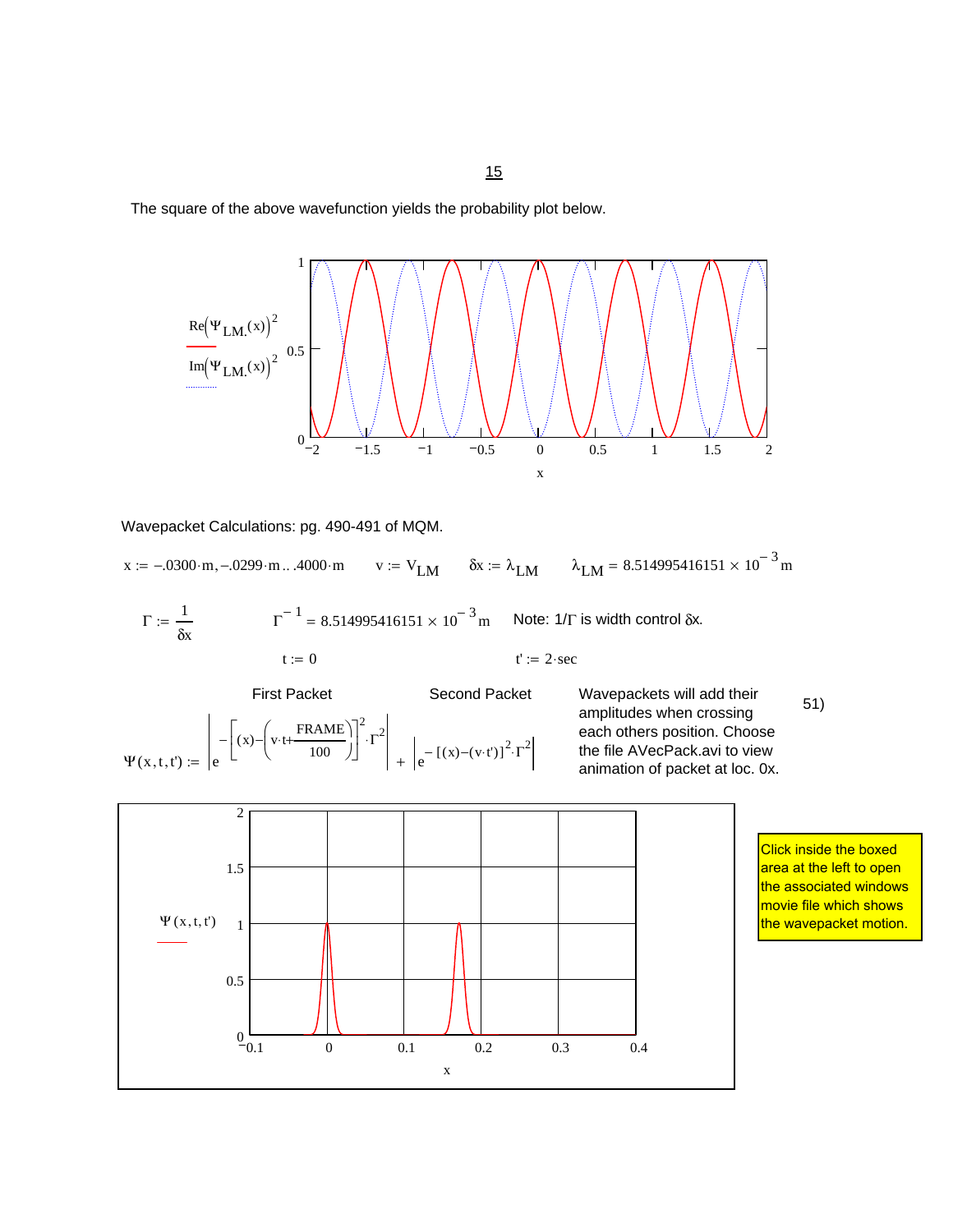The square of the above wavefunction yields the probability plot below.

Wavepacket Calculations: pg. 490-491 of MQM.

$x := -.0300 \cdot m, -.0299 \cdot m .. .4000 \cdot m \qquad v := V_{LM} \qquad \delta x := \lambda_{LM} \qquad \lambda_{LM} = 8.514995416151 \times 10^{-3} m$

$\Gamma := \dfrac{1}{\delta x} \qquad \Gamma^{-1} = 8.514995416151 \times 10^{-3} m$ Note: $1/\Gamma$ is width control $\delta x$.

$t := 0 \qquad t' := 2 \cdot sec$

First Packet — Second Packet

$$\Psi(x,t,t') := \left| e^{-\left[(x) - \left(v \cdot t + \frac{FRAME}{100}\right)\right]^2 \cdot \Gamma^2} \right| + \left| e^{-[(x)-(v \cdot t')]^2 \cdot \Gamma^2} \right|$$

Wavepackets will add their amplitudes when crossing each others position. Choose the file AVecPack.avi to view animation of packet at loc. 0x.

51)

Click inside the boxed area at the left to open the associated windows movie file which shows the wavepacket motion.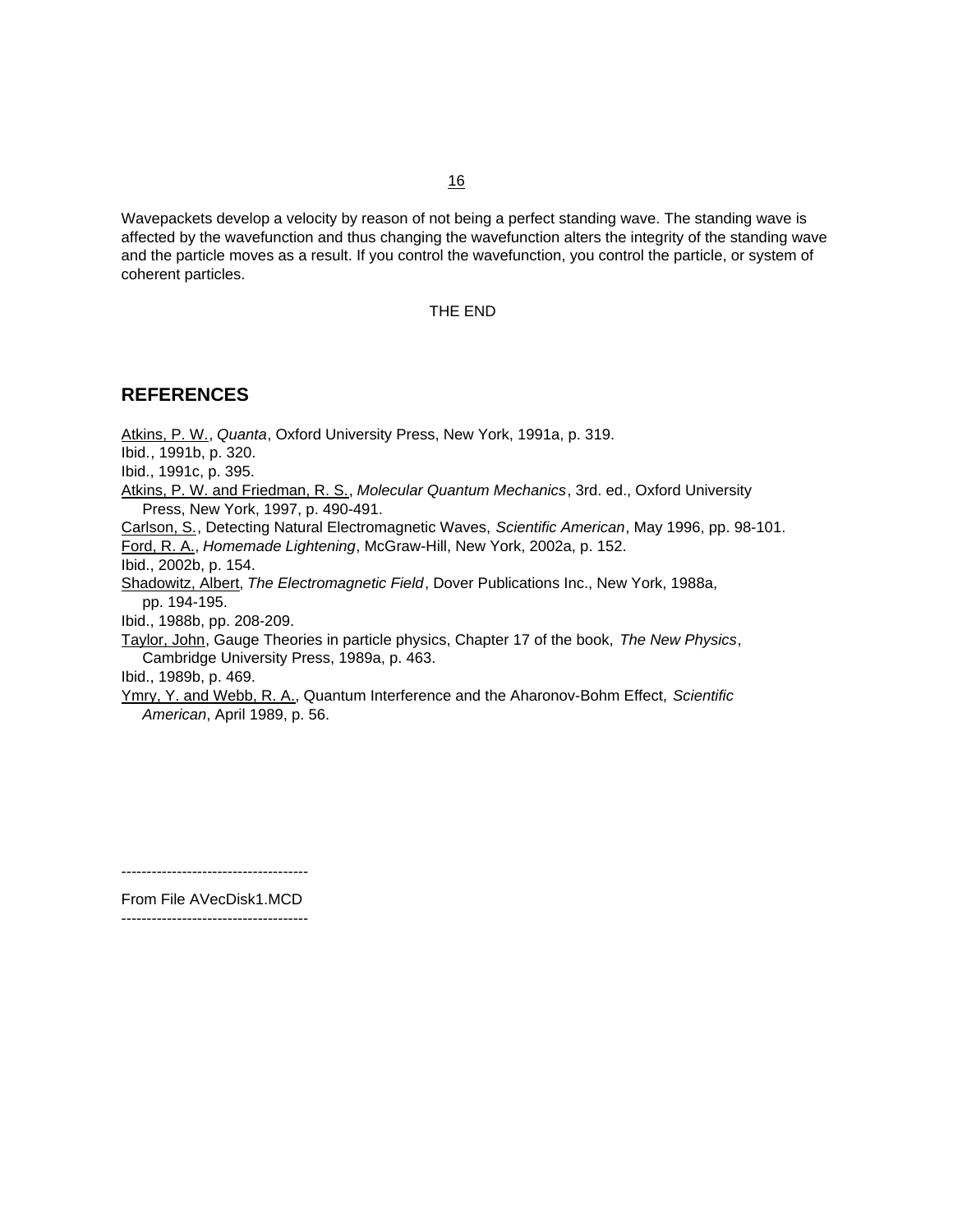Wavepackets develop a velocity by reason of not being a perfect standing wave. The standing wave is affected by the wavefunction and thus changing the wavefunction alters the integrity of the standing wave and the particle moves as a result. If you control the wavefunction, you control the particle, or system of coherent particles.

THE END

## REFERENCES

Atkins, P. W., *Quanta*, Oxford University Press, New York, 1991a, p. 319.
Ibid., 1991b, p. 320.
Ibid., 1991c, p. 395.
Atkins, P. W. and Friedman, R. S., *Molecular Quantum Mechanics*, 3rd. ed., Oxford University Press, New York, 1997, p. 490-491.
Carlson, S., Detecting Natural Electromagnetic Waves, *Scientific American*, May 1996, pp. 98-101.
Ford, R. A., *Homemade Lightening*, McGraw-Hill, New York, 2002a, p. 152.
Ibid., 2002b, p. 154.
Shadowitz, Albert, *The Electromagnetic Field*, Dover Publications Inc., New York, 1988a, pp. 194-195.
Ibid., 1988b, pp. 208-209.
Taylor, John, Gauge Theories in particle physics, Chapter 17 of the book, *The New Physics*, Cambridge University Press, 1989a, p. 463.
Ibid., 1989b, p. 469.
Ymry, Y. and Webb, R. A., Quantum Interference and the Aharonov-Bohm Effect, *Scientific American*, April 1989, p. 56.

-------------------------------------

From File AVecDisk1.MCD

-------------------------------------